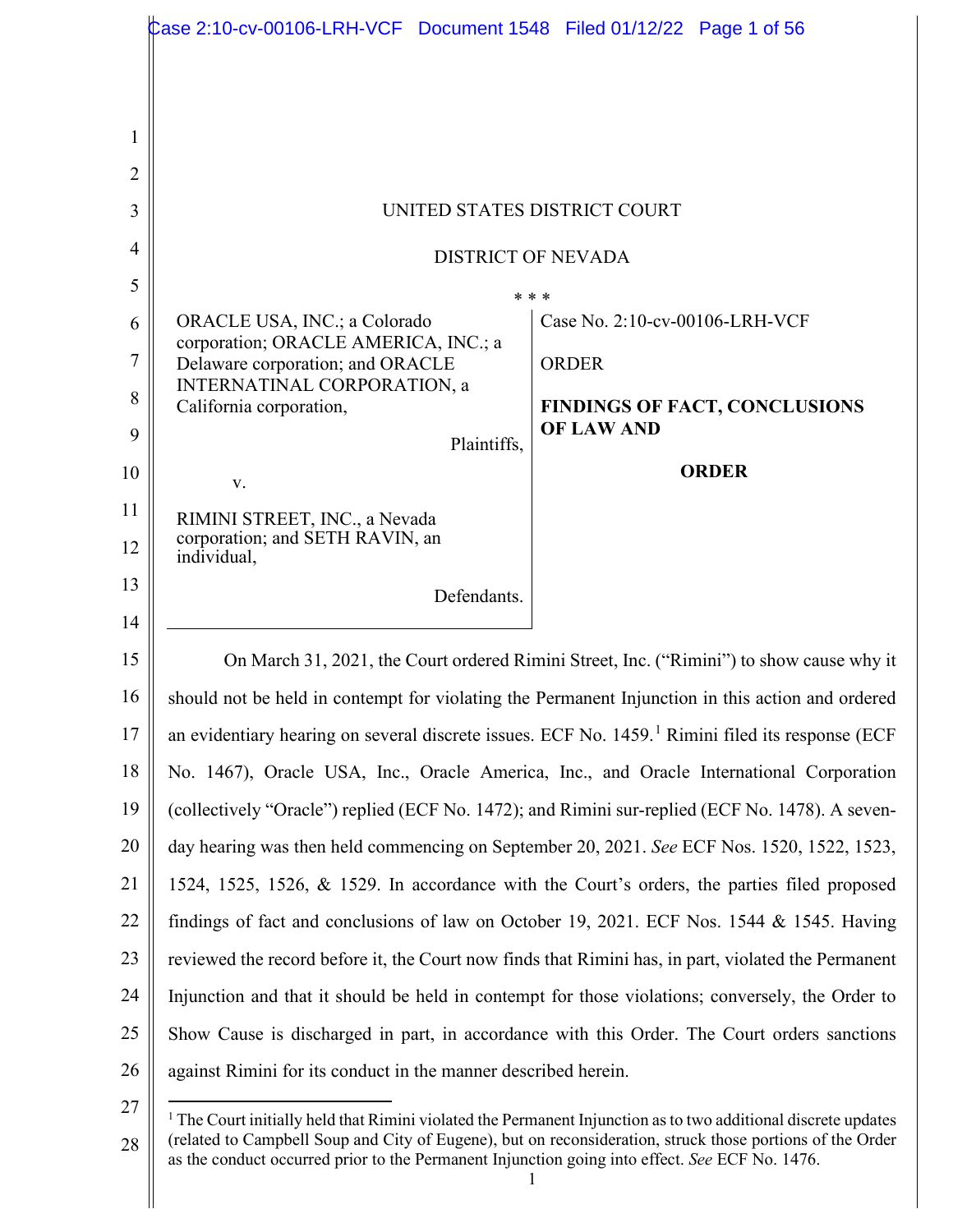UNITED STATES DISTRICT COURT

DISTRICT OF NEVADA

* * *

| | |
|---|---|
| ORACLE USA, INC.; a Colorado corporation; ORACLE AMERICA, INC.; a Delaware corporation; and ORACLE INTERNATINAL CORPORATION, a California corporation,<br><br>Plaintiffs,<br><br>v.<br><br>RIMINI STREET, INC., a Nevada corporation; and SETH RAVIN, an individual,<br><br>Defendants. | Case No. 2:10-cv-00106-LRH-VCF<br><br>ORDER<br><br>**FINDINGS OF FACT, CONCLUSIONS OF LAW AND**<br><br>**ORDER** |

On March 31, 2021, the Court ordered Rimini Street, Inc. ("Rimini") to show cause why it should not be held in contempt for violating the Permanent Injunction in this action and ordered an evidentiary hearing on several discrete issues. ECF No. 1459.[1] Rimini filed its response (ECF No. 1467), Oracle USA, Inc., Oracle America, Inc., and Oracle International Corporation (collectively "Oracle") replied (ECF No. 1472); and Rimini sur-replied (ECF No. 1478). A seven-day hearing was then held commencing on September 20, 2021. *See* ECF Nos. 1520, 1522, 1523, 1524, 1525, 1526, & 1529. In accordance with the Court's orders, the parties filed proposed findings of fact and conclusions of law on October 19, 2021. ECF Nos. 1544 & 1545. Having reviewed the record before it, the Court now finds that Rimini has, in part, violated the Permanent Injunction and that it should be held in contempt for those violations; conversely, the Order to Show Cause is discharged in part, in accordance with this Order. The Court orders sanctions against Rimini for its conduct in the manner described herein.

[1] The Court initially held that Rimini violated the Permanent Injunction as to two additional discrete updates (related to Campbell Soup and City of Eugene), but on reconsideration, struck those portions of the Order as the conduct occurred prior to the Permanent Injunction going into effect. *See* ECF No. 1476.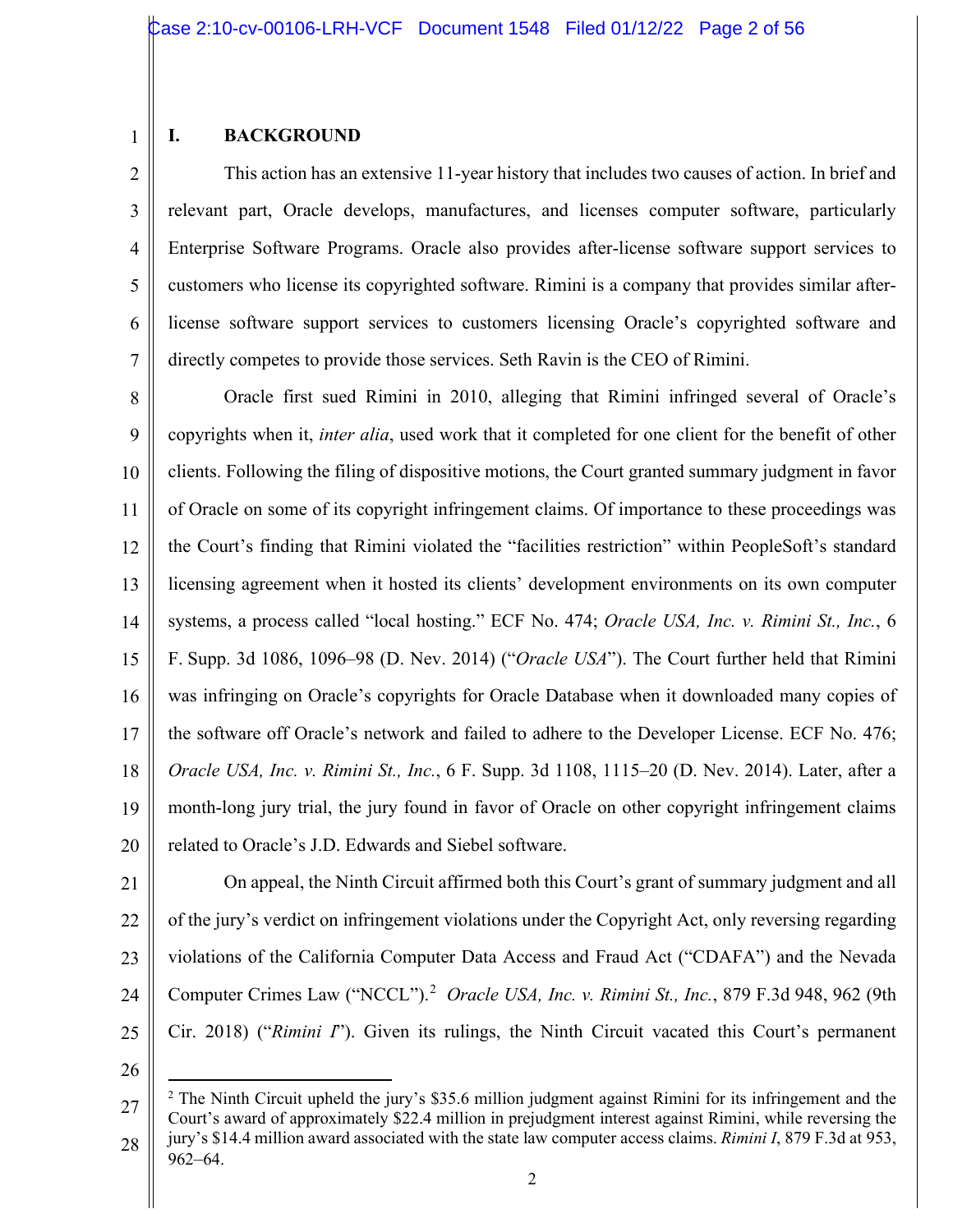## I. BACKGROUND

This action has an extensive 11-year history that includes two causes of action. In brief and relevant part, Oracle develops, manufactures, and licenses computer software, particularly Enterprise Software Programs. Oracle also provides after-license software support services to customers who license its copyrighted software. Rimini is a company that provides similar after-license software support services to customers licensing Oracle's copyrighted software and directly competes to provide those services. Seth Ravin is the CEO of Rimini.

Oracle first sued Rimini in 2010, alleging that Rimini infringed several of Oracle's copyrights when it, *inter alia*, used work that it completed for one client for the benefit of other clients. Following the filing of dispositive motions, the Court granted summary judgment in favor of Oracle on some of its copyright infringement claims. Of importance to these proceedings was the Court's finding that Rimini violated the "facilities restriction" within PeopleSoft's standard licensing agreement when it hosted its clients' development environments on its own computer systems, a process called "local hosting." ECF No. 474; *Oracle USA, Inc. v. Rimini St., Inc.*, 6 F. Supp. 3d 1086, 1096–98 (D. Nev. 2014) ("*Oracle USA*"). The Court further held that Rimini was infringing on Oracle's copyrights for Oracle Database when it downloaded many copies of the software off Oracle's network and failed to adhere to the Developer License. ECF No. 476; *Oracle USA, Inc. v. Rimini St., Inc.*, 6 F. Supp. 3d 1108, 1115–20 (D. Nev. 2014). Later, after a month-long jury trial, the jury found in favor of Oracle on other copyright infringement claims related to Oracle's J.D. Edwards and Siebel software.

On appeal, the Ninth Circuit affirmed both this Court's grant of summary judgment and all of the jury's verdict on infringement violations under the Copyright Act, only reversing regarding violations of the California Computer Data Access and Fraud Act ("CDAFA") and the Nevada Computer Crimes Law ("NCCL").[2] *Oracle USA, Inc. v. Rimini St., Inc.*, 879 F.3d 948, 962 (9th Cir. 2018) ("*Rimini I*"). Given its rulings, the Ninth Circuit vacated this Court's permanent

---

[2] The Ninth Circuit upheld the jury's $35.6 million judgment against Rimini for its infringement and the Court's award of approximately $22.4 million in prejudgment interest against Rimini, while reversing the jury's $14.4 million award associated with the state law computer access claims. *Rimini I*, 879 F.3d at 953, 962–64.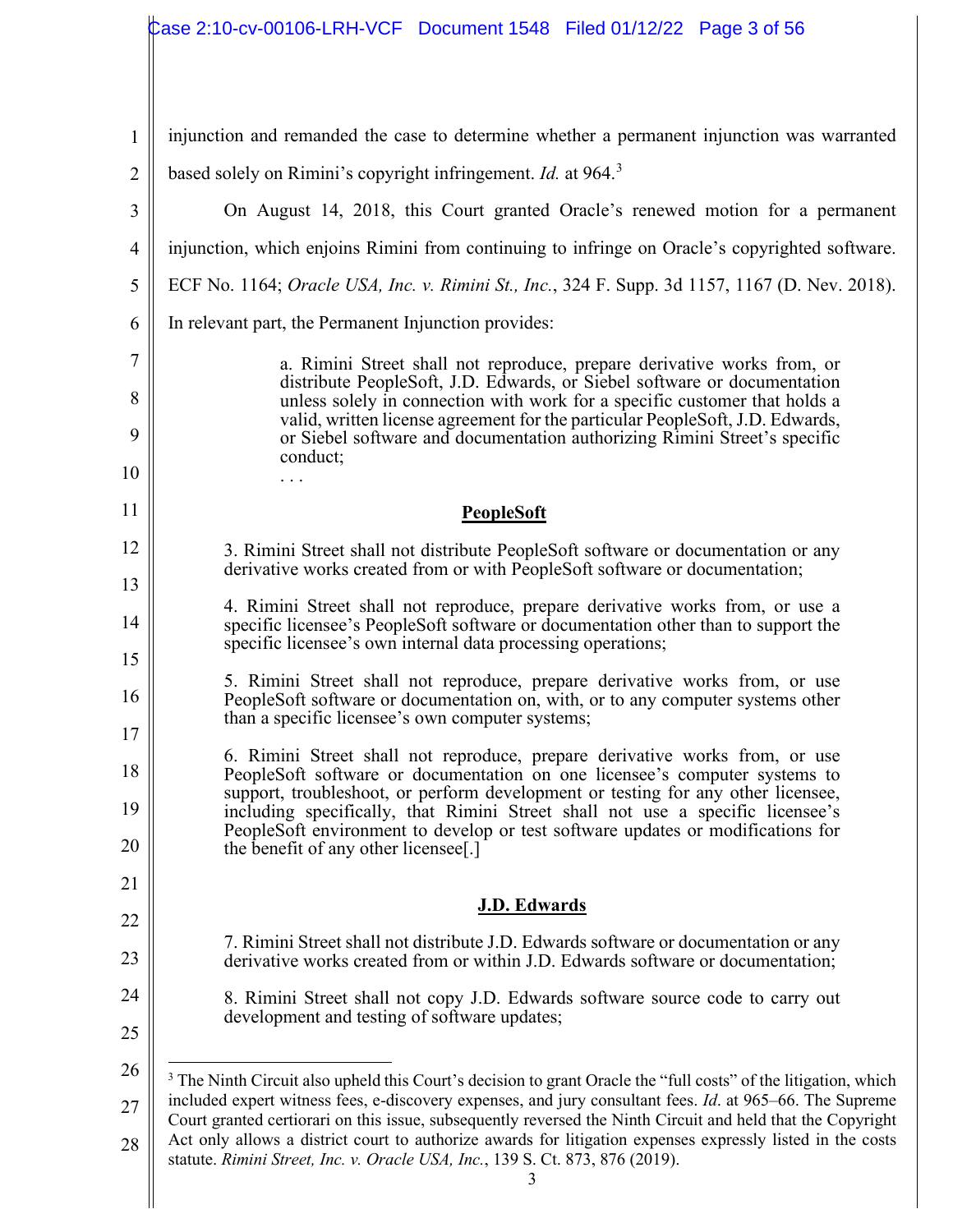injunction and remanded the case to determine whether a permanent injunction was warranted based solely on Rimini's copyright infringement. *Id.* at 964.[3]

On August 14, 2018, this Court granted Oracle's renewed motion for a permanent injunction, which enjoins Rimini from continuing to infringe on Oracle's copyrighted software. ECF No. 1164; *Oracle USA, Inc. v. Rimini St., Inc.*, 324 F. Supp. 3d 1157, 1167 (D. Nev. 2018). In relevant part, the Permanent Injunction provides:

> a. Rimini Street shall not reproduce, prepare derivative works from, or distribute PeopleSoft, J.D. Edwards, or Siebel software or documentation unless solely in connection with work for a specific customer that holds a valid, written license agreement for the particular PeopleSoft, J.D. Edwards, or Siebel software and documentation authorizing Rimini Street's specific conduct;
>
> . . .
>
> **PeopleSoft**
>
> 3. Rimini Street shall not distribute PeopleSoft software or documentation or any derivative works created from or with PeopleSoft software or documentation;
>
> 4. Rimini Street shall not reproduce, prepare derivative works from, or use a specific licensee's PeopleSoft software or documentation other than to support the specific licensee's own internal data processing operations;
>
> 5. Rimini Street shall not reproduce, prepare derivative works from, or use PeopleSoft software or documentation on, with, or to any computer systems other than a specific licensee's own computer systems;
>
> 6. Rimini Street shall not reproduce, prepare derivative works from, or use PeopleSoft software or documentation on one licensee's computer systems to support, troubleshoot, or perform development or testing for any other licensee, including specifically, that Rimini Street shall not use a specific licensee's PeopleSoft environment to develop or test software updates or modifications for the benefit of any other licensee[.]
>
> **J.D. Edwards**
>
> 7. Rimini Street shall not distribute J.D. Edwards software or documentation or any derivative works created from or within J.D. Edwards software or documentation;
>
> 8. Rimini Street shall not copy J.D. Edwards software source code to carry out development and testing of software updates;

---

[3] The Ninth Circuit also upheld this Court's decision to grant Oracle the "full costs" of the litigation, which included expert witness fees, e-discovery expenses, and jury consultant fees. *Id.* at 965–66. The Supreme Court granted certiorari on this issue, subsequently reversed the Ninth Circuit and held that the Copyright Act only allows a district court to authorize awards for litigation expenses expressly listed in the costs statute. *Rimini Street, Inc. v. Oracle USA, Inc.*, 139 S. Ct. 873, 876 (2019).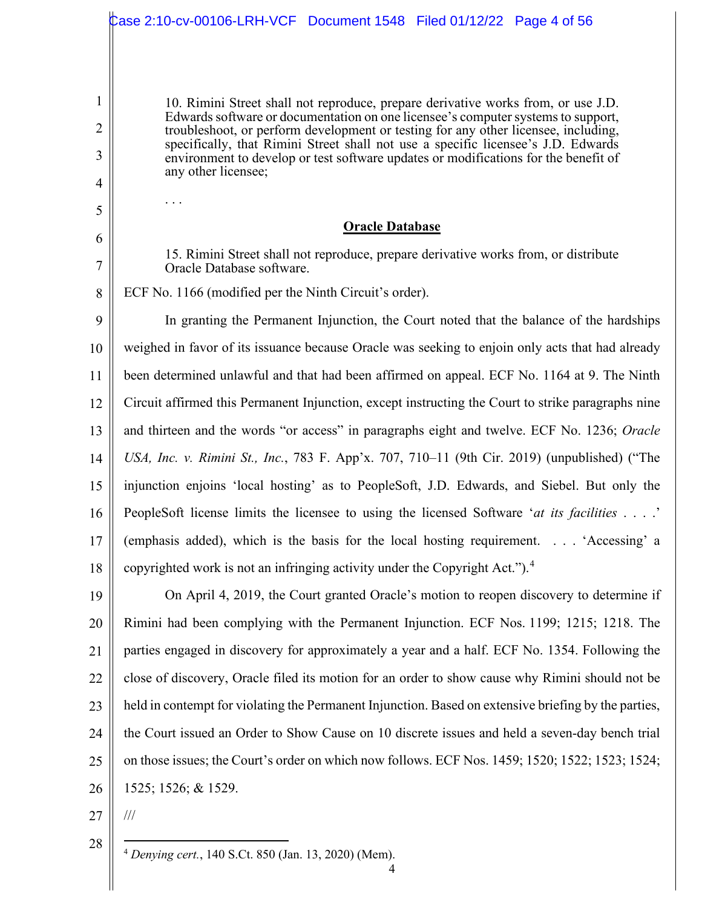> 10. Rimini Street shall not reproduce, prepare derivative works from, or use J.D. Edwards software or documentation on one licensee's computer systems to support, troubleshoot, or perform development or testing for any other licensee, including, specifically, that Rimini Street shall not use a specific licensee's J.D. Edwards environment to develop or test software updates or modifications for the benefit of any other licensee;
>
> . . .
>
> **Oracle Database**
>
> 15. Rimini Street shall not reproduce, prepare derivative works from, or distribute Oracle Database software.

ECF No. 1166 (modified per the Ninth Circuit's order).

In granting the Permanent Injunction, the Court noted that the balance of the hardships weighed in favor of its issuance because Oracle was seeking to enjoin only acts that had already been determined unlawful and that had been affirmed on appeal. ECF No. 1164 at 9. The Ninth Circuit affirmed this Permanent Injunction, except instructing the Court to strike paragraphs nine and thirteen and the words "or access" in paragraphs eight and twelve. ECF No. 1236; *Oracle USA, Inc. v. Rimini St., Inc.*, 783 F. App'x. 707, 710–11 (9th Cir. 2019) (unpublished) ("The injunction enjoins 'local hosting' as to PeopleSoft, J.D. Edwards, and Siebel. But only the PeopleSoft license limits the licensee to using the licensed Software '*at its facilities* . . . .' (emphasis added), which is the basis for the local hosting requirement. . . . 'Accessing' a copyrighted work is not an infringing activity under the Copyright Act.").[4]

On April 4, 2019, the Court granted Oracle's motion to reopen discovery to determine if Rimini had been complying with the Permanent Injunction. ECF Nos. 1199; 1215; 1218. The parties engaged in discovery for approximately a year and a half. ECF No. 1354. Following the close of discovery, Oracle filed its motion for an order to show cause why Rimini should not be held in contempt for violating the Permanent Injunction. Based on extensive briefing by the parties, the Court issued an Order to Show Cause on 10 discrete issues and held a seven-day bench trial on those issues; the Court's order on which now follows. ECF Nos. 1459; 1520; 1522; 1523; 1524; 1525; 1526; & 1529.

///

[4] *Denying cert.*, 140 S.Ct. 850 (Jan. 13, 2020) (Mem).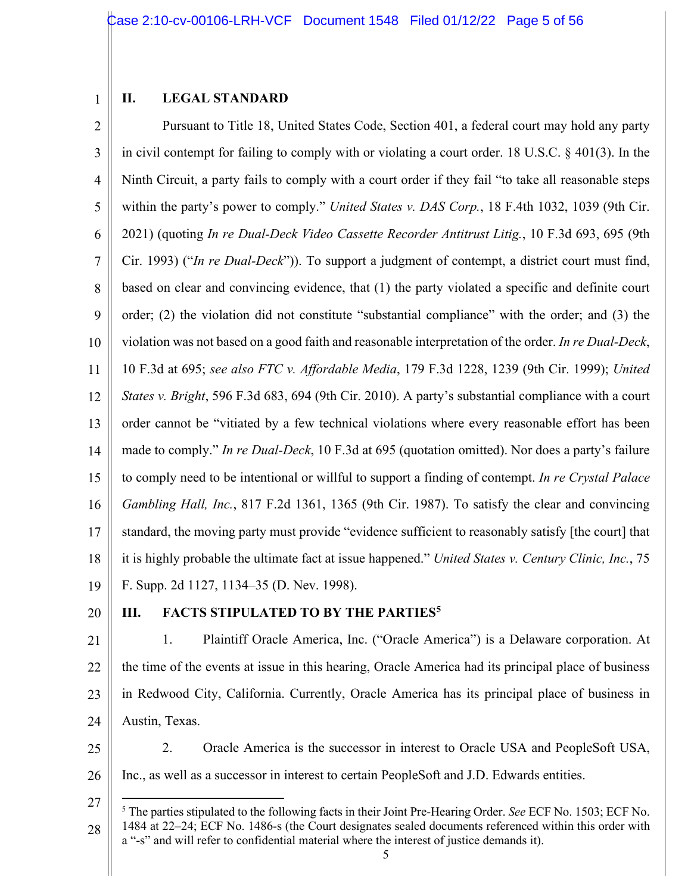## II. LEGAL STANDARD

Pursuant to Title 18, United States Code, Section 401, a federal court may hold any party in civil contempt for failing to comply with or violating a court order. 18 U.S.C. § 401(3). In the Ninth Circuit, a party fails to comply with a court order if they fail "to take all reasonable steps within the party's power to comply." *United States v. DAS Corp.*, 18 F.4th 1032, 1039 (9th Cir. 2021) (quoting *In re Dual-Deck Video Cassette Recorder Antitrust Litig.*, 10 F.3d 693, 695 (9th Cir. 1993) ("*In re Dual-Deck*")). To support a judgment of contempt, a district court must find, based on clear and convincing evidence, that (1) the party violated a specific and definite court order; (2) the violation did not constitute "substantial compliance" with the order; and (3) the violation was not based on a good faith and reasonable interpretation of the order. *In re Dual-Deck*, 10 F.3d at 695; *see also FTC v. Affordable Media*, 179 F.3d 1228, 1239 (9th Cir. 1999); *United States v. Bright*, 596 F.3d 683, 694 (9th Cir. 2010). A party's substantial compliance with a court order cannot be "vitiated by a few technical violations where every reasonable effort has been made to comply." *In re Dual-Deck*, 10 F.3d at 695 (quotation omitted). Nor does a party's failure to comply need to be intentional or willful to support a finding of contempt. *In re Crystal Palace Gambling Hall, Inc.*, 817 F.2d 1361, 1365 (9th Cir. 1987). To satisfy the clear and convincing standard, the moving party must provide "evidence sufficient to reasonably satisfy [the court] that it is highly probable the ultimate fact at issue happened." *United States v. Century Clinic, Inc.*, 75 F. Supp. 2d 1127, 1134–35 (D. Nev. 1998).

## III. FACTS STIPULATED TO BY THE PARTIES[5]

1. Plaintiff Oracle America, Inc. ("Oracle America") is a Delaware corporation. At the time of the events at issue in this hearing, Oracle America had its principal place of business in Redwood City, California. Currently, Oracle America has its principal place of business in Austin, Texas.

2. Oracle America is the successor in interest to Oracle USA and PeopleSoft USA, Inc., as well as a successor in interest to certain PeopleSoft and J.D. Edwards entities.

---

[5] The parties stipulated to the following facts in their Joint Pre-Hearing Order. *See* ECF No. 1503; ECF No. 1484 at 22–24; ECF No. 1486-s (the Court designates sealed documents referenced within this order with a "-s" and will refer to confidential material where the interest of justice demands it).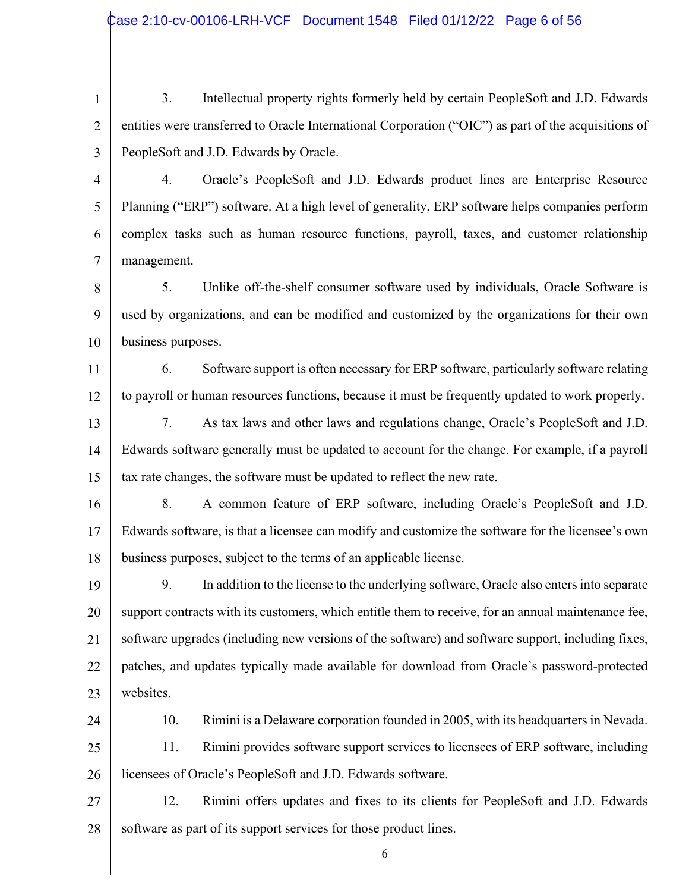3. Intellectual property rights formerly held by certain PeopleSoft and J.D. Edwards entities were transferred to Oracle International Corporation ("OIC") as part of the acquisitions of PeopleSoft and J.D. Edwards by Oracle.

4. Oracle's PeopleSoft and J.D. Edwards product lines are Enterprise Resource Planning ("ERP") software. At a high level of generality, ERP software helps companies perform complex tasks such as human resource functions, payroll, taxes, and customer relationship management.

5. Unlike off-the-shelf consumer software used by individuals, Oracle Software is used by organizations, and can be modified and customized by the organizations for their own business purposes.

6. Software support is often necessary for ERP software, particularly software relating to payroll or human resources functions, because it must be frequently updated to work properly.

7. As tax laws and other laws and regulations change, Oracle's PeopleSoft and J.D. Edwards software generally must be updated to account for the change. For example, if a payroll tax rate changes, the software must be updated to reflect the new rate.

8. A common feature of ERP software, including Oracle's PeopleSoft and J.D. Edwards software, is that a licensee can modify and customize the software for the licensee's own business purposes, subject to the terms of an applicable license.

9. In addition to the license to the underlying software, Oracle also enters into separate support contracts with its customers, which entitle them to receive, for an annual maintenance fee, software upgrades (including new versions of the software) and software support, including fixes, patches, and updates typically made available for download from Oracle's password-protected websites.

10. Rimini is a Delaware corporation founded in 2005, with its headquarters in Nevada.

11. Rimini provides software support services to licensees of ERP software, including licensees of Oracle's PeopleSoft and J.D. Edwards software.

12. Rimini offers updates and fixes to its clients for PeopleSoft and J.D. Edwards software as part of its support services for those product lines.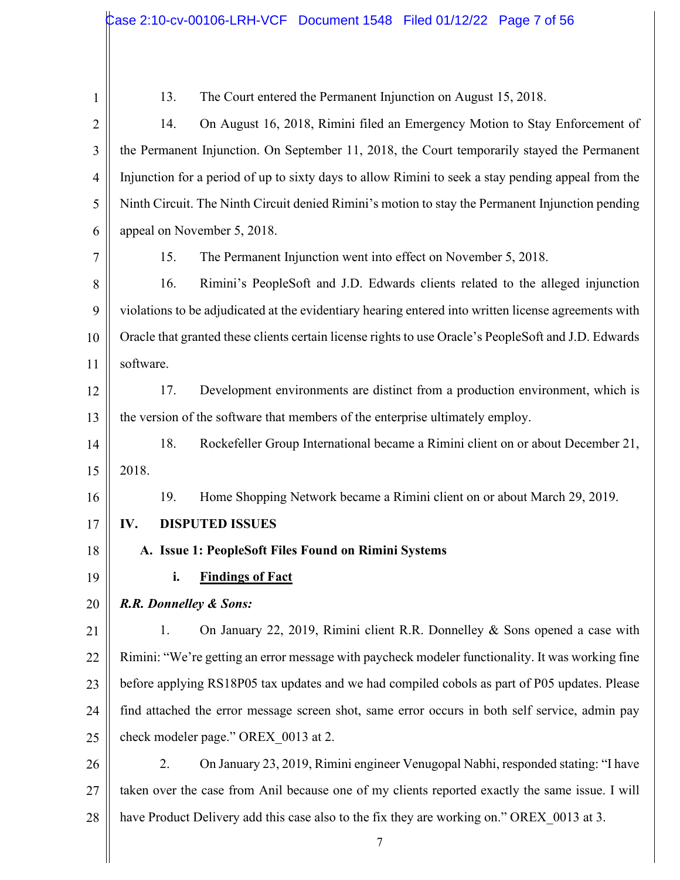13. The Court entered the Permanent Injunction on August 15, 2018.

14. On August 16, 2018, Rimini filed an Emergency Motion to Stay Enforcement of the Permanent Injunction. On September 11, 2018, the Court temporarily stayed the Permanent Injunction for a period of up to sixty days to allow Rimini to seek a stay pending appeal from the Ninth Circuit. The Ninth Circuit denied Rimini's motion to stay the Permanent Injunction pending appeal on November 5, 2018.

15. The Permanent Injunction went into effect on November 5, 2018.

16. Rimini's PeopleSoft and J.D. Edwards clients related to the alleged injunction violations to be adjudicated at the evidentiary hearing entered into written license agreements with Oracle that granted these clients certain license rights to use Oracle's PeopleSoft and J.D. Edwards software.

17. Development environments are distinct from a production environment, which is the version of the software that members of the enterprise ultimately employ.

18. Rockefeller Group International became a Rimini client on or about December 21, 2018.

19. Home Shopping Network became a Rimini client on or about March 29, 2019.

## IV. DISPUTED ISSUES

### A. Issue 1: PeopleSoft Files Found on Rimini Systems

#### i. Findings of Fact

***R.R. Donnelley & Sons:***

1. On January 22, 2019, Rimini client R.R. Donnelley & Sons opened a case with Rimini: "We're getting an error message with paycheck modeler functionality. It was working fine before applying RS18P05 tax updates and we had compiled cobols as part of P05 updates. Please find attached the error message screen shot, same error occurs in both self service, admin pay check modeler page." OREX_0013 at 2.

2. On January 23, 2019, Rimini engineer Venugopal Nabhi, responded stating: "I have taken over the case from Anil because one of my clients reported exactly the same issue. I will have Product Delivery add this case also to the fix they are working on." OREX_0013 at 3.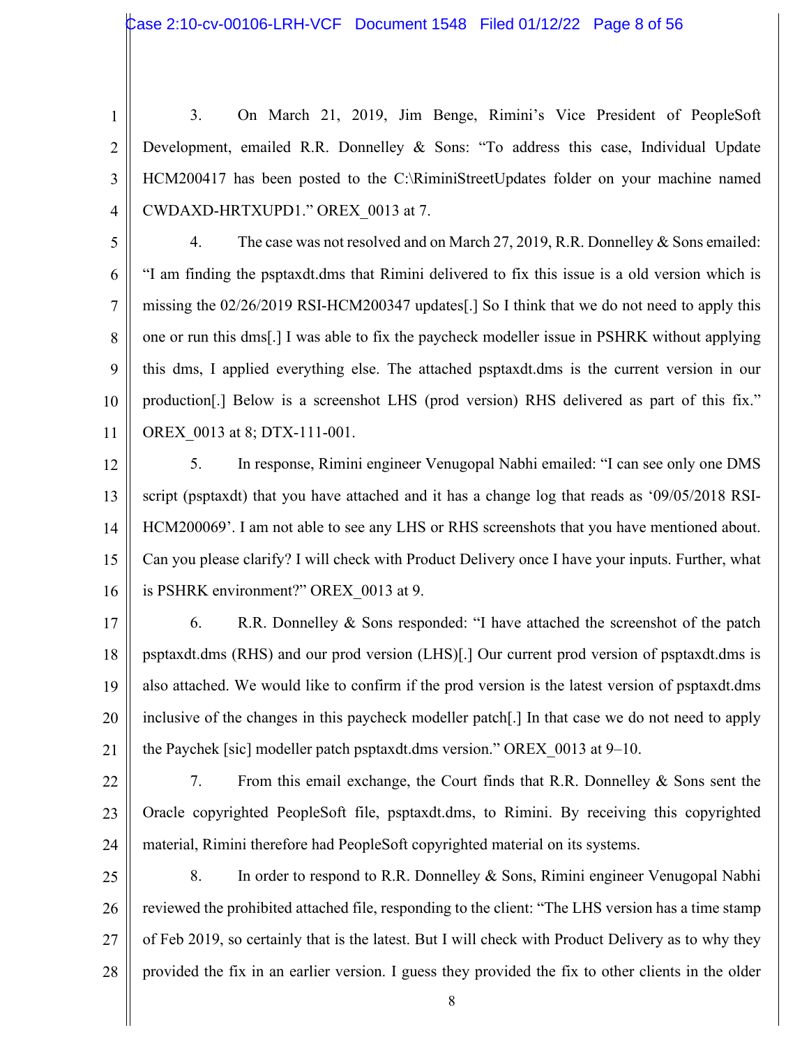3. On March 21, 2019, Jim Benge, Rimini's Vice President of PeopleSoft Development, emailed R.R. Donnelley & Sons: "To address this case, Individual Update HCM200417 has been posted to the C:\RiminiStreetUpdates folder on your machine named CWDAXD-HRTXUPD1." OREX_0013 at 7.

4. The case was not resolved and on March 27, 2019, R.R. Donnelley & Sons emailed: "I am finding the psptaxdt.dms that Rimini delivered to fix this issue is a old version which is missing the 02/26/2019 RSI-HCM200347 updates[.] So I think that we do not need to apply this one or run this dms[.] I was able to fix the paycheck modeller issue in PSHRK without applying this dms, I applied everything else. The attached psptaxdt.dms is the current version in our production[.] Below is a screenshot LHS (prod version) RHS delivered as part of this fix." OREX_0013 at 8; DTX-111-001.

5. In response, Rimini engineer Venugopal Nabhi emailed: "I can see only one DMS script (psptaxdt) that you have attached and it has a change log that reads as '09/05/2018 RSI-HCM200069'. I am not able to see any LHS or RHS screenshots that you have mentioned about. Can you please clarify? I will check with Product Delivery once I have your inputs. Further, what is PSHRK environment?" OREX_0013 at 9.

6. R.R. Donnelley & Sons responded: "I have attached the screenshot of the patch psptaxdt.dms (RHS) and our prod version (LHS)[.] Our current prod version of psptaxdt.dms is also attached. We would like to confirm if the prod version is the latest version of psptaxdt.dms inclusive of the changes in this paycheck modeller patch[.] In that case we do not need to apply the Paychek [sic] modeller patch psptaxdt.dms version." OREX_0013 at 9–10.

7. From this email exchange, the Court finds that R.R. Donnelley & Sons sent the Oracle copyrighted PeopleSoft file, psptaxdt.dms, to Rimini. By receiving this copyrighted material, Rimini therefore had PeopleSoft copyrighted material on its systems.

8. In order to respond to R.R. Donnelley & Sons, Rimini engineer Venugopal Nabhi reviewed the prohibited attached file, responding to the client: "The LHS version has a time stamp of Feb 2019, so certainly that is the latest. But I will check with Product Delivery as to why they provided the fix in an earlier version. I guess they provided the fix to other clients in the older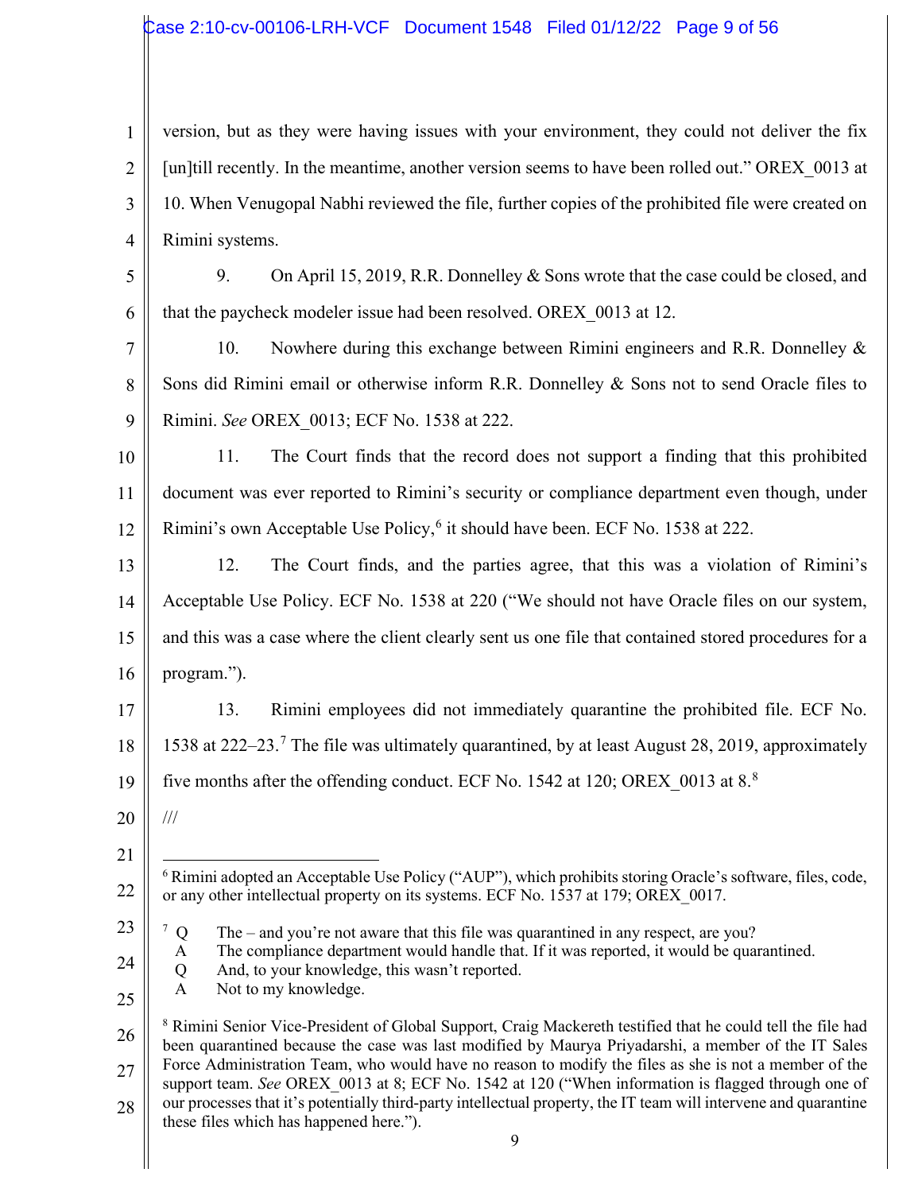version, but as they were having issues with your environment, they could not deliver the fix [un]till recently. In the meantime, another version seems to have been rolled out." OREX_0013 at 10. When Venugopal Nabhi reviewed the file, further copies of the prohibited file were created on Rimini systems.

9. On April 15, 2019, R.R. Donnelley & Sons wrote that the case could be closed, and that the paycheck modeler issue had been resolved. OREX_0013 at 12.

10. Nowhere during this exchange between Rimini engineers and R.R. Donnelley & Sons did Rimini email or otherwise inform R.R. Donnelley & Sons not to send Oracle files to Rimini. *See* OREX_0013; ECF No. 1538 at 222.

11. The Court finds that the record does not support a finding that this prohibited document was ever reported to Rimini's security or compliance department even though, under Rimini's own Acceptable Use Policy,[6] it should have been. ECF No. 1538 at 222.

12. The Court finds, and the parties agree, that this was a violation of Rimini's Acceptable Use Policy. ECF No. 1538 at 220 ("We should not have Oracle files on our system, and this was a case where the client clearly sent us one file that contained stored procedures for a program.").

13. Rimini employees did not immediately quarantine the prohibited file. ECF No. 1538 at 222–23.[7] The file was ultimately quarantined, by at least August 28, 2019, approximately five months after the offending conduct. ECF No. 1542 at 120; OREX_0013 at 8.[8]

///

---

[6] Rimini adopted an Acceptable Use Policy ("AUP"), which prohibits storing Oracle's software, files, code, or any other intellectual property on its systems. ECF No. 1537 at 179; OREX_0017.

[7] Q The – and you're not aware that this file was quarantined in any respect, are you?
A The compliance department would handle that. If it was reported, it would be quarantined.
Q And, to your knowledge, this wasn't reported.
A Not to my knowledge.

[8] Rimini Senior Vice-President of Global Support, Craig Mackereth testified that he could tell the file had been quarantined because the case was last modified by Maurya Priyadarshi, a member of the IT Sales Force Administration Team, who would have no reason to modify the files as she is not a member of the support team. *See* OREX_0013 at 8; ECF No. 1542 at 120 ("When information is flagged through one of our processes that it's potentially third-party intellectual property, the IT team will intervene and quarantine these files which has happened here.").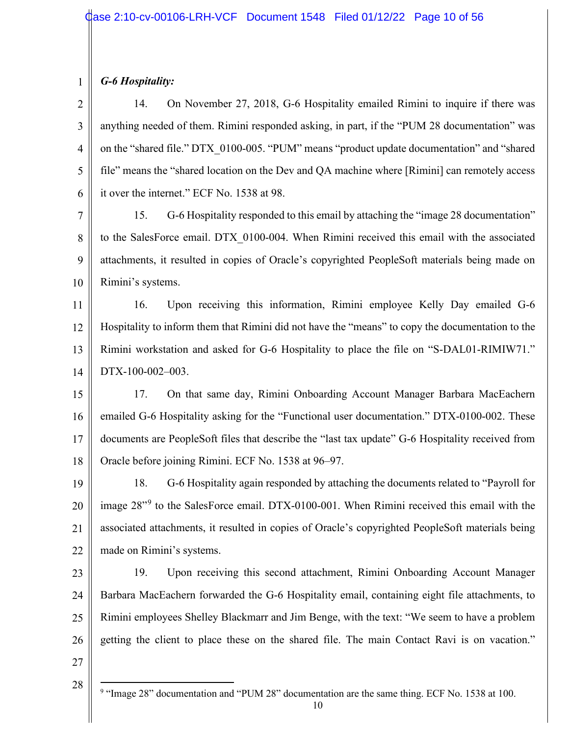***G-6 Hospitality:***

14. On November 27, 2018, G-6 Hospitality emailed Rimini to inquire if there was anything needed of them. Rimini responded asking, in part, if the "PUM 28 documentation" was on the "shared file." DTX_0100-005. "PUM" means "product update documentation" and "shared file" means the "shared location on the Dev and QA machine where [Rimini] can remotely access it over the internet." ECF No. 1538 at 98.

15. G-6 Hospitality responded to this email by attaching the "image 28 documentation" to the SalesForce email. DTX_0100-004. When Rimini received this email with the associated attachments, it resulted in copies of Oracle's copyrighted PeopleSoft materials being made on Rimini's systems.

16. Upon receiving this information, Rimini employee Kelly Day emailed G-6 Hospitality to inform them that Rimini did not have the "means" to copy the documentation to the Rimini workstation and asked for G-6 Hospitality to place the file on "S-DAL01-RIMIW71." DTX-100-002–003.

17. On that same day, Rimini Onboarding Account Manager Barbara MacEachern emailed G-6 Hospitality asking for the "Functional user documentation." DTX-0100-002. These documents are PeopleSoft files that describe the "last tax update" G-6 Hospitality received from Oracle before joining Rimini. ECF No. 1538 at 96–97.

18. G-6 Hospitality again responded by attaching the documents related to "Payroll for image 28"[9] to the SalesForce email. DTX-0100-001. When Rimini received this email with the associated attachments, it resulted in copies of Oracle's copyrighted PeopleSoft materials being made on Rimini's systems.

19. Upon receiving this second attachment, Rimini Onboarding Account Manager Barbara MacEachern forwarded the G-6 Hospitality email, containing eight file attachments, to Rimini employees Shelley Blackmarr and Jim Benge, with the text: "We seem to have a problem getting the client to place these on the shared file. The main Contact Ravi is on vacation."

---

[9] "Image 28" documentation and "PUM 28" documentation are the same thing. ECF No. 1538 at 100.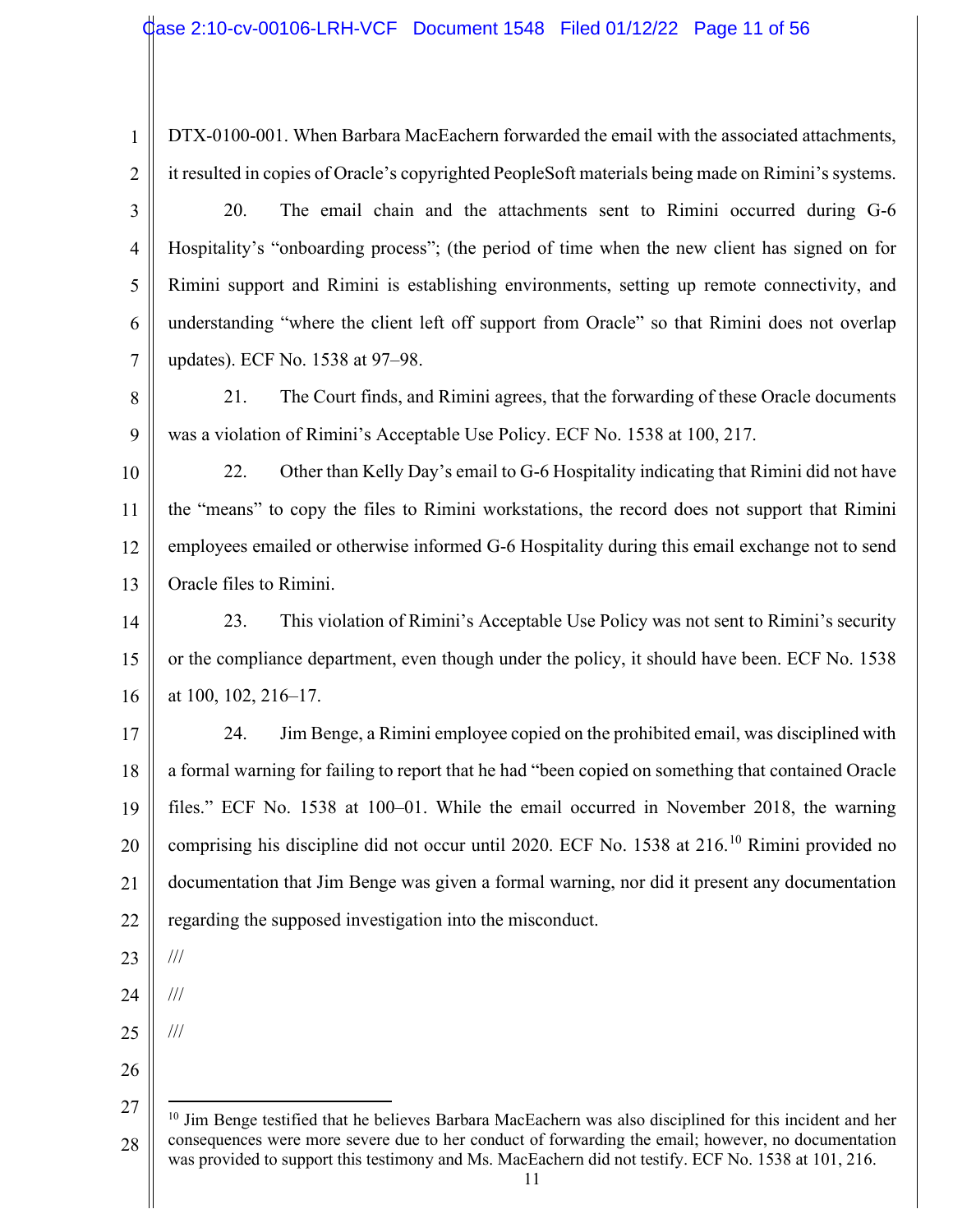DTX-0100-001. When Barbara MacEachern forwarded the email with the associated attachments, it resulted in copies of Oracle's copyrighted PeopleSoft materials being made on Rimini's systems.

20. The email chain and the attachments sent to Rimini occurred during G-6 Hospitality's "onboarding process"; (the period of time when the new client has signed on for Rimini support and Rimini is establishing environments, setting up remote connectivity, and understanding "where the client left off support from Oracle" so that Rimini does not overlap updates). ECF No. 1538 at 97–98.

21. The Court finds, and Rimini agrees, that the forwarding of these Oracle documents was a violation of Rimini's Acceptable Use Policy. ECF No. 1538 at 100, 217.

22. Other than Kelly Day's email to G-6 Hospitality indicating that Rimini did not have the "means" to copy the files to Rimini workstations, the record does not support that Rimini employees emailed or otherwise informed G-6 Hospitality during this email exchange not to send Oracle files to Rimini.

23. This violation of Rimini's Acceptable Use Policy was not sent to Rimini's security or the compliance department, even though under the policy, it should have been. ECF No. 1538 at 100, 102, 216–17.

24. Jim Benge, a Rimini employee copied on the prohibited email, was disciplined with a formal warning for failing to report that he had "been copied on something that contained Oracle files." ECF No. 1538 at 100–01. While the email occurred in November 2018, the warning comprising his discipline did not occur until 2020. ECF No. 1538 at 216.[10] Rimini provided no documentation that Jim Benge was given a formal warning, nor did it present any documentation regarding the supposed investigation into the misconduct.

///

///

///

[10] Jim Benge testified that he believes Barbara MacEachern was also disciplined for this incident and her consequences were more severe due to her conduct of forwarding the email; however, no documentation was provided to support this testimony and Ms. MacEachern did not testify. ECF No. 1538 at 101, 216.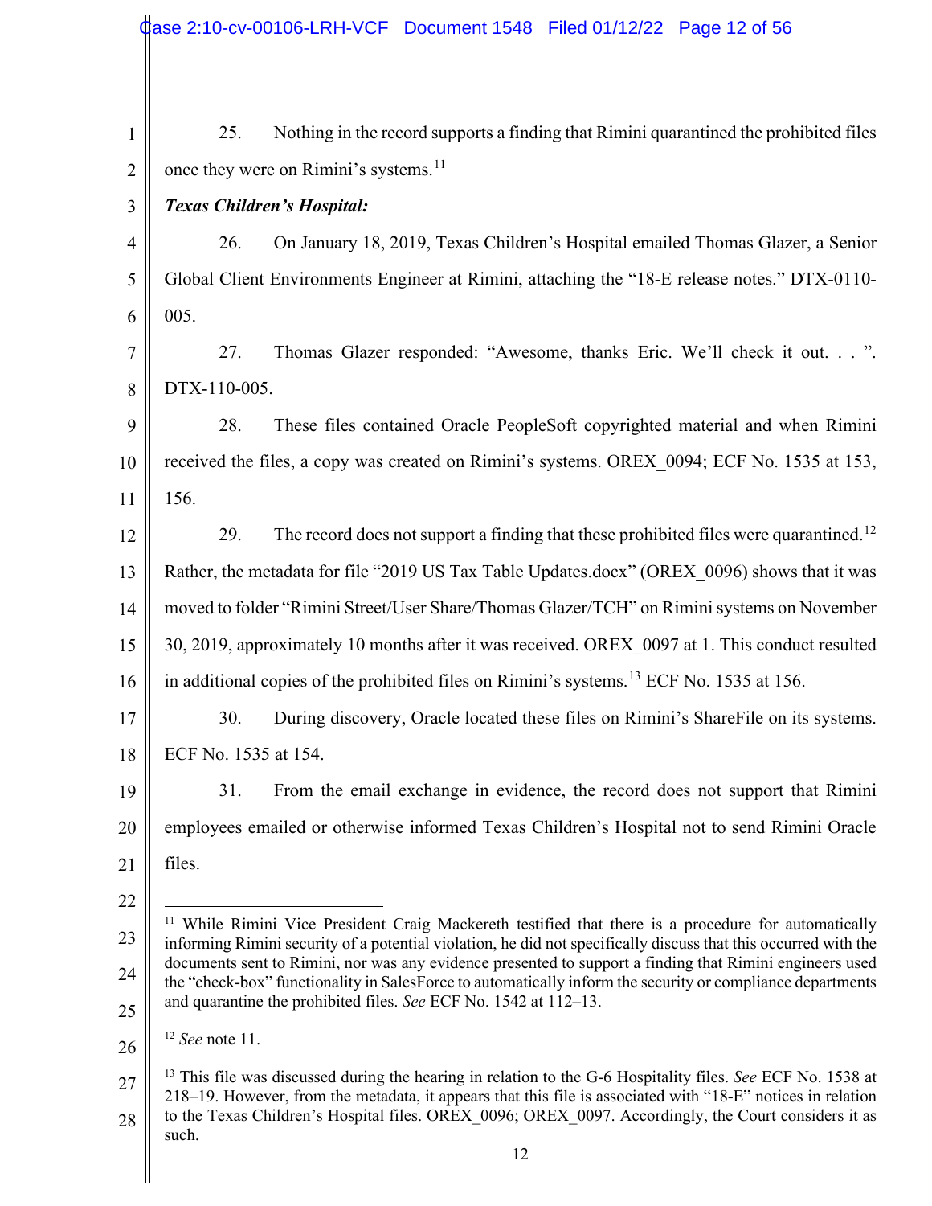25. Nothing in the record supports a finding that Rimini quarantined the prohibited files once they were on Rimini's systems.[11]

***Texas Children's Hospital:***

26. On January 18, 2019, Texas Children's Hospital emailed Thomas Glazer, a Senior Global Client Environments Engineer at Rimini, attaching the "18-E release notes." DTX-0110-005.

27. Thomas Glazer responded: "Awesome, thanks Eric. We'll check it out. . . ". DTX-110-005.

28. These files contained Oracle PeopleSoft copyrighted material and when Rimini received the files, a copy was created on Rimini's systems. OREX_0094; ECF No. 1535 at 153, 156.

29. The record does not support a finding that these prohibited files were quarantined.[12] Rather, the metadata for file "2019 US Tax Table Updates.docx" (OREX_0096) shows that it was moved to folder "Rimini Street/User Share/Thomas Glazer/TCH" on Rimini systems on November 30, 2019, approximately 10 months after it was received. OREX_0097 at 1. This conduct resulted in additional copies of the prohibited files on Rimini's systems.[13] ECF No. 1535 at 156.

30. During discovery, Oracle located these files on Rimini's ShareFile on its systems. ECF No. 1535 at 154.

31. From the email exchange in evidence, the record does not support that Rimini employees emailed or otherwise informed Texas Children's Hospital not to send Rimini Oracle files.

---

[11] While Rimini Vice President Craig Mackereth testified that there is a procedure for automatically informing Rimini security of a potential violation, he did not specifically discuss that this occurred with the documents sent to Rimini, nor was any evidence presented to support a finding that Rimini engineers used the "check-box" functionality in SalesForce to automatically inform the security or compliance departments and quarantine the prohibited files. *See* ECF No. 1542 at 112–13.

[12] *See* note 11.

[13] This file was discussed during the hearing in relation to the G-6 Hospitality files. *See* ECF No. 1538 at 218–19. However, from the metadata, it appears that this file is associated with "18-E" notices in relation to the Texas Children's Hospital files. OREX_0096; OREX_0097. Accordingly, the Court considers it as such.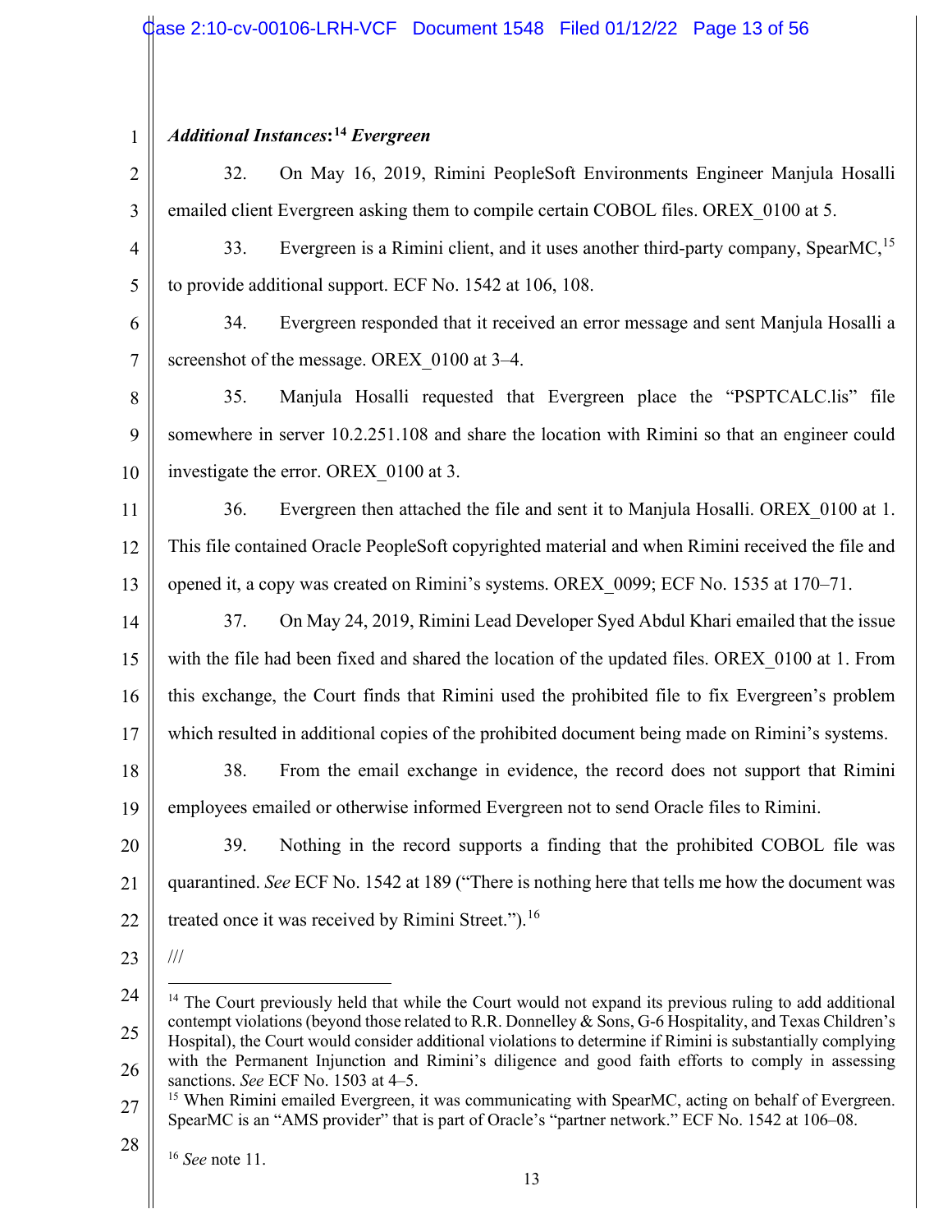***Additional Instances*:[14] *Evergreen***

32. On May 16, 2019, Rimini PeopleSoft Environments Engineer Manjula Hosalli emailed client Evergreen asking them to compile certain COBOL files. OREX_0100 at 5.

33. Evergreen is a Rimini client, and it uses another third-party company, SpearMC,[15] to provide additional support. ECF No. 1542 at 106, 108.

34. Evergreen responded that it received an error message and sent Manjula Hosalli a screenshot of the message. OREX_0100 at 3–4.

35. Manjula Hosalli requested that Evergreen place the "PSPTCALC.lis" file somewhere in server 10.2.251.108 and share the location with Rimini so that an engineer could investigate the error. OREX_0100 at 3.

36. Evergreen then attached the file and sent it to Manjula Hosalli. OREX_0100 at 1. This file contained Oracle PeopleSoft copyrighted material and when Rimini received the file and opened it, a copy was created on Rimini's systems. OREX_0099; ECF No. 1535 at 170–71.

37. On May 24, 2019, Rimini Lead Developer Syed Abdul Khari emailed that the issue with the file had been fixed and shared the location of the updated files. OREX_0100 at 1. From this exchange, the Court finds that Rimini used the prohibited file to fix Evergreen's problem which resulted in additional copies of the prohibited document being made on Rimini's systems.

38. From the email exchange in evidence, the record does not support that Rimini employees emailed or otherwise informed Evergreen not to send Oracle files to Rimini.

39. Nothing in the record supports a finding that the prohibited COBOL file was quarantined. *See* ECF No. 1542 at 189 ("There is nothing here that tells me how the document was treated once it was received by Rimini Street.").[16]

///

---

[14] The Court previously held that while the Court would not expand its previous ruling to add additional contempt violations (beyond those related to R.R. Donnelley & Sons, G-6 Hospitality, and Texas Children's Hospital), the Court would consider additional violations to determine if Rimini is substantially complying with the Permanent Injunction and Rimini's diligence and good faith efforts to comply in assessing sanctions. *See* ECF No. 1503 at 4–5.

[15] When Rimini emailed Evergreen, it was communicating with SpearMC, acting on behalf of Evergreen. SpearMC is an "AMS provider" that is part of Oracle's "partner network." ECF No. 1542 at 106–08.

[16] *See* note 11.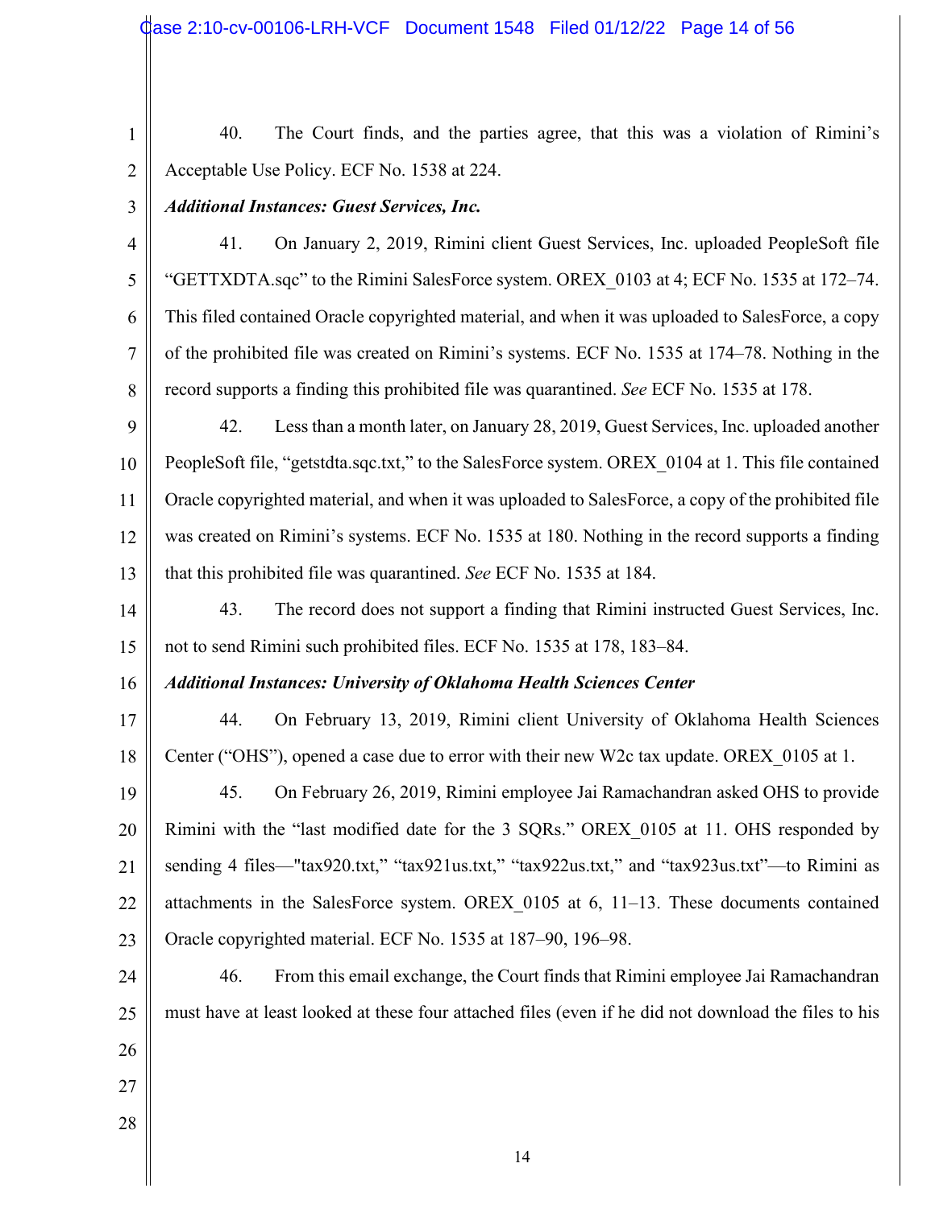40. The Court finds, and the parties agree, that this was a violation of Rimini's Acceptable Use Policy. ECF No. 1538 at 224.

***Additional Instances: Guest Services, Inc.***

41. On January 2, 2019, Rimini client Guest Services, Inc. uploaded PeopleSoft file "GETTXDTA.sqc" to the Rimini SalesForce system. OREX_0103 at 4; ECF No. 1535 at 172–74. This filed contained Oracle copyrighted material, and when it was uploaded to SalesForce, a copy of the prohibited file was created on Rimini's systems. ECF No. 1535 at 174–78. Nothing in the record supports a finding this prohibited file was quarantined. *See* ECF No. 1535 at 178.

42. Less than a month later, on January 28, 2019, Guest Services, Inc. uploaded another PeopleSoft file, "getstdta.sqc.txt," to the SalesForce system. OREX_0104 at 1. This file contained Oracle copyrighted material, and when it was uploaded to SalesForce, a copy of the prohibited file was created on Rimini's systems. ECF No. 1535 at 180. Nothing in the record supports a finding that this prohibited file was quarantined. *See* ECF No. 1535 at 184.

43. The record does not support a finding that Rimini instructed Guest Services, Inc. not to send Rimini such prohibited files. ECF No. 1535 at 178, 183–84.

***Additional Instances: University of Oklahoma Health Sciences Center***

44. On February 13, 2019, Rimini client University of Oklahoma Health Sciences Center ("OHS"), opened a case due to error with their new W2c tax update. OREX_0105 at 1.

45. On February 26, 2019, Rimini employee Jai Ramachandran asked OHS to provide Rimini with the "last modified date for the 3 SQRs." OREX_0105 at 11. OHS responded by sending 4 files—"tax920.txt," "tax921us.txt," "tax922us.txt," and "tax923us.txt"—to Rimini as attachments in the SalesForce system. OREX_0105 at 6, 11–13. These documents contained Oracle copyrighted material. ECF No. 1535 at 187–90, 196–98.

46. From this email exchange, the Court finds that Rimini employee Jai Ramachandran must have at least looked at these four attached files (even if he did not download the files to his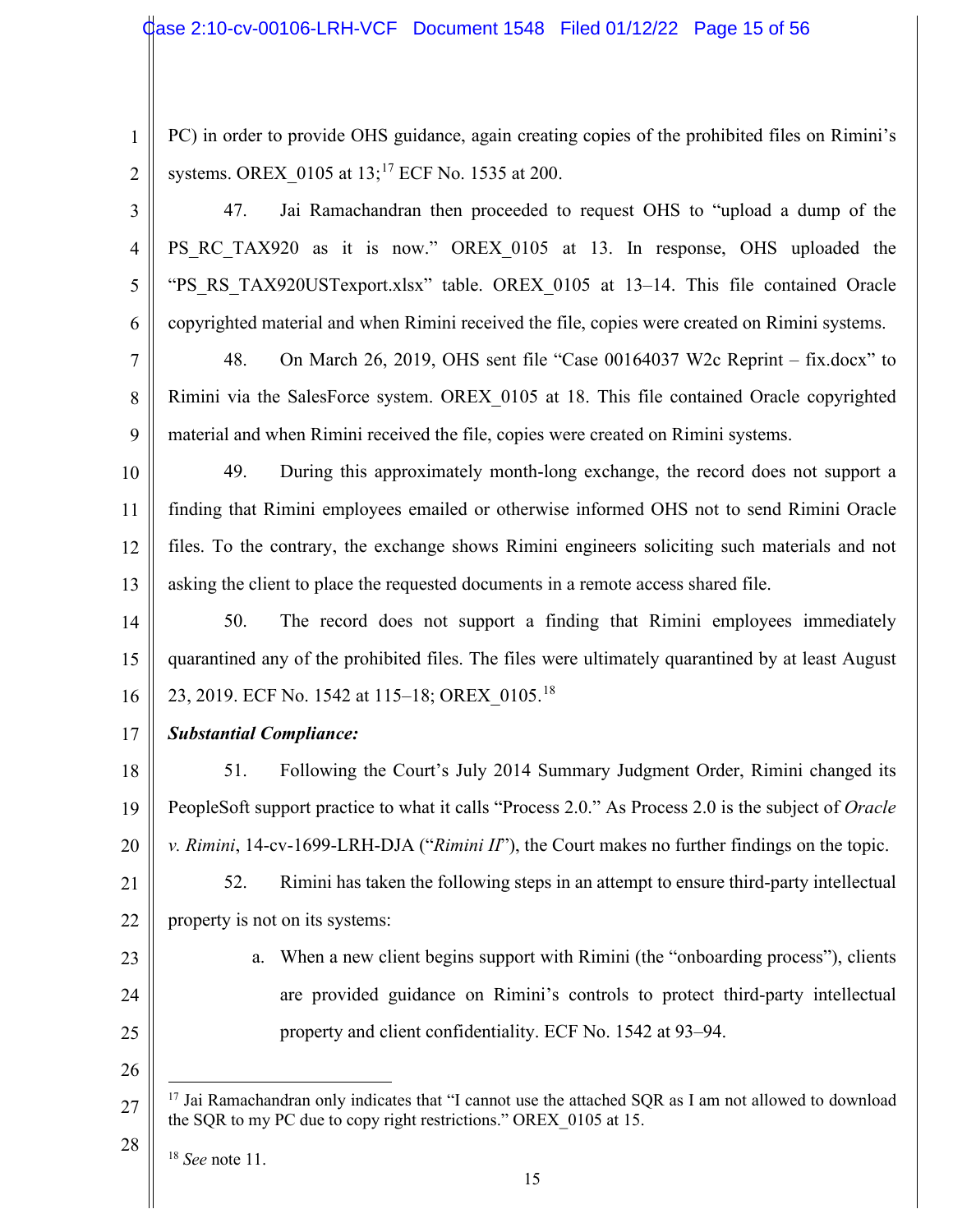PC) in order to provide OHS guidance, again creating copies of the prohibited files on Rimini's systems. OREX_0105 at 13;[17] ECF No. 1535 at 200.

47. Jai Ramachandran then proceeded to request OHS to "upload a dump of the PS_RC_TAX920 as it is now." OREX_0105 at 13. In response, OHS uploaded the "PS_RS_TAX920USTexport.xlsx" table. OREX_0105 at 13–14. This file contained Oracle copyrighted material and when Rimini received the file, copies were created on Rimini systems.

48. On March 26, 2019, OHS sent file "Case 00164037 W2c Reprint – fix.docx" to Rimini via the SalesForce system. OREX_0105 at 18. This file contained Oracle copyrighted material and when Rimini received the file, copies were created on Rimini systems.

49. During this approximately month-long exchange, the record does not support a finding that Rimini employees emailed or otherwise informed OHS not to send Rimini Oracle files. To the contrary, the exchange shows Rimini engineers soliciting such materials and not asking the client to place the requested documents in a remote access shared file.

50. The record does not support a finding that Rimini employees immediately quarantined any of the prohibited files. The files were ultimately quarantined by at least August 23, 2019. ECF No. 1542 at 115–18; OREX_0105.[18]

***Substantial Compliance:***

51. Following the Court's July 2014 Summary Judgment Order, Rimini changed its PeopleSoft support practice to what it calls "Process 2.0." As Process 2.0 is the subject of *Oracle v. Rimini*, 14-cv-1699-LRH-DJA ("*Rimini II*"), the Court makes no further findings on the topic.

52. Rimini has taken the following steps in an attempt to ensure third-party intellectual property is not on its systems:

a. When a new client begins support with Rimini (the "onboarding process"), clients are provided guidance on Rimini's controls to protect third-party intellectual property and client confidentiality. ECF No. 1542 at 93–94.

---

[17] Jai Ramachandran only indicates that "I cannot use the attached SQR as I am not allowed to download the SQR to my PC due to copy right restrictions." OREX_0105 at 15.

[18] *See* note 11.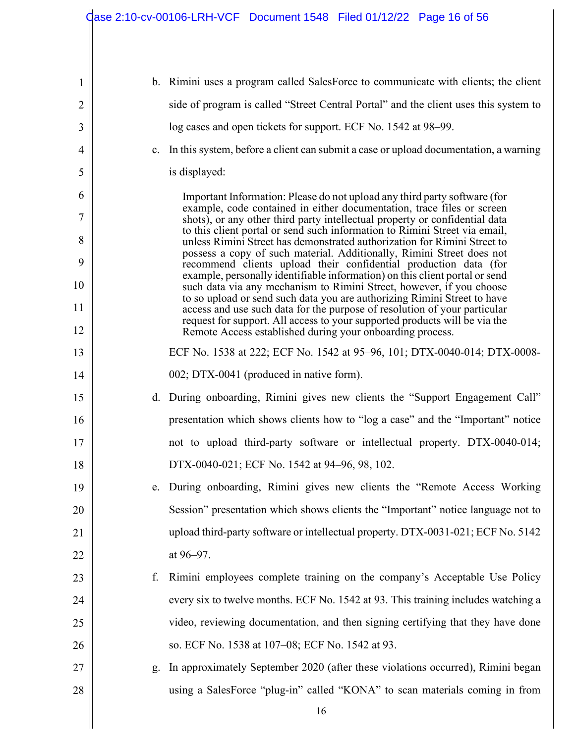b. Rimini uses a program called SalesForce to communicate with clients; the client side of program is called "Street Central Portal" and the client uses this system to log cases and open tickets for support. ECF No. 1542 at 98–99.

c. In this system, before a client can submit a case or upload documentation, a warning is displayed:

> Important Information: Please do not upload any third party software (for example, code contained in either documentation, trace files or screen shots), or any other third party intellectual property or confidential data to this client portal or send such information to Rimini Street via email, unless Rimini Street has demonstrated authorization for Rimini Street to possess a copy of such material. Additionally, Rimini Street does not recommend clients upload their confidential production data (for example, personally identifiable information) on this client portal or send such data via any mechanism to Rimini Street, however, if you choose to so upload or send such data you are authorizing Rimini Street to have access and use such data for the purpose of resolution of your particular request for support. All access to your supported products will be via the Remote Access established during your onboarding process.

ECF No. 1538 at 222; ECF No. 1542 at 95–96, 101; DTX-0040-014; DTX-0008-002; DTX-0041 (produced in native form).

d. During onboarding, Rimini gives new clients the "Support Engagement Call" presentation which shows clients how to "log a case" and the "Important" notice not to upload third-party software or intellectual property. DTX-0040-014; DTX-0040-021; ECF No. 1542 at 94–96, 98, 102.

e. During onboarding, Rimini gives new clients the "Remote Access Working Session" presentation which shows clients the "Important" notice language not to upload third-party software or intellectual property. DTX-0031-021; ECF No. 5142 at 96–97.

f. Rimini employees complete training on the company's Acceptable Use Policy every six to twelve months. ECF No. 1542 at 93. This training includes watching a video, reviewing documentation, and then signing certifying that they have done so. ECF No. 1538 at 107–08; ECF No. 1542 at 93.

g. In approximately September 2020 (after these violations occurred), Rimini began using a SalesForce "plug-in" called "KONA" to scan materials coming in from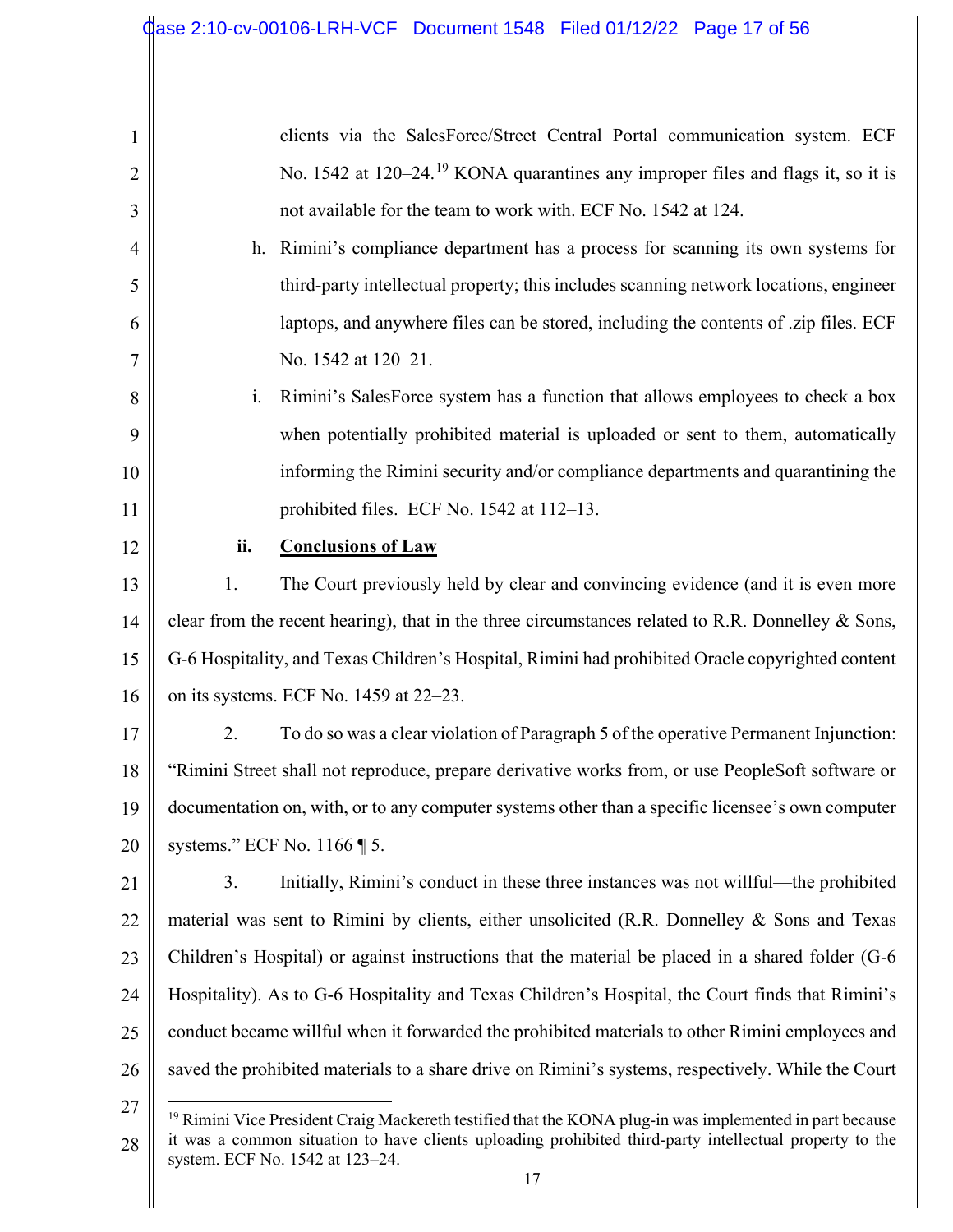clients via the SalesForce/Street Central Portal communication system. ECF No. 1542 at 120–24.[19] KONA quarantines any improper files and flags it, so it is not available for the team to work with. ECF No. 1542 at 124.

h. Rimini's compliance department has a process for scanning its own systems for third-party intellectual property; this includes scanning network locations, engineer laptops, and anywhere files can be stored, including the contents of .zip files. ECF No. 1542 at 120–21.

i. Rimini's SalesForce system has a function that allows employees to check a box when potentially prohibited material is uploaded or sent to them, automatically informing the Rimini security and/or compliance departments and quarantining the prohibited files. ECF No. 1542 at 112–13.

### ii. Conclusions of Law

1. The Court previously held by clear and convincing evidence (and it is even more clear from the recent hearing), that in the three circumstances related to R.R. Donnelley & Sons, G-6 Hospitality, and Texas Children's Hospital, Rimini had prohibited Oracle copyrighted content on its systems. ECF No. 1459 at 22–23.

2. To do so was a clear violation of Paragraph 5 of the operative Permanent Injunction: "Rimini Street shall not reproduce, prepare derivative works from, or use PeopleSoft software or documentation on, with, or to any computer systems other than a specific licensee's own computer systems." ECF No. 1166 ¶ 5.

3. Initially, Rimini's conduct in these three instances was not willful—the prohibited material was sent to Rimini by clients, either unsolicited (R.R. Donnelley & Sons and Texas Children's Hospital) or against instructions that the material be placed in a shared folder (G-6 Hospitality). As to G-6 Hospitality and Texas Children's Hospital, the Court finds that Rimini's conduct became willful when it forwarded the prohibited materials to other Rimini employees and saved the prohibited materials to a share drive on Rimini's systems, respectively. While the Court

---

[19] Rimini Vice President Craig Mackereth testified that the KONA plug-in was implemented in part because it was a common situation to have clients uploading prohibited third-party intellectual property to the system. ECF No. 1542 at 123–24.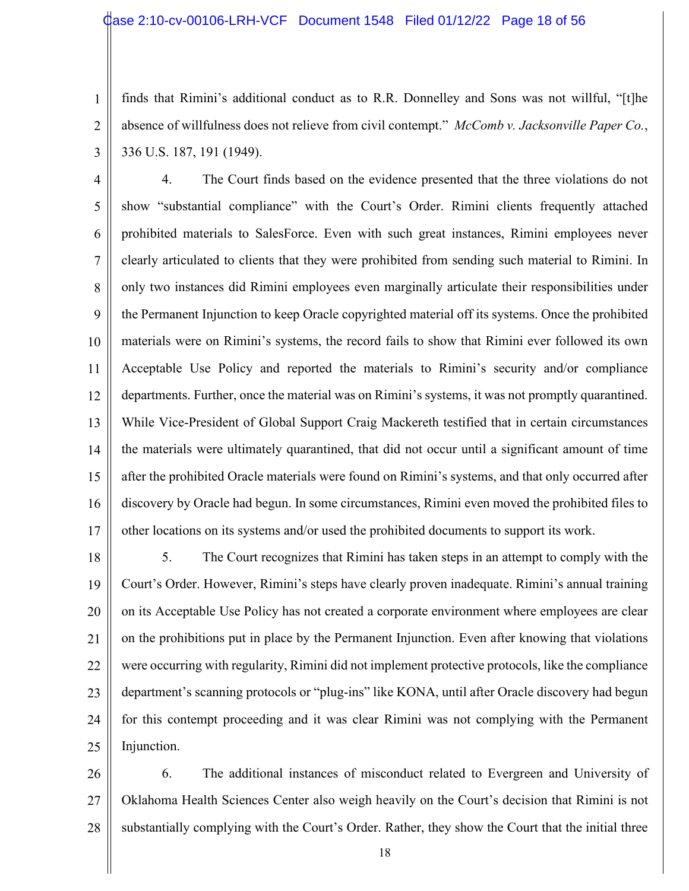finds that Rimini's additional conduct as to R.R. Donnelley and Sons was not willful, "[t]he absence of willfulness does not relieve from civil contempt." *McComb v. Jacksonville Paper Co.*, 336 U.S. 187, 191 (1949).

4. The Court finds based on the evidence presented that the three violations do not show "substantial compliance" with the Court's Order. Rimini clients frequently attached prohibited materials to SalesForce. Even with such great instances, Rimini employees never clearly articulated to clients that they were prohibited from sending such material to Rimini. In only two instances did Rimini employees even marginally articulate their responsibilities under the Permanent Injunction to keep Oracle copyrighted material off its systems. Once the prohibited materials were on Rimini's systems, the record fails to show that Rimini ever followed its own Acceptable Use Policy and reported the materials to Rimini's security and/or compliance departments. Further, once the material was on Rimini's systems, it was not promptly quarantined. While Vice-President of Global Support Craig Mackereth testified that in certain circumstances the materials were ultimately quarantined, that did not occur until a significant amount of time after the prohibited Oracle materials were found on Rimini's systems, and that only occurred after discovery by Oracle had begun. In some circumstances, Rimini even moved the prohibited files to other locations on its systems and/or used the prohibited documents to support its work.

5. The Court recognizes that Rimini has taken steps in an attempt to comply with the Court's Order. However, Rimini's steps have clearly proven inadequate. Rimini's annual training on its Acceptable Use Policy has not created a corporate environment where employees are clear on the prohibitions put in place by the Permanent Injunction. Even after knowing that violations were occurring with regularity, Rimini did not implement protective protocols, like the compliance department's scanning protocols or "plug-ins" like KONA, until after Oracle discovery had begun for this contempt proceeding and it was clear Rimini was not complying with the Permanent Injunction.

6. The additional instances of misconduct related to Evergreen and University of Oklahoma Health Sciences Center also weigh heavily on the Court's decision that Rimini is not substantially complying with the Court's Order. Rather, they show the Court that the initial three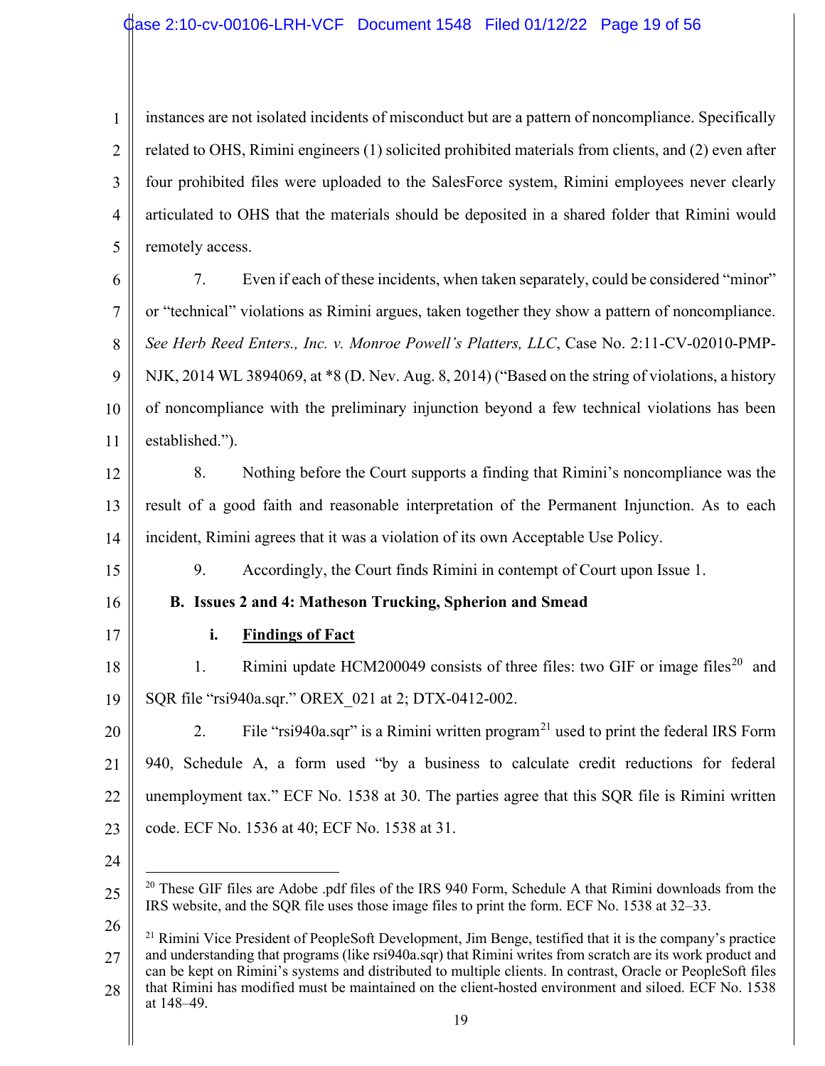instances are not isolated incidents of misconduct but are a pattern of noncompliance. Specifically related to OHS, Rimini engineers (1) solicited prohibited materials from clients, and (2) even after four prohibited files were uploaded to the SalesForce system, Rimini employees never clearly articulated to OHS that the materials should be deposited in a shared folder that Rimini would remotely access.

7. Even if each of these incidents, when taken separately, could be considered "minor" or "technical" violations as Rimini argues, taken together they show a pattern of noncompliance. *See Herb Reed Enters., Inc. v. Monroe Powell's Platters, LLC*, Case No. 2:11-CV-02010-PMP-NJK, 2014 WL 3894069, at *8 (D. Nev. Aug. 8, 2014) ("Based on the string of violations, a history of noncompliance with the preliminary injunction beyond a few technical violations has been established.").

8. Nothing before the Court supports a finding that Rimini's noncompliance was the result of a good faith and reasonable interpretation of the Permanent Injunction. As to each incident, Rimini agrees that it was a violation of its own Acceptable Use Policy.

9. Accordingly, the Court finds Rimini in contempt of Court upon Issue 1.

**B. Issues 2 and 4: Matheson Trucking, Spherion and Smead**

**i. Findings of Fact**

1. Rimini update HCM200049 consists of three files: two GIF or image files[20] and SQR file "rsi940a.sqr." OREX_021 at 2; DTX-0412-002.

2. File "rsi940a.sqr" is a Rimini written program[21] used to print the federal IRS Form 940, Schedule A, a form used "by a business to calculate credit reductions for federal unemployment tax." ECF No. 1538 at 30. The parties agree that this SQR file is Rimini written code. ECF No. 1536 at 40; ECF No. 1538 at 31.

---

[20] These GIF files are Adobe .pdf files of the IRS 940 Form, Schedule A that Rimini downloads from the IRS website, and the SQR file uses those image files to print the form. ECF No. 1538 at 32–33.

[21] Rimini Vice President of PeopleSoft Development, Jim Benge, testified that it is the company's practice and understanding that programs (like rsi940a.sqr) that Rimini writes from scratch are its work product and can be kept on Rimini's systems and distributed to multiple clients. In contrast, Oracle or PeopleSoft files that Rimini has modified must be maintained on the client-hosted environment and siloed. ECF No. 1538 at 148–49.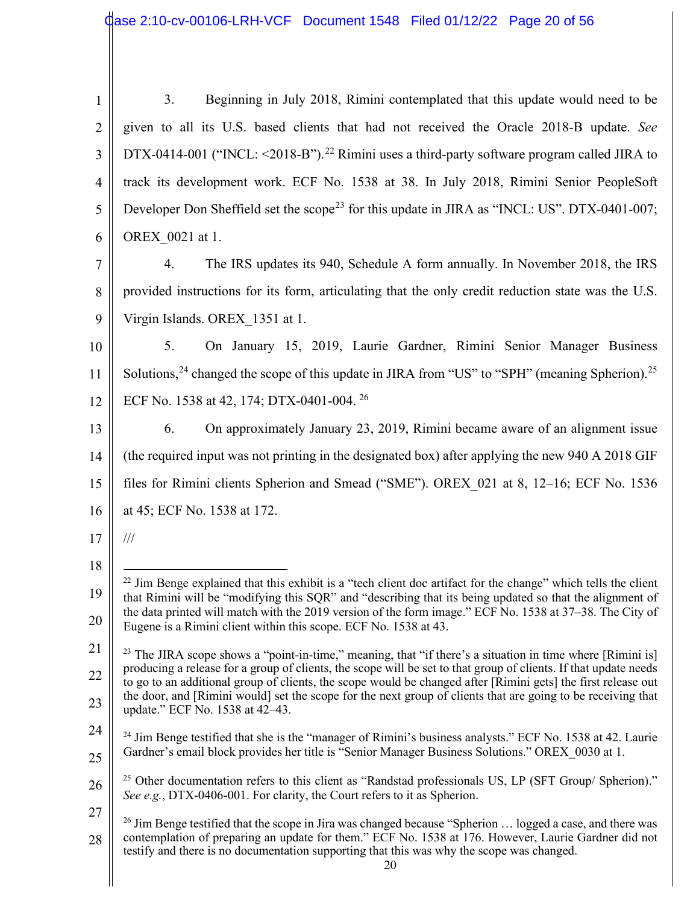3. Beginning in July 2018, Rimini contemplated that this update would need to be given to all its U.S. based clients that had not received the Oracle 2018-B update. *See* DTX-0414-001 ("INCL: <2018-B").[22] Rimini uses a third-party software program called JIRA to track its development work. ECF No. 1538 at 38. In July 2018, Rimini Senior PeopleSoft Developer Don Sheffield set the scope[23] for this update in JIRA as "INCL: US". DTX-0401-007; OREX_0021 at 1.

4. The IRS updates its 940, Schedule A form annually. In November 2018, the IRS provided instructions for its form, articulating that the only credit reduction state was the U.S. Virgin Islands. OREX_1351 at 1.

5. On January 15, 2019, Laurie Gardner, Rimini Senior Manager Business Solutions,[24] changed the scope of this update in JIRA from "US" to "SPH" (meaning Spherion).[25] ECF No. 1538 at 42, 174; DTX-0401-004.[26]

6. On approximately January 23, 2019, Rimini became aware of an alignment issue (the required input was not printing in the designated box) after applying the new 940 A 2018 GIF files for Rimini clients Spherion and Smead ("SME"). OREX_021 at 8, 12–16; ECF No. 1536 at 45; ECF No. 1538 at 172.

///

---

[22] Jim Benge explained that this exhibit is a "tech client doc artifact for the change" which tells the client that Rimini will be "modifying this SQR" and "describing that its being updated so that the alignment of the data printed will match with the 2019 version of the form image." ECF No. 1538 at 37–38. The City of Eugene is a Rimini client within this scope. ECF No. 1538 at 43.

[23] The JIRA scope shows a "point-in-time," meaning, that "if there's a situation in time where [Rimini is] producing a release for a group of clients, the scope will be set to that group of clients. If that update needs to go to an additional group of clients, the scope would be changed after [Rimini gets] the first release out the door, and [Rimini would] set the scope for the next group of clients that are going to be receiving that update." ECF No. 1538 at 42–43.

[24] Jim Benge testified that she is the "manager of Rimini's business analysts." ECF No. 1538 at 42. Laurie Gardner's email block provides her title is "Senior Manager Business Solutions." OREX_0030 at 1.

[25] Other documentation refers to this client as "Randstad professionals US, LP (SFT Group/ Spherion)." *See e.g.*, DTX-0406-001. For clarity, the Court refers to it as Spherion.

[26] Jim Benge testified that the scope in Jira was changed because "Spherion … logged a case, and there was contemplation of preparing an update for them." ECF No. 1538 at 176. However, Laurie Gardner did not testify and there is no documentation supporting that this was why the scope was changed.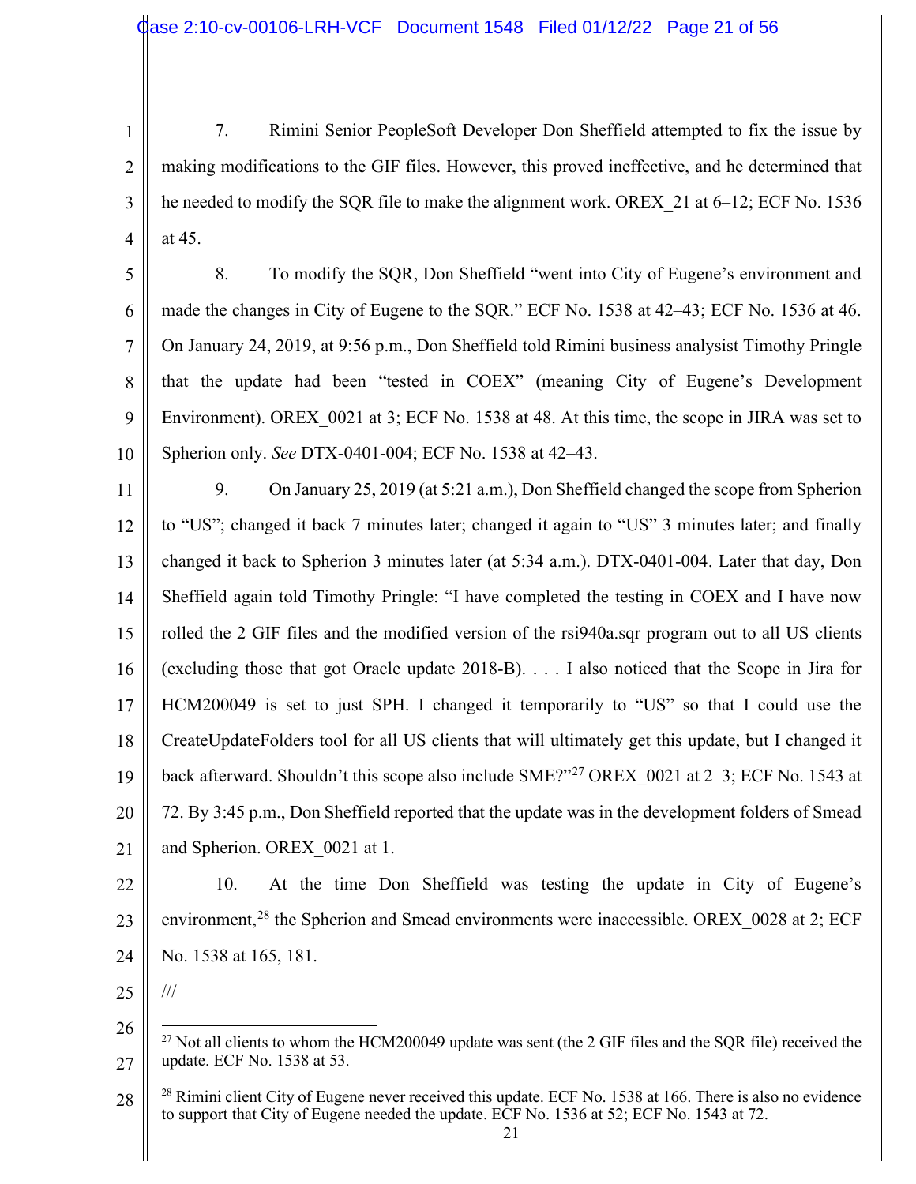7. Rimini Senior PeopleSoft Developer Don Sheffield attempted to fix the issue by making modifications to the GIF files. However, this proved ineffective, and he determined that he needed to modify the SQR file to make the alignment work. OREX_21 at 6–12; ECF No. 1536 at 45.

8. To modify the SQR, Don Sheffield "went into City of Eugene's environment and made the changes in City of Eugene to the SQR." ECF No. 1538 at 42–43; ECF No. 1536 at 46. On January 24, 2019, at 9:56 p.m., Don Sheffield told Rimini business analyst Timothy Pringle that the update had been "tested in COEX" (meaning City of Eugene's Development Environment). OREX_0021 at 3; ECF No. 1538 at 48. At this time, the scope in JIRA was set to Spherion only. *See* DTX-0401-004; ECF No. 1538 at 42–43.

9. On January 25, 2019 (at 5:21 a.m.), Don Sheffield changed the scope from Spherion to "US"; changed it back 7 minutes later; changed it again to "US" 3 minutes later; and finally changed it back to Spherion 3 minutes later (at 5:34 a.m.). DTX-0401-004. Later that day, Don Sheffield again told Timothy Pringle: "I have completed the testing in COEX and I have now rolled the 2 GIF files and the modified version of the rsi940a.sqr program out to all US clients (excluding those that got Oracle update 2018-B). . . . I also noticed that the Scope in Jira for HCM200049 is set to just SPH. I changed it temporarily to "US" so that I could use the CreateUpdateFolders tool for all US clients that will ultimately get this update, but I changed it back afterward. Shouldn't this scope also include SME?"[27] OREX_0021 at 2–3; ECF No. 1543 at 72. By 3:45 p.m., Don Sheffield reported that the update was in the development folders of Smead and Spherion. OREX_0021 at 1.

10. At the time Don Sheffield was testing the update in City of Eugene's environment,[28] the Spherion and Smead environments were inaccessible. OREX_0028 at 2; ECF No. 1538 at 165, 181.

///

---

[27] Not all clients to whom the HCM200049 update was sent (the 2 GIF files and the SQR file) received the update. ECF No. 1538 at 53.

[28] Rimini client City of Eugene never received this update. ECF No. 1538 at 166. There is also no evidence to support that City of Eugene needed the update. ECF No. 1536 at 52; ECF No. 1543 at 72.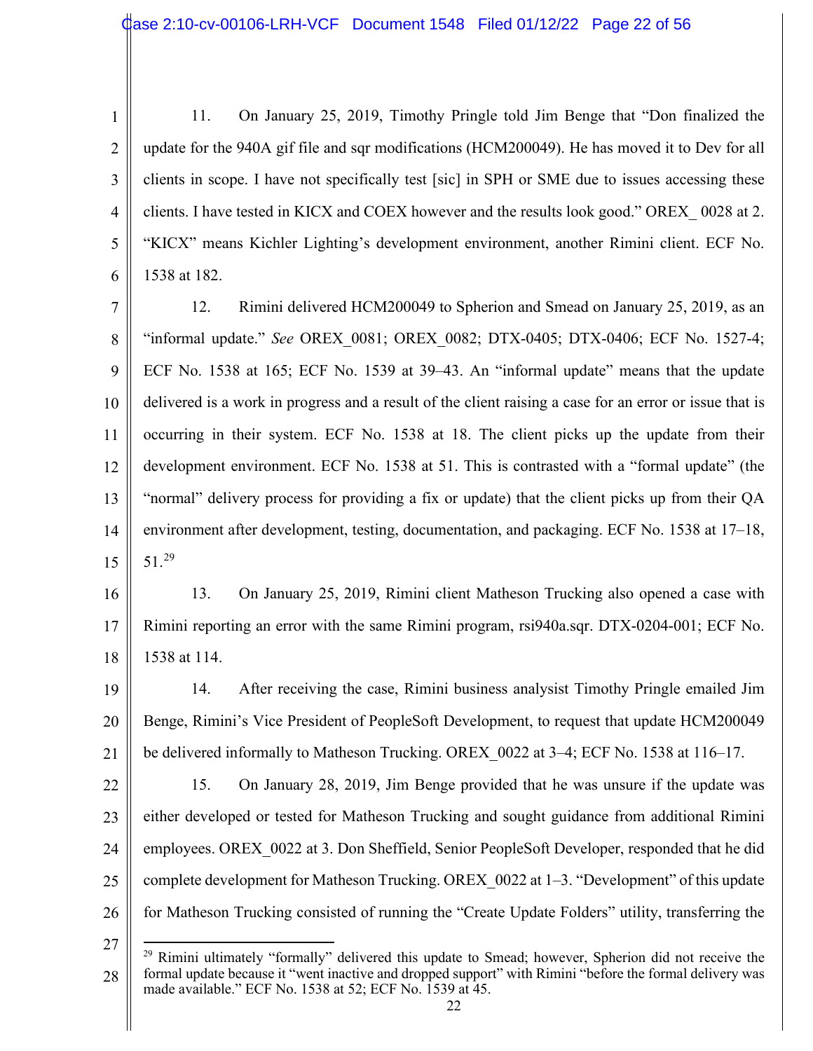11. On January 25, 2019, Timothy Pringle told Jim Benge that "Don finalized the update for the 940A gif file and sqr modifications (HCM200049). He has moved it to Dev for all clients in scope. I have not specifically test [sic] in SPH or SME due to issues accessing these clients. I have tested in KICX and COEX however and the results look good." OREX_ 0028 at 2. "KICX" means Kichler Lighting's development environment, another Rimini client. ECF No. 1538 at 182.

12. Rimini delivered HCM200049 to Spherion and Smead on January 25, 2019, as an "informal update." *See* OREX_0081; OREX_0082; DTX-0405; DTX-0406; ECF No. 1527-4; ECF No. 1538 at 165; ECF No. 1539 at 39–43. An "informal update" means that the update delivered is a work in progress and a result of the client raising a case for an error or issue that is occurring in their system. ECF No. 1538 at 18. The client picks up the update from their development environment. ECF No. 1538 at 51. This is contrasted with a "formal update" (the "normal" delivery process for providing a fix or update) that the client picks up from their QA environment after development, testing, documentation, and packaging. ECF No. 1538 at 17–18, 51.[29]

13. On January 25, 2019, Rimini client Matheson Trucking also opened a case with Rimini reporting an error with the same Rimini program, rsi940a.sqr. DTX-0204-001; ECF No. 1538 at 114.

14. After receiving the case, Rimini business analyst Timothy Pringle emailed Jim Benge, Rimini's Vice President of PeopleSoft Development, to request that update HCM200049 be delivered informally to Matheson Trucking. OREX_0022 at 3–4; ECF No. 1538 at 116–17.

15. On January 28, 2019, Jim Benge provided that he was unsure if the update was either developed or tested for Matheson Trucking and sought guidance from additional Rimini employees. OREX_0022 at 3. Don Sheffield, Senior PeopleSoft Developer, responded that he did complete development for Matheson Trucking. OREX_0022 at 1–3. "Development" of this update for Matheson Trucking consisted of running the "Create Update Folders" utility, transferring the

---

[29] Rimini ultimately "formally" delivered this update to Smead; however, Spherion did not receive the formal update because it "went inactive and dropped support" with Rimini "before the formal delivery was made available." ECF No. 1538 at 52; ECF No. 1539 at 45.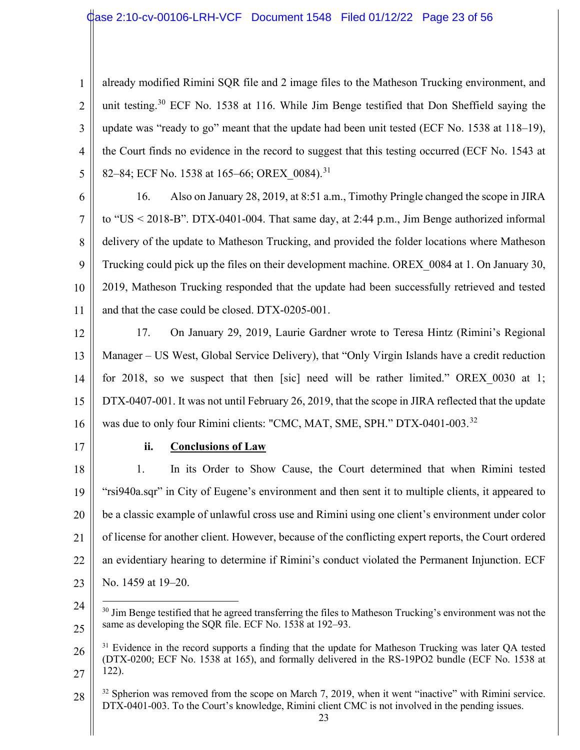already modified Rimini SQR file and 2 image files to the Matheson Trucking environment, and unit testing.[30] ECF No. 1538 at 116. While Jim Benge testified that Don Sheffield saying the update was "ready to go" meant that the update had been unit tested (ECF No. 1538 at 118–19), the Court finds no evidence in the record to suggest that this testing occurred (ECF No. 1543 at 82–84; ECF No. 1538 at 165–66; OREX_0084).[31]

16. Also on January 28, 2019, at 8:51 a.m., Timothy Pringle changed the scope in JIRA to "US < 2018-B". DTX-0401-004. That same day, at 2:44 p.m., Jim Benge authorized informal delivery of the update to Matheson Trucking, and provided the folder locations where Matheson Trucking could pick up the files on their development machine. OREX_0084 at 1. On January 30, 2019, Matheson Trucking responded that the update had been successfully retrieved and tested and that the case could be closed. DTX-0205-001.

17. On January 29, 2019, Laurie Gardner wrote to Teresa Hintz (Rimini's Regional Manager – US West, Global Service Delivery), that "Only Virgin Islands have a credit reduction for 2018, so we suspect that then [sic] need will be rather limited." OREX_0030 at 1; DTX-0407-001. It was not until February 26, 2019, that the scope in JIRA reflected that the update was due to only four Rimini clients: "CMC, MAT, SME, SPH." DTX-0401-003.[32]

**ii. <u>Conclusions of Law</u>**

1. In its Order to Show Cause, the Court determined that when Rimini tested "rsi940a.sqr" in City of Eugene's environment and then sent it to multiple clients, it appeared to be a classic example of unlawful cross use and Rimini using one client's environment under color of license for another client. However, because of the conflicting expert reports, the Court ordered an evidentiary hearing to determine if Rimini's conduct violated the Permanent Injunction. ECF No. 1459 at 19–20.

---

[30] Jim Benge testified that he agreed transferring the files to Matheson Trucking's environment was not the same as developing the SQR file. ECF No. 1538 at 192–93.

[31] Evidence in the record supports a finding that the update for Matheson Trucking was later QA tested (DTX-0200; ECF No. 1538 at 165), and formally delivered in the RS-19PO2 bundle (ECF No. 1538 at 122).

[32] Spherion was removed from the scope on March 7, 2019, when it went "inactive" with Rimini service. DTX-0401-003. To the Court's knowledge, Rimini client CMC is not involved in the pending issues.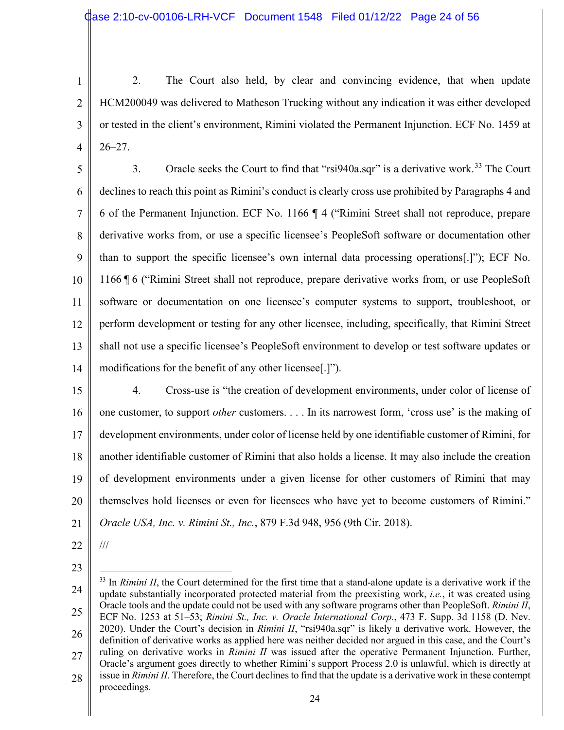2. The Court also held, by clear and convincing evidence, that when update HCM200049 was delivered to Matheson Trucking without any indication it was either developed or tested in the client's environment, Rimini violated the Permanent Injunction. ECF No. 1459 at 26–27.

3. Oracle seeks the Court to find that "rsi940a.sqr" is a derivative work.[33] The Court declines to reach this point as Rimini's conduct is clearly cross use prohibited by Paragraphs 4 and 6 of the Permanent Injunction. ECF No. 1166 ¶ 4 ("Rimini Street shall not reproduce, prepare derivative works from, or use a specific licensee's PeopleSoft software or documentation other than to support the specific licensee's own internal data processing operations[.]"); ECF No. 1166 ¶ 6 ("Rimini Street shall not reproduce, prepare derivative works from, or use PeopleSoft software or documentation on one licensee's computer systems to support, troubleshoot, or perform development or testing for any other licensee, including, specifically, that Rimini Street shall not use a specific licensee's PeopleSoft environment to develop or test software updates or modifications for the benefit of any other licensee[.]").

4. Cross-use is "the creation of development environments, under color of license of one customer, to support *other* customers. . . . In its narrowest form, 'cross use' is the making of development environments, under color of license held by one identifiable customer of Rimini, for another identifiable customer of Rimini that also holds a license. It may also include the creation of development environments under a given license for other customers of Rimini that may themselves hold licenses or even for licensees who have yet to become customers of Rimini." *Oracle USA, Inc. v. Rimini St., Inc.*, 879 F.3d 948, 956 (9th Cir. 2018).

///

---

[33] In *Rimini II*, the Court determined for the first time that a stand-alone update is a derivative work if the update substantially incorporated protected material from the preexisting work, *i.e.*, it was created using Oracle tools and the update could not be used with any software programs other than PeopleSoft. *Rimini II*, ECF No. 1253 at 51–53; *Rimini St., Inc. v. Oracle International Corp.*, 473 F. Supp. 3d 1158 (D. Nev. 2020). Under the Court's decision in *Rimini II*, "rsi940a.sqr" is likely a derivative work. However, the definition of derivative works as applied here was neither decided nor argued in this case, and the Court's ruling on derivative works in *Rimini II* was issued after the operative Permanent Injunction. Further, Oracle's argument goes directly to whether Rimini's support Process 2.0 is unlawful, which is directly at issue in *Rimini II*. Therefore, the Court declines to find that the update is a derivative work in these contempt proceedings.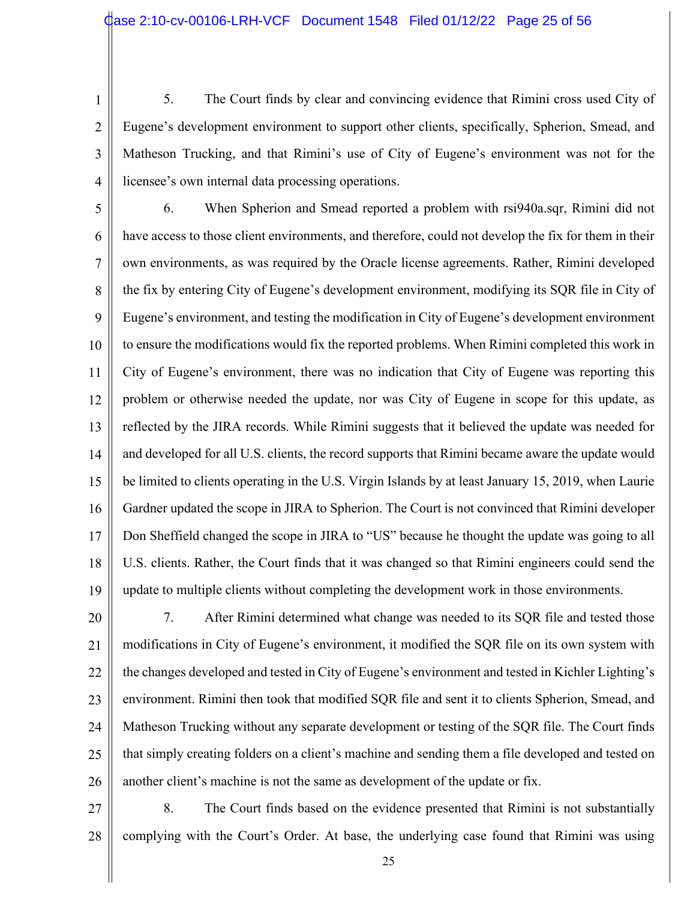5. The Court finds by clear and convincing evidence that Rimini cross used City of Eugene's development environment to support other clients, specifically, Spherion, Smead, and Matheson Trucking, and that Rimini's use of City of Eugene's environment was not for the licensee's own internal data processing operations.

6. When Spherion and Smead reported a problem with rsi940a.sqr, Rimini did not have access to those client environments, and therefore, could not develop the fix for them in their own environments, as was required by the Oracle license agreements. Rather, Rimini developed the fix by entering City of Eugene's development environment, modifying its SQR file in City of Eugene's environment, and testing the modification in City of Eugene's development environment to ensure the modifications would fix the reported problems. When Rimini completed this work in City of Eugene's environment, there was no indication that City of Eugene was reporting this problem or otherwise needed the update, nor was City of Eugene in scope for this update, as reflected by the JIRA records. While Rimini suggests that it believed the update was needed for and developed for all U.S. clients, the record supports that Rimini became aware the update would be limited to clients operating in the U.S. Virgin Islands by at least January 15, 2019, when Laurie Gardner updated the scope in JIRA to Spherion. The Court is not convinced that Rimini developer Don Sheffield changed the scope in JIRA to "US" because he thought the update was going to all U.S. clients. Rather, the Court finds that it was changed so that Rimini engineers could send the update to multiple clients without completing the development work in those environments.

7. After Rimini determined what change was needed to its SQR file and tested those modifications in City of Eugene's environment, it modified the SQR file on its own system with the changes developed and tested in City of Eugene's environment and tested in Kichler Lighting's environment. Rimini then took that modified SQR file and sent it to clients Spherion, Smead, and Matheson Trucking without any separate development or testing of the SQR file. The Court finds that simply creating folders on a client's machine and sending them a file developed and tested on another client's machine is not the same as development of the update or fix.

8. The Court finds based on the evidence presented that Rimini is not substantially complying with the Court's Order. At base, the underlying case found that Rimini was using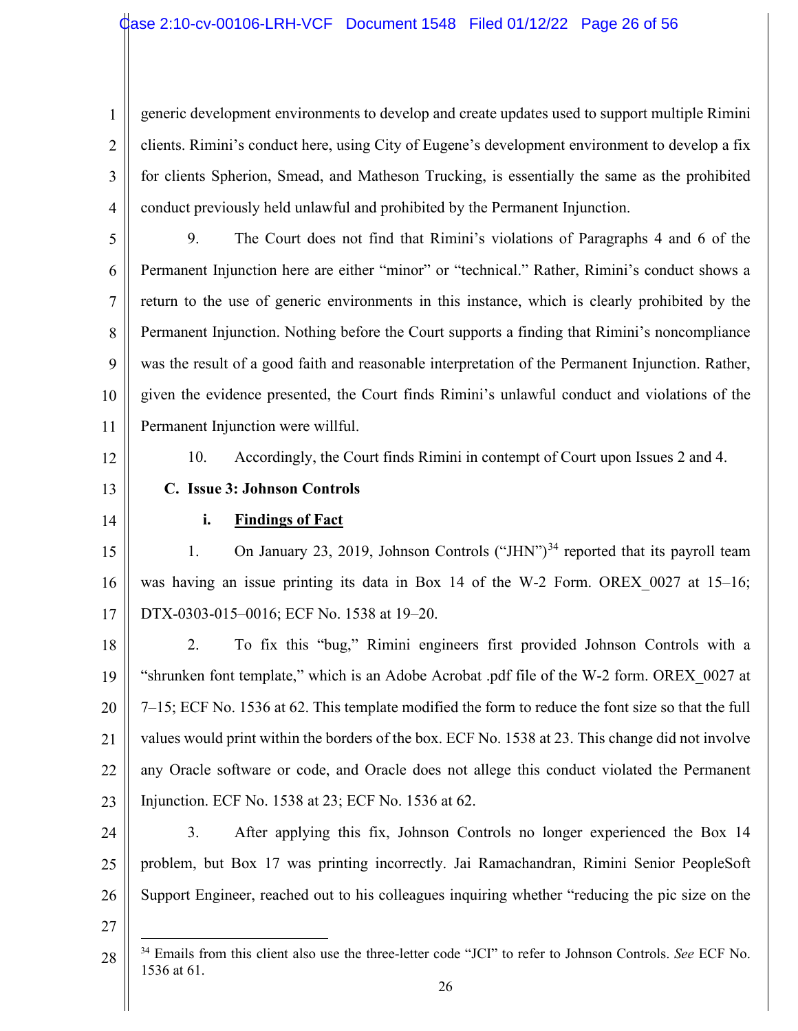generic development environments to develop and create updates used to support multiple Rimini clients. Rimini's conduct here, using City of Eugene's development environment to develop a fix for clients Spherion, Smead, and Matheson Trucking, is essentially the same as the prohibited conduct previously held unlawful and prohibited by the Permanent Injunction.

9. The Court does not find that Rimini's violations of Paragraphs 4 and 6 of the Permanent Injunction here are either "minor" or "technical." Rather, Rimini's conduct shows a return to the use of generic environments in this instance, which is clearly prohibited by the Permanent Injunction. Nothing before the Court supports a finding that Rimini's noncompliance was the result of a good faith and reasonable interpretation of the Permanent Injunction. Rather, given the evidence presented, the Court finds Rimini's unlawful conduct and violations of the Permanent Injunction were willful.

10. Accordingly, the Court finds Rimini in contempt of Court upon Issues 2 and 4.

### C. Issue 3: Johnson Controls

#### i. <u>Findings of Fact</u>

1. On January 23, 2019, Johnson Controls ("JHN")[34] reported that its payroll team was having an issue printing its data in Box 14 of the W-2 Form. OREX_0027 at 15–16; DTX-0303-015–0016; ECF No. 1538 at 19–20.

2. To fix this "bug," Rimini engineers first provided Johnson Controls with a "shrunken font template," which is an Adobe Acrobat .pdf file of the W-2 form. OREX_0027 at 7–15; ECF No. 1536 at 62. This template modified the form to reduce the font size so that the full values would print within the borders of the box. ECF No. 1538 at 23. This change did not involve any Oracle software or code, and Oracle does not allege this conduct violated the Permanent Injunction. ECF No. 1538 at 23; ECF No. 1536 at 62.

3. After applying this fix, Johnson Controls no longer experienced the Box 14 problem, but Box 17 was printing incorrectly. Jai Ramachandran, Rimini Senior PeopleSoft Support Engineer, reached out to his colleagues inquiring whether "reducing the pic size on the

---

[34] Emails from this client also use the three-letter code "JCI" to refer to Johnson Controls. *See* ECF No. 1536 at 61.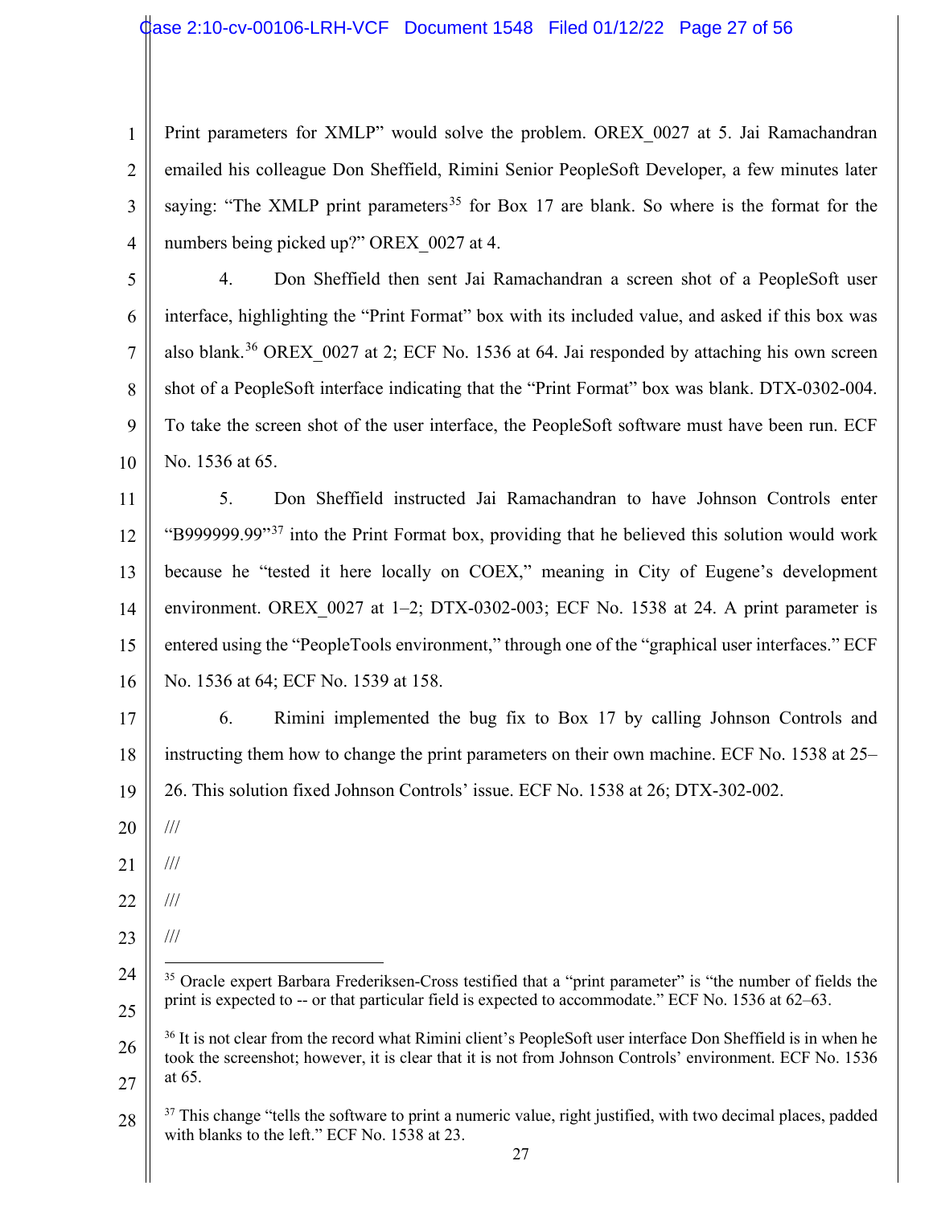Print parameters for XMLP" would solve the problem. OREX_0027 at 5. Jai Ramachandran emailed his colleague Don Sheffield, Rimini Senior PeopleSoft Developer, a few minutes later saying: "The XMLP print parameters[35] for Box 17 are blank. So where is the format for the numbers being picked up?" OREX_0027 at 4.

4. Don Sheffield then sent Jai Ramachandran a screen shot of a PeopleSoft user interface, highlighting the "Print Format" box with its included value, and asked if this box was also blank.[36] OREX_0027 at 2; ECF No. 1536 at 64. Jai responded by attaching his own screen shot of a PeopleSoft interface indicating that the "Print Format" box was blank. DTX-0302-004. To take the screen shot of the user interface, the PeopleSoft software must have been run. ECF No. 1536 at 65.

5. Don Sheffield instructed Jai Ramachandran to have Johnson Controls enter "B999999.99"[37] into the Print Format box, providing that he believed this solution would work because he "tested it here locally on COEX," meaning in City of Eugene's development environment. OREX_0027 at 1–2; DTX-0302-003; ECF No. 1538 at 24. A print parameter is entered using the "PeopleTools environment," through one of the "graphical user interfaces." ECF No. 1536 at 64; ECF No. 1539 at 158.

6. Rimini implemented the bug fix to Box 17 by calling Johnson Controls and instructing them how to change the print parameters on their own machine. ECF No. 1538 at 25–26. This solution fixed Johnson Controls' issue. ECF No. 1538 at 26; DTX-302-002.

///

///

///

///

---

[35] Oracle expert Barbara Frederiksen-Cross testified that a "print parameter" is "the number of fields the print is expected to -- or that particular field is expected to accommodate." ECF No. 1536 at 62–63.

[36] It is not clear from the record what Rimini client's PeopleSoft user interface Don Sheffield is in when he took the screenshot; however, it is clear that it is not from Johnson Controls' environment. ECF No. 1536 at 65.

[37] This change "tells the software to print a numeric value, right justified, with two decimal places, padded with blanks to the left." ECF No. 1538 at 23.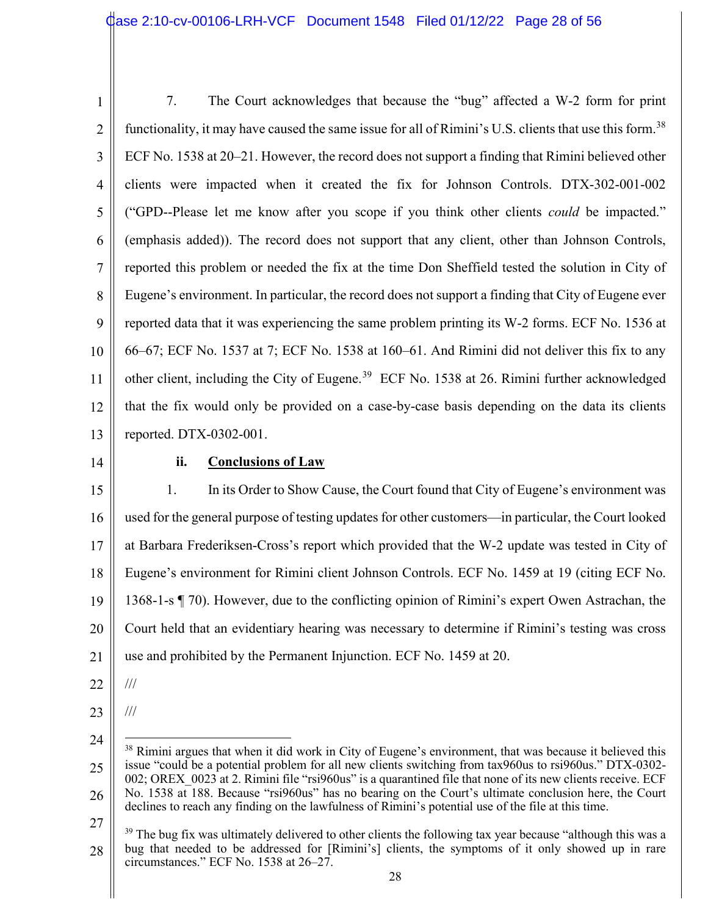7. The Court acknowledges that because the "bug" affected a W-2 form for print functionality, it may have caused the same issue for all of Rimini's U.S. clients that use this form.[38] ECF No. 1538 at 20–21. However, the record does not support a finding that Rimini believed other clients were impacted when it created the fix for Johnson Controls. DTX-302-001-002 ("GPD--Please let me know after you scope if you think other clients *could* be impacted." (emphasis added)). The record does not support that any client, other than Johnson Controls, reported this problem or needed the fix at the time Don Sheffield tested the solution in City of Eugene's environment. In particular, the record does not support a finding that City of Eugene ever reported data that it was experiencing the same problem printing its W-2 forms. ECF No. 1536 at 66–67; ECF No. 1537 at 7; ECF No. 1538 at 160–61. And Rimini did not deliver this fix to any other client, including the City of Eugene.[39] ECF No. 1538 at 26. Rimini further acknowledged that the fix would only be provided on a case-by-case basis depending on the data its clients reported. DTX-0302-001.

### ii. <u>Conclusions of Law</u>

1. In its Order to Show Cause, the Court found that City of Eugene's environment was used for the general purpose of testing updates for other customers—in particular, the Court looked at Barbara Frederiksen-Cross's report which provided that the W-2 update was tested in City of Eugene's environment for Rimini client Johnson Controls. ECF No. 1459 at 19 (citing ECF No. 1368-1-s ¶ 70). However, due to the conflicting opinion of Rimini's expert Owen Astrachan, the Court held that an evidentiary hearing was necessary to determine if Rimini's testing was cross use and prohibited by the Permanent Injunction. ECF No. 1459 at 20.

///

///

---

[38] Rimini argues that when it did work in City of Eugene's environment, that was because it believed this issue "could be a potential problem for all new clients switching from tax960us to rsi960us." DTX-0302-002; OREX_0023 at 2. Rimini file "rsi960us" is a quarantined file that none of its new clients receive. ECF No. 1538 at 188. Because "rsi960us" has no bearing on the Court's ultimate conclusion here, the Court declines to reach any finding on the lawfulness of Rimini's potential use of the file at this time.

[39] The bug fix was ultimately delivered to other clients the following tax year because "although this was a bug that needed to be addressed for [Rimini's] clients, the symptoms of it only showed up in rare circumstances." ECF No. 1538 at 26–27.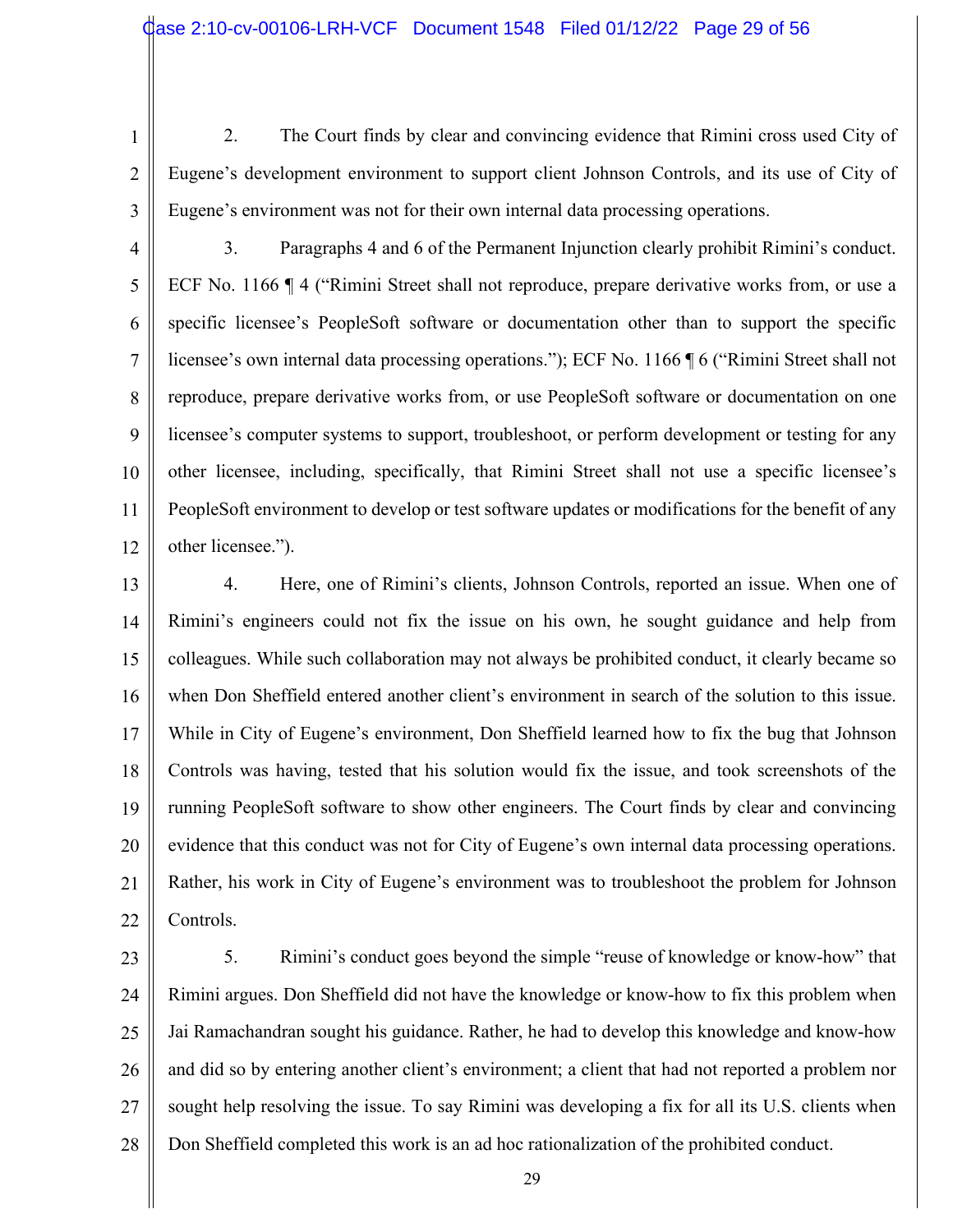2. The Court finds by clear and convincing evidence that Rimini cross used City of Eugene's development environment to support client Johnson Controls, and its use of City of Eugene's environment was not for their own internal data processing operations.

3. Paragraphs 4 and 6 of the Permanent Injunction clearly prohibit Rimini's conduct. ECF No. 1166 ¶ 4 ("Rimini Street shall not reproduce, prepare derivative works from, or use a specific licensee's PeopleSoft software or documentation other than to support the specific licensee's own internal data processing operations."); ECF No. 1166 ¶ 6 ("Rimini Street shall not reproduce, prepare derivative works from, or use PeopleSoft software or documentation on one licensee's computer systems to support, troubleshoot, or perform development or testing for any other licensee, including, specifically, that Rimini Street shall not use a specific licensee's PeopleSoft environment to develop or test software updates or modifications for the benefit of any other licensee.").

4. Here, one of Rimini's clients, Johnson Controls, reported an issue. When one of Rimini's engineers could not fix the issue on his own, he sought guidance and help from colleagues. While such collaboration may not always be prohibited conduct, it clearly became so when Don Sheffield entered another client's environment in search of the solution to this issue. While in City of Eugene's environment, Don Sheffield learned how to fix the bug that Johnson Controls was having, tested that his solution would fix the issue, and took screenshots of the running PeopleSoft software to show other engineers. The Court finds by clear and convincing evidence that this conduct was not for City of Eugene's own internal data processing operations. Rather, his work in City of Eugene's environment was to troubleshoot the problem for Johnson Controls.

5. Rimini's conduct goes beyond the simple "reuse of knowledge or know-how" that Rimini argues. Don Sheffield did not have the knowledge or know-how to fix this problem when Jai Ramachandran sought his guidance. Rather, he had to develop this knowledge and know-how and did so by entering another client's environment; a client that had not reported a problem nor sought help resolving the issue. To say Rimini was developing a fix for all its U.S. clients when Don Sheffield completed this work is an ad hoc rationalization of the prohibited conduct.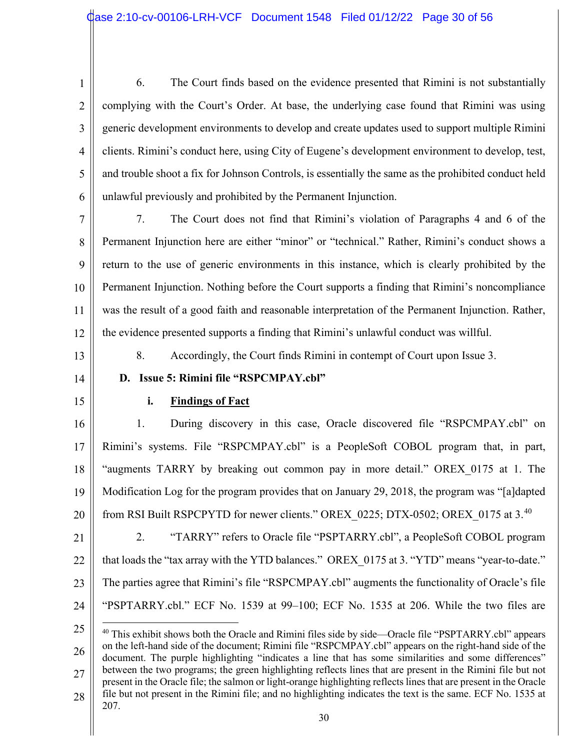6. The Court finds based on the evidence presented that Rimini is not substantially complying with the Court's Order. At base, the underlying case found that Rimini was using generic development environments to develop and create updates used to support multiple Rimini clients. Rimini's conduct here, using City of Eugene's development environment to develop, test, and trouble shoot a fix for Johnson Controls, is essentially the same as the prohibited conduct held unlawful previously and prohibited by the Permanent Injunction.

7. The Court does not find that Rimini's violation of Paragraphs 4 and 6 of the Permanent Injunction here are either "minor" or "technical." Rather, Rimini's conduct shows a return to the use of generic environments in this instance, which is clearly prohibited by the Permanent Injunction. Nothing before the Court supports a finding that Rimini's noncompliance was the result of a good faith and reasonable interpretation of the Permanent Injunction. Rather, the evidence presented supports a finding that Rimini's unlawful conduct was willful.

8. Accordingly, the Court finds Rimini in contempt of Court upon Issue 3.

### D. Issue 5: Rimini file "RSPCMPAY.cbl"

#### i. **Findings of Fact**

1. During discovery in this case, Oracle discovered file "RSPCMPAY.cbl" on Rimini's systems. File "RSPCMPAY.cbl" is a PeopleSoft COBOL program that, in part, "augments TARRY by breaking out common pay in more detail." OREX_0175 at 1. The Modification Log for the program provides that on January 29, 2018, the program was "[a]dapted from RSI Built RSPCPYTD for newer clients." OREX_0225; DTX-0502; OREX_0175 at 3.[40]

2. "TARRY" refers to Oracle file "PSPTARRY.cbl", a PeopleSoft COBOL program that loads the "tax array with the YTD balances." OREX_0175 at 3. "YTD" means "year-to-date." The parties agree that Rimini's file "RSPCMPAY.cbl" augments the functionality of Oracle's file "PSPTARRY.cbl." ECF No. 1539 at 99–100; ECF No. 1535 at 206. While the two files are

[40] This exhibit shows both the Oracle and Rimini files side by side—Oracle file "PSPTARRY.cbl" appears on the left-hand side of the document; Rimini file "RSPCMPAY.cbl" appears on the right-hand side of the document. The purple highlighting "indicates a line that has some similarities and some differences" between the two programs; the green highlighting reflects lines that are present in the Rimini file but not present in the Oracle file; the salmon or light-orange highlighting reflects lines that are present in the Oracle file but not present in the Rimini file; and no highlighting indicates the text is the same. ECF No. 1535 at 207.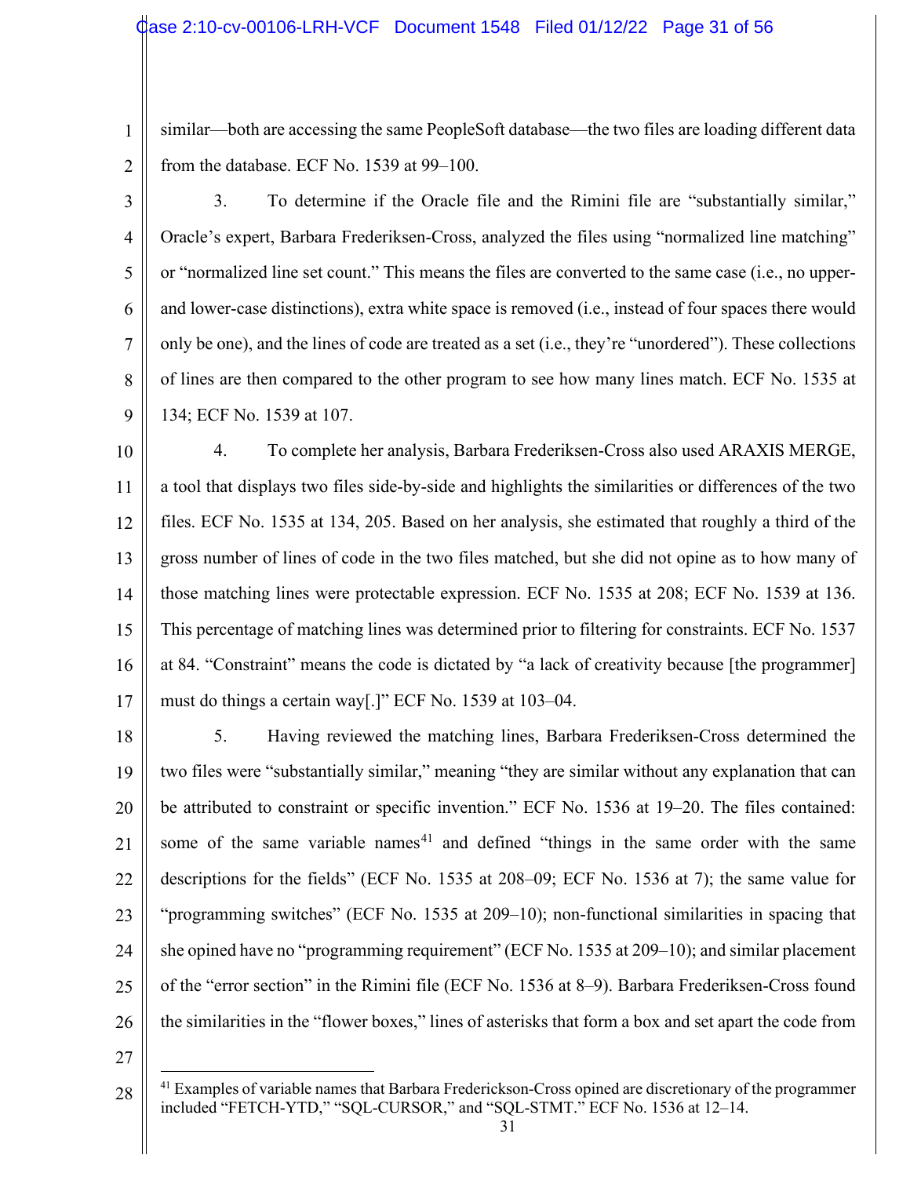similar—both are accessing the same PeopleSoft database—the two files are loading different data from the database. ECF No. 1539 at 99–100.

3. To determine if the Oracle file and the Rimini file are "substantially similar," Oracle's expert, Barbara Frederiksen-Cross, analyzed the files using "normalized line matching" or "normalized line set count." This means the files are converted to the same case (i.e., no upper- and lower-case distinctions), extra white space is removed (i.e., instead of four spaces there would only be one), and the lines of code are treated as a set (i.e., they're "unordered"). These collections of lines are then compared to the other program to see how many lines match. ECF No. 1535 at 134; ECF No. 1539 at 107.

4. To complete her analysis, Barbara Frederiksen-Cross also used ARAXIS MERGE, a tool that displays two files side-by-side and highlights the similarities or differences of the two files. ECF No. 1535 at 134, 205. Based on her analysis, she estimated that roughly a third of the gross number of lines of code in the two files matched, but she did not opine as to how many of those matching lines were protectable expression. ECF No. 1535 at 208; ECF No. 1539 at 136. This percentage of matching lines was determined prior to filtering for constraints. ECF No. 1537 at 84. "Constraint" means the code is dictated by "a lack of creativity because [the programmer] must do things a certain way[.]" ECF No. 1539 at 103–04.

5. Having reviewed the matching lines, Barbara Frederiksen-Cross determined the two files were "substantially similar," meaning "they are similar without any explanation that can be attributed to constraint or specific invention." ECF No. 1536 at 19–20. The files contained: some of the same variable names[41] and defined "things in the same order with the same descriptions for the fields" (ECF No. 1535 at 208–09; ECF No. 1536 at 7); the same value for "programming switches" (ECF No. 1535 at 209–10); non-functional similarities in spacing that she opined have no "programming requirement" (ECF No. 1535 at 209–10); and similar placement of the "error section" in the Rimini file (ECF No. 1536 at 8–9). Barbara Frederiksen-Cross found the similarities in the "flower boxes," lines of asterisks that form a box and set apart the code from

---

[41] Examples of variable names that Barbara Frederickson-Cross opined are discretionary of the programmer included "FETCH-YTD," "SQL-CURSOR," and "SQL-STMT." ECF No. 1536 at 12–14.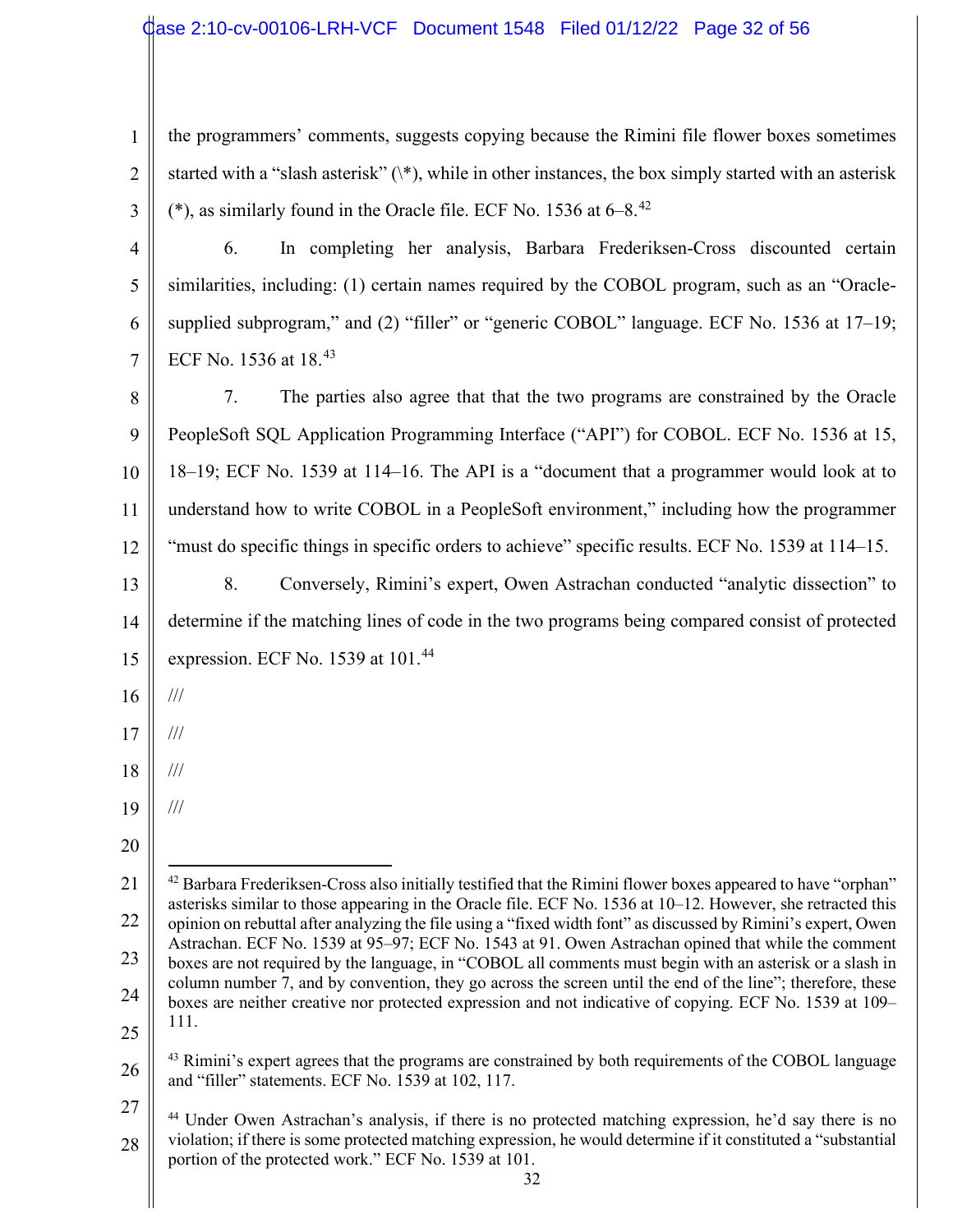the programmers' comments, suggests copying because the Rimini file flower boxes sometimes started with a "slash asterisk" (\*), while in other instances, the box simply started with an asterisk (*), as similarly found in the Oracle file. ECF No. 1536 at 6–8.[42]

6. In completing her analysis, Barbara Frederiksen-Cross discounted certain similarities, including: (1) certain names required by the COBOL program, such as an "Oracle-supplied subprogram," and (2) "filler" or "generic COBOL" language. ECF No. 1536 at 17–19; ECF No. 1536 at 18.[43]

7. The parties also agree that that the two programs are constrained by the Oracle PeopleSoft SQL Application Programming Interface ("API") for COBOL. ECF No. 1536 at 15, 18–19; ECF No. 1539 at 114–16. The API is a "document that a programmer would look at to understand how to write COBOL in a PeopleSoft environment," including how the programmer "must do specific things in specific orders to achieve" specific results. ECF No. 1539 at 114–15.

8. Conversely, Rimini's expert, Owen Astrachan conducted "analytic dissection" to determine if the matching lines of code in the two programs being compared consist of protected expression. ECF No. 1539 at 101.[44]

///

///

///

///

---

[42] Barbara Frederiksen-Cross also initially testified that the Rimini flower boxes appeared to have "orphan" asterisks similar to those appearing in the Oracle file. ECF No. 1536 at 10–12. However, she retracted this opinion on rebuttal after analyzing the file using a "fixed width font" as discussed by Rimini's expert, Owen Astrachan. ECF No. 1539 at 95–97; ECF No. 1543 at 91. Owen Astrachan opined that while the comment boxes are not required by the language, in "COBOL all comments must begin with an asterisk or a slash in column number 7, and by convention, they go across the screen until the end of the line"; therefore, these boxes are neither creative nor protected expression and not indicative of copying. ECF No. 1539 at 109–111.

[43] Rimini's expert agrees that the programs are constrained by both requirements of the COBOL language and "filler" statements. ECF No. 1539 at 102, 117.

[44] Under Owen Astrachan's analysis, if there is no protected matching expression, he'd say there is no violation; if there is some protected matching expression, he would determine if it constituted a "substantial portion of the protected work." ECF No. 1539 at 101.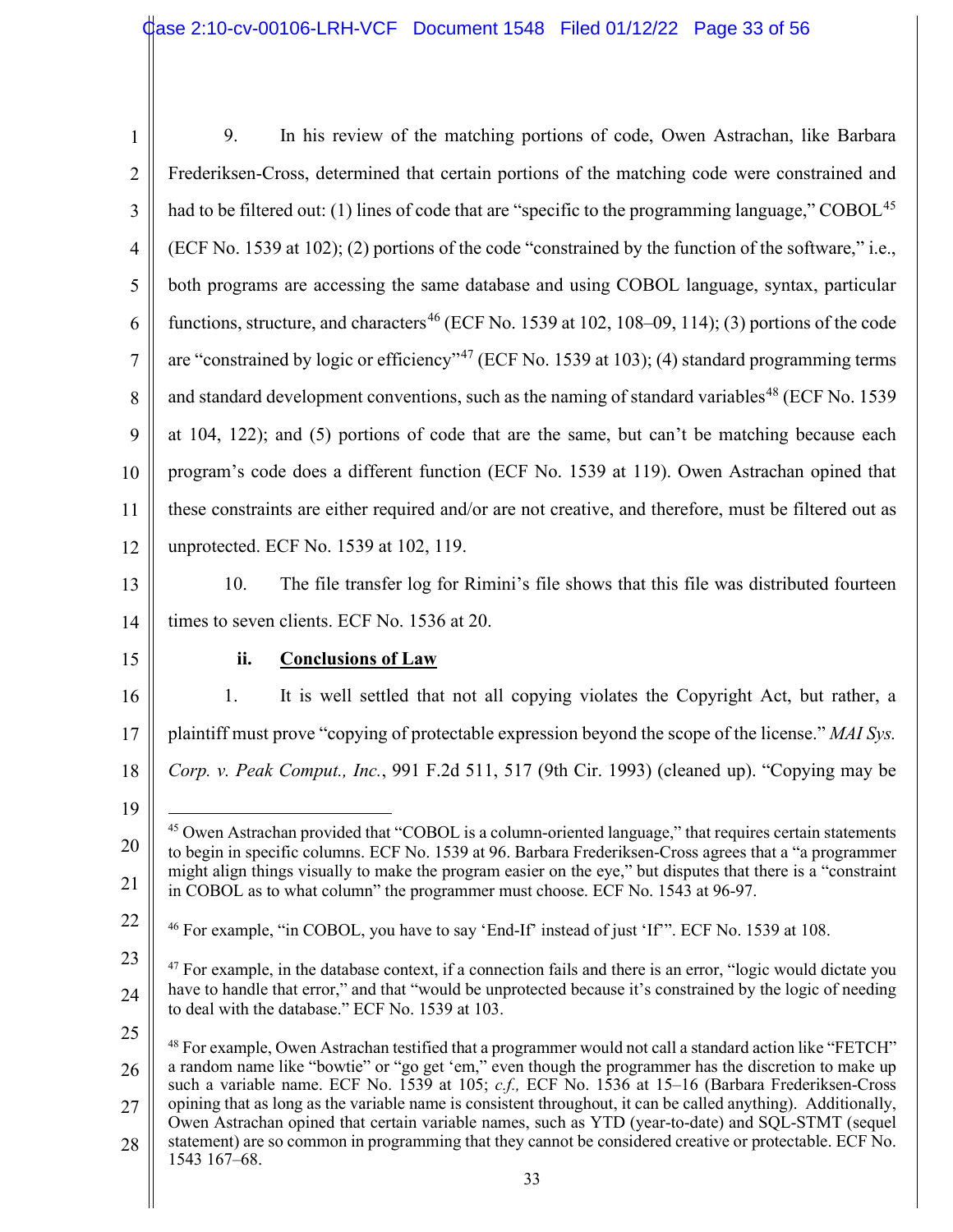9. In his review of the matching portions of code, Owen Astrachan, like Barbara Frederiksen-Cross, determined that certain portions of the matching code were constrained and had to be filtered out: (1) lines of code that are "specific to the programming language," COBOL[45] (ECF No. 1539 at 102); (2) portions of the code "constrained by the function of the software," i.e., both programs are accessing the same database and using COBOL language, syntax, particular functions, structure, and characters[46] (ECF No. 1539 at 102, 108–09, 114); (3) portions of the code are "constrained by logic or efficiency"[47] (ECF No. 1539 at 103); (4) standard programming terms and standard development conventions, such as the naming of standard variables[48] (ECF No. 1539 at 104, 122); and (5) portions of code that are the same, but can't be matching because each program's code does a different function (ECF No. 1539 at 119). Owen Astrachan opined that these constraints are either required and/or are not creative, and therefore, must be filtered out as unprotected. ECF No. 1539 at 102, 119.

10. The file transfer log for Rimini's file shows that this file was distributed fourteen times to seven clients. ECF No. 1536 at 20.

**ii. <u>Conclusions of Law</u>**

1. It is well settled that not all copying violates the Copyright Act, but rather, a plaintiff must prove "copying of protectable expression beyond the scope of the license." *MAI Sys. Corp. v. Peak Comput., Inc.*, 991 F.2d 511, 517 (9th Cir. 1993) (cleaned up). "Copying may be

---

[45] Owen Astrachan provided that "COBOL is a column-oriented language," that requires certain statements to begin in specific columns. ECF No. 1539 at 96. Barbara Frederiksen-Cross agrees that a "a programmer might align things visually to make the program easier on the eye," but disputes that there is a "constraint in COBOL as to what column" the programmer must choose. ECF No. 1543 at 96-97.

[46] For example, "in COBOL, you have to say 'End-If' instead of just 'If'". ECF No. 1539 at 108.

[47] For example, in the database context, if a connection fails and there is an error, "logic would dictate you have to handle that error," and that "would be unprotected because it's constrained by the logic of needing to deal with the database." ECF No. 1539 at 103.

[48] For example, Owen Astrachan testified that a programmer would not call a standard action like "FETCH" a random name like "bowtie" or "go get 'em," even though the programmer has the discretion to make up such a variable name. ECF No. 1539 at 105; *c.f.,* ECF No. 1536 at 15–16 (Barbara Frederiksen-Cross opining that as long as the variable name is consistent throughout, it can be called anything). Additionally, Owen Astrachan opined that certain variable names, such as YTD (year-to-date) and SQL-STMT (sequel statement) are so common in programming that they cannot be considered creative or protectable. ECF No. 1543 167–68.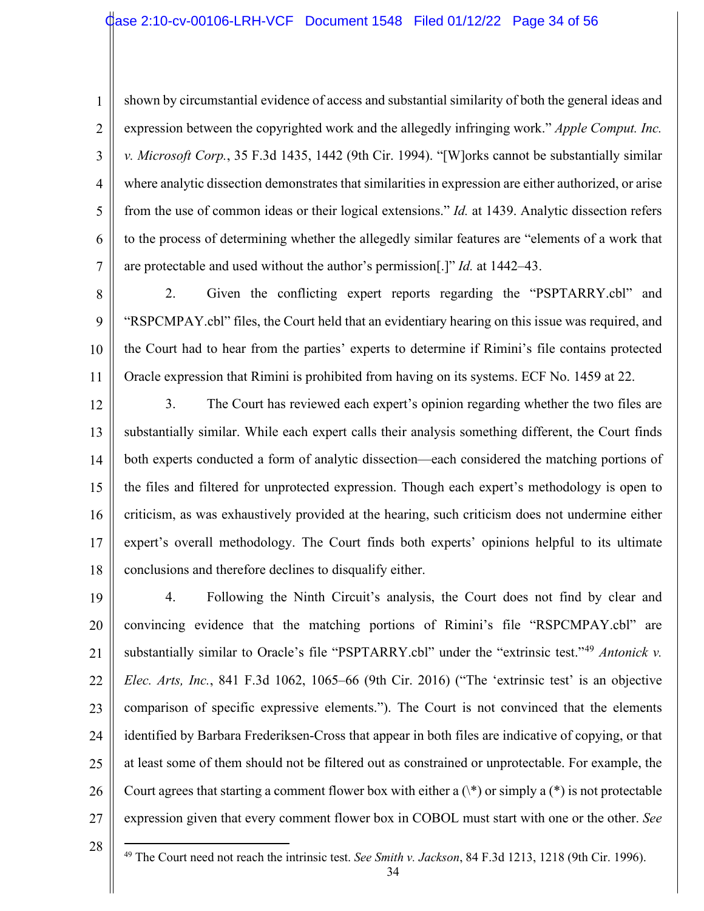shown by circumstantial evidence of access and substantial similarity of both the general ideas and expression between the copyrighted work and the allegedly infringing work." *Apple Comput. Inc. v. Microsoft Corp.*, 35 F.3d 1435, 1442 (9th Cir. 1994). "[W]orks cannot be substantially similar where analytic dissection demonstrates that similarities in expression are either authorized, or arise from the use of common ideas or their logical extensions." *Id.* at 1439. Analytic dissection refers to the process of determining whether the allegedly similar features are "elements of a work that are protectable and used without the author's permission[.]" *Id.* at 1442–43.

2. Given the conflicting expert reports regarding the "PSPTARRY.cbl" and "RSPCMPAY.cbl" files, the Court held that an evidentiary hearing on this issue was required, and the Court had to hear from the parties' experts to determine if Rimini's file contains protected Oracle expression that Rimini is prohibited from having on its systems. ECF No. 1459 at 22.

3. The Court has reviewed each expert's opinion regarding whether the two files are substantially similar. While each expert calls their analysis something different, the Court finds both experts conducted a form of analytic dissection—each considered the matching portions of the files and filtered for unprotected expression. Though each expert's methodology is open to criticism, as was exhaustively provided at the hearing, such criticism does not undermine either expert's overall methodology. The Court finds both experts' opinions helpful to its ultimate conclusions and therefore declines to disqualify either.

4. Following the Ninth Circuit's analysis, the Court does not find by clear and convincing evidence that the matching portions of Rimini's file "RSPCMPAY.cbl" are substantially similar to Oracle's file "PSPTARRY.cbl" under the "extrinsic test."[49] *Antonick v. Elec. Arts, Inc.*, 841 F.3d 1062, 1065–66 (9th Cir. 2016) ("The 'extrinsic test' is an objective comparison of specific expressive elements."). The Court is not convinced that the elements identified by Barbara Frederiksen-Cross that appear in both files are indicative of copying, or that at least some of them should not be filtered out as constrained or unprotectable. For example, the Court agrees that starting a comment flower box with either a (\*) or simply a (*) is not protectable expression given that every comment flower box in COBOL must start with one or the other. *See*

---

[49] The Court need not reach the intrinsic test. *See Smith v. Jackson*, 84 F.3d 1213, 1218 (9th Cir. 1996).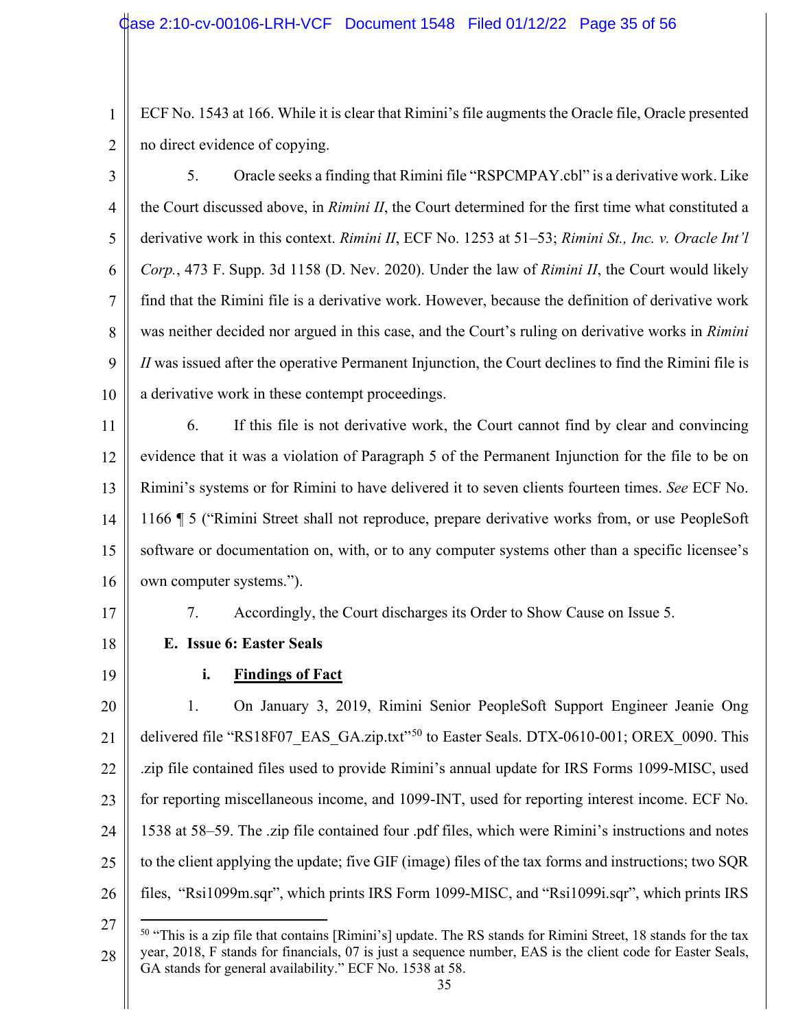ECF No. 1543 at 166. While it is clear that Rimini's file augments the Oracle file, Oracle presented no direct evidence of copying.

5. Oracle seeks a finding that Rimini file "RSPCMPAY.cbl" is a derivative work. Like the Court discussed above, in *Rimini II*, the Court determined for the first time what constituted a derivative work in this context. *Rimini II*, ECF No. 1253 at 51–53; *Rimini St., Inc. v. Oracle Int'l Corp.*, 473 F. Supp. 3d 1158 (D. Nev. 2020). Under the law of *Rimini II*, the Court would likely find that the Rimini file is a derivative work. However, because the definition of derivative work was neither decided nor argued in this case, and the Court's ruling on derivative works in *Rimini II* was issued after the operative Permanent Injunction, the Court declines to find the Rimini file is a derivative work in these contempt proceedings.

6. If this file is not derivative work, the Court cannot find by clear and convincing evidence that it was a violation of Paragraph 5 of the Permanent Injunction for the file to be on Rimini's systems or for Rimini to have delivered it to seven clients fourteen times. *See* ECF No. 1166 ¶ 5 ("Rimini Street shall not reproduce, prepare derivative works from, or use PeopleSoft software or documentation on, with, or to any computer systems other than a specific licensee's own computer systems.").

7. Accordingly, the Court discharges its Order to Show Cause on Issue 5.

### E. Issue 6: Easter Seals

#### i. Findings of Fact

1. On January 3, 2019, Rimini Senior PeopleSoft Support Engineer Jeanie Ong delivered file "RS18F07_EAS_GA.zip.txt"[50] to Easter Seals. DTX-0610-001; OREX_0090. This .zip file contained files used to provide Rimini's annual update for IRS Forms 1099-MISC, used for reporting miscellaneous income, and 1099-INT, used for reporting interest income. ECF No. 1538 at 58–59. The .zip file contained four .pdf files, which were Rimini's instructions and notes to the client applying the update; five GIF (image) files of the tax forms and instructions; two SQR files, "Rsi1099m.sqr", which prints IRS Form 1099-MISC, and "Rsi1099i.sqr", which prints IRS

---

[50] "This is a zip file that contains [Rimini's] update. The RS stands for Rimini Street, 18 stands for the tax year, 2018, F stands for financials, 07 is just a sequence number, EAS is the client code for Easter Seals, GA stands for general availability." ECF No. 1538 at 58.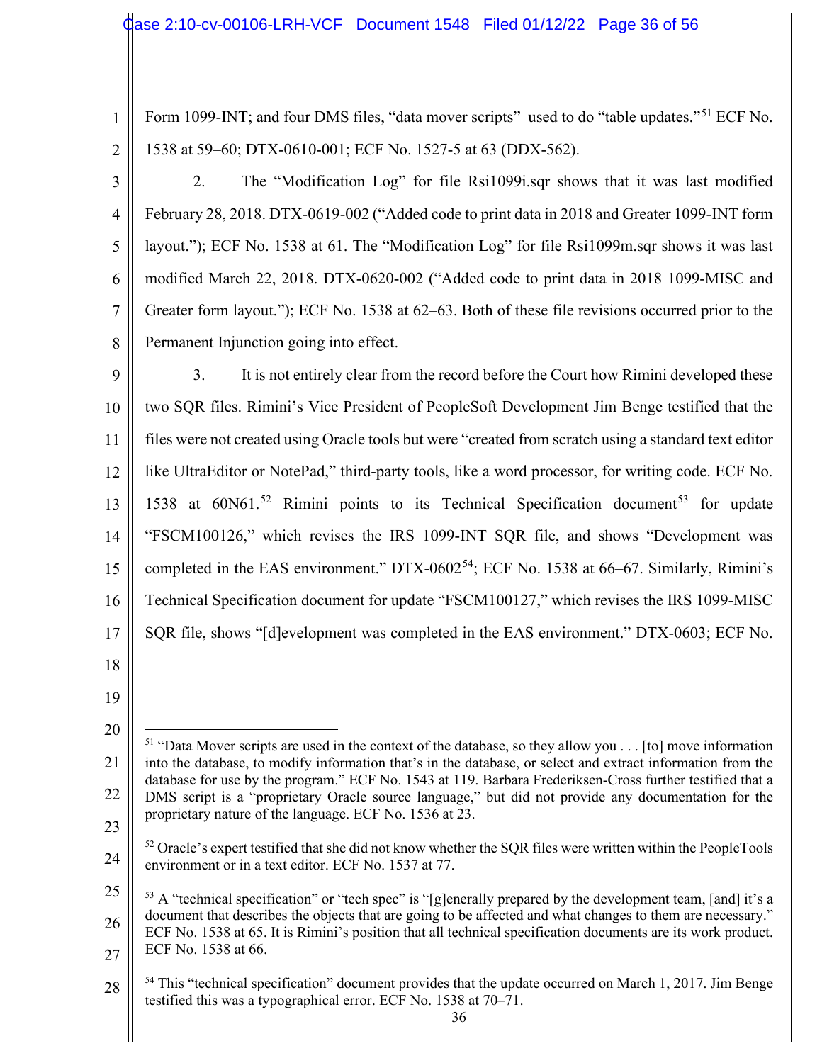Form 1099-INT; and four DMS files, "data mover scripts" used to do "table updates."[51] ECF No. 1538 at 59–60; DTX-0610-001; ECF No. 1527-5 at 63 (DDX-562).

2. The "Modification Log" for file Rsi1099i.sqr shows that it was last modified February 28, 2018. DTX-0619-002 ("Added code to print data in 2018 and Greater 1099-INT form layout."); ECF No. 1538 at 61. The "Modification Log" for file Rsi1099m.sqr shows it was last modified March 22, 2018. DTX-0620-002 ("Added code to print data in 2018 1099-MISC and Greater form layout."); ECF No. 1538 at 62–63. Both of these file revisions occurred prior to the Permanent Injunction going into effect.

3. It is not entirely clear from the record before the Court how Rimini developed these two SQR files. Rimini's Vice President of PeopleSoft Development Jim Benge testified that the files were not created using Oracle tools but were "created from scratch using a standard text editor like UltraEditor or NotePad," third-party tools, like a word processor, for writing code. ECF No. 1538 at 60N61.[52] Rimini points to its Technical Specification document[53] for update "FSCM100126," which revises the IRS 1099-INT SQR file, and shows "Development was completed in the EAS environment." DTX-0602[54]; ECF No. 1538 at 66–67. Similarly, Rimini's Technical Specification document for update "FSCM100127," which revises the IRS 1099-MISC SQR file, shows "[d]evelopment was completed in the EAS environment." DTX-0603; ECF No.

---

[51] "Data Mover scripts are used in the context of the database, so they allow you . . . [to] move information into the database, to modify information that's in the database, or select and extract information from the database for use by the program." ECF No. 1543 at 119. Barbara Frederiksen-Cross further testified that a DMS script is a "proprietary Oracle source language," but did not provide any documentation for the proprietary nature of the language. ECF No. 1536 at 23.

[52] Oracle's expert testified that she did not know whether the SQR files were written within the PeopleTools environment or in a text editor. ECF No. 1537 at 77.

[53] A "technical specification" or "tech spec" is "[g]enerally prepared by the development team, [and] it's a document that describes the objects that are going to be affected and what changes to them are necessary." ECF No. 1538 at 65. It is Rimini's position that all technical specification documents are its work product. ECF No. 1538 at 66.

[54] This "technical specification" document provides that the update occurred on March 1, 2017. Jim Benge testified this was a typographical error. ECF No. 1538 at 70–71.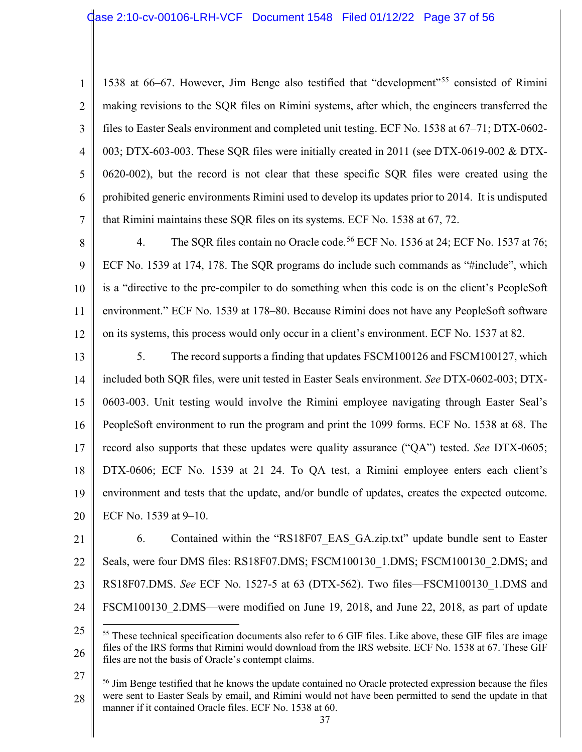1538 at 66–67. However, Jim Benge also testified that "development"[55] consisted of Rimini making revisions to the SQR files on Rimini systems, after which, the engineers transferred the files to Easter Seals environment and completed unit testing. ECF No. 1538 at 67–71; DTX-0602-003; DTX-603-003. These SQR files were initially created in 2011 (see DTX-0619-002 & DTX-0620-002), but the record is not clear that these specific SQR files were created using the prohibited generic environments Rimini used to develop its updates prior to 2014. It is undisputed that Rimini maintains these SQR files on its systems. ECF No. 1538 at 67, 72.

4. The SQR files contain no Oracle code.[56] ECF No. 1536 at 24; ECF No. 1537 at 76; ECF No. 1539 at 174, 178. The SQR programs do include such commands as "#include", which is a "directive to the pre-compiler to do something when this code is on the client's PeopleSoft environment." ECF No. 1539 at 178–80. Because Rimini does not have any PeopleSoft software on its systems, this process would only occur in a client's environment. ECF No. 1537 at 82.

5. The record supports a finding that updates FSCM100126 and FSCM100127, which included both SQR files, were unit tested in Easter Seals environment. *See* DTX-0602-003; DTX-0603-003. Unit testing would involve the Rimini employee navigating through Easter Seal's PeopleSoft environment to run the program and print the 1099 forms. ECF No. 1538 at 68. The record also supports that these updates were quality assurance ("QA") tested. *See* DTX-0605; DTX-0606; ECF No. 1539 at 21–24. To QA test, a Rimini employee enters each client's environment and tests that the update, and/or bundle of updates, creates the expected outcome. ECF No. 1539 at 9–10.

6. Contained within the "RS18F07_EAS_GA.zip.txt" update bundle sent to Easter Seals, were four DMS files: RS18F07.DMS; FSCM100130_1.DMS; FSCM100130_2.DMS; and RS18F07.DMS. *See* ECF No. 1527-5 at 63 (DTX-562). Two files—FSCM100130_1.DMS and FSCM100130_2.DMS—were modified on June 19, 2018, and June 22, 2018, as part of update

---

[55] These technical specification documents also refer to 6 GIF files. Like above, these GIF files are image files of the IRS forms that Rimini would download from the IRS website. ECF No. 1538 at 67. These GIF files are not the basis of Oracle's contempt claims.

[56] Jim Benge testified that he knows the update contained no Oracle protected expression because the files were sent to Easter Seals by email, and Rimini would not have been permitted to send the update in that manner if it contained Oracle files. ECF No. 1538 at 60.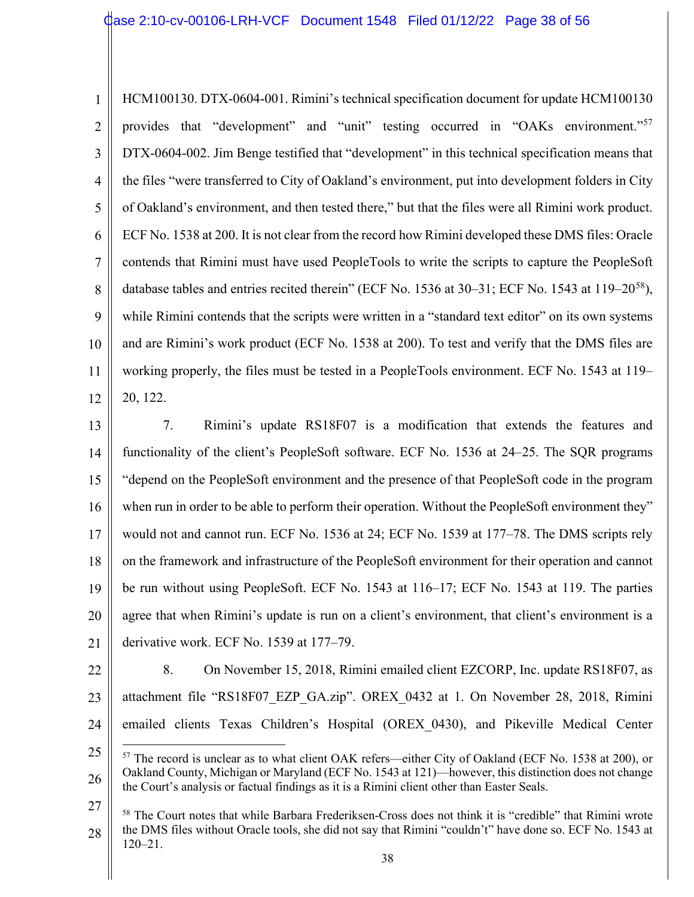HCM100130. DTX-0604-001. Rimini's technical specification document for update HCM100130 provides that "development" and "unit" testing occurred in "OAKs environment."[57] DTX-0604-002. Jim Benge testified that "development" in this technical specification means that the files "were transferred to City of Oakland's environment, put into development folders in City of Oakland's environment, and then tested there," but that the files were all Rimini work product. ECF No. 1538 at 200. It is not clear from the record how Rimini developed these DMS files: Oracle contends that Rimini must have used PeopleTools to write the scripts to capture the PeopleSoft database tables and entries recited therein" (ECF No. 1536 at 30–31; ECF No. 1543 at 119–20[58]), while Rimini contends that the scripts were written in a "standard text editor" on its own systems and are Rimini's work product (ECF No. 1538 at 200). To test and verify that the DMS files are working properly, the files must be tested in a PeopleTools environment. ECF No. 1543 at 119–20, 122.

7. Rimini's update RS18F07 is a modification that extends the features and functionality of the client's PeopleSoft software. ECF No. 1536 at 24–25. The SQR programs "depend on the PeopleSoft environment and the presence of that PeopleSoft code in the program when run in order to be able to perform their operation. Without the PeopleSoft environment they" would not and cannot run. ECF No. 1536 at 24; ECF No. 1539 at 177–78. The DMS scripts rely on the framework and infrastructure of the PeopleSoft environment for their operation and cannot be run without using PeopleSoft. ECF No. 1543 at 116–17; ECF No. 1543 at 119. The parties agree that when Rimini's update is run on a client's environment, that client's environment is a derivative work. ECF No. 1539 at 177–79.

8. On November 15, 2018, Rimini emailed client EZCORP, Inc. update RS18F07, as attachment file "RS18F07_EZP_GA.zip". OREX_0432 at 1. On November 28, 2018, Rimini emailed clients Texas Children's Hospital (OREX_0430), and Pikeville Medical Center

---

[57] The record is unclear as to what client OAK refers—either City of Oakland (ECF No. 1538 at 200), or Oakland County, Michigan or Maryland (ECF No. 1543 at 121)—however, this distinction does not change the Court's analysis or factual findings as it is a Rimini client other than Easter Seals.

[58] The Court notes that while Barbara Frederiksen-Cross does not think it is "credible" that Rimini wrote the DMS files without Oracle tools, she did not say that Rimini "couldn't" have done so. ECF No. 1543 at 120–21.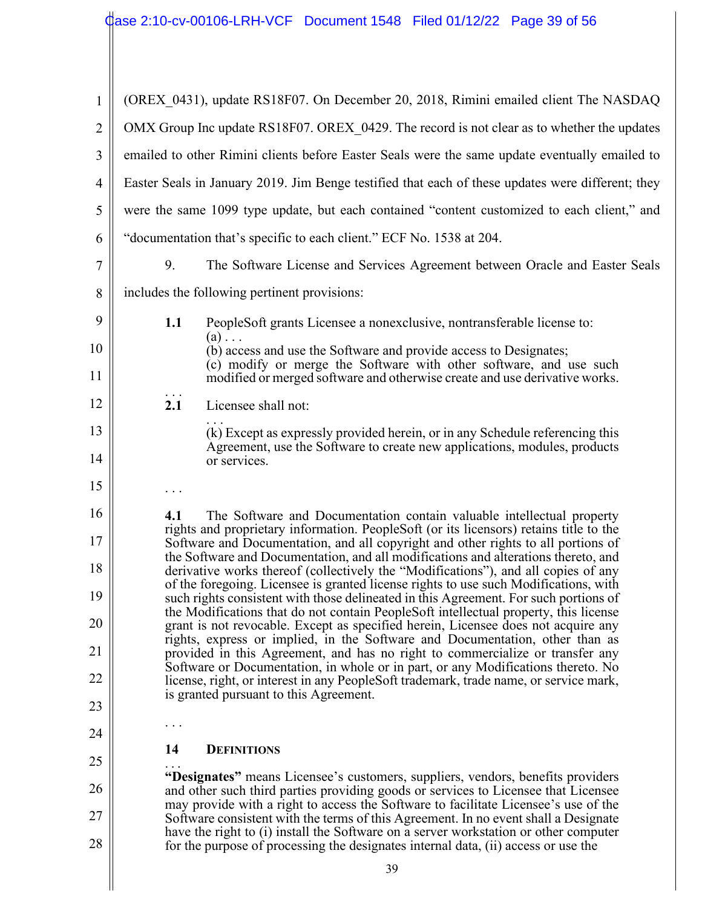(OREX_0431), update RS18F07. On December 20, 2018, Rimini emailed client The NASDAQ OMX Group Inc update RS18F07. OREX_0429. The record is not clear as to whether the updates emailed to other Rimini clients before Easter Seals were the same update eventually emailed to Easter Seals in January 2019. Jim Benge testified that each of these updates were different; they were the same 1099 type update, but each contained "content customized to each client," and "documentation that's specific to each client." ECF No. 1538 at 204.

9. The Software License and Services Agreement between Oracle and Easter Seals includes the following pertinent provisions:

> **1.1** PeopleSoft grants Licensee a nonexclusive, nontransferable license to:
> (a) . . .
> (b) access and use the Software and provide access to Designates;
> (c) modify or merge the Software with other software, and use such modified or merged software and otherwise create and use derivative works.
>
> . . .
>
> **2.1** Licensee shall not:
>
> . . .
>
> (k) Except as expressly provided herein, or in any Schedule referencing this Agreement, use the Software to create new applications, modules, products or services.
>
> . . .
>
> **4.1** The Software and Documentation contain valuable intellectual property rights and proprietary information. PeopleSoft (or its licensors) retains title to the Software and Documentation, and all copyright and other rights to all portions of the Software and Documentation, and all modifications and alterations thereto, and derivative works thereof (collectively the "Modifications"), and all copies of any of the foregoing. Licensee is granted license rights to use such Modifications, with such rights consistent with those delineated in this Agreement. For such portions of the Modifications that do not contain PeopleSoft intellectual property, this license grant is not revocable. Except as specified herein, Licensee does not acquire any rights, express or implied, in the Software and Documentation, other than as provided in this Agreement, and has no right to commercialize or transfer any Software or Documentation, in whole or in part, or any Modifications thereto. No license, right, or interest in any PeopleSoft trademark, trade name, or service mark, is granted pursuant to this Agreement.
>
> . . .
>
> **14 DEFINITIONS**
>
> . . .
>
> **"Designates"** means Licensee's customers, suppliers, vendors, benefits providers and other such third parties providing goods or services to Licensee that Licensee may provide with a right to access the Software to facilitate Licensee's use of the Software consistent with the terms of this Agreement. In no event shall a Designate have the right to (i) install the Software on a server workstation or other computer for the purpose of processing the designates internal data, (ii) access or use the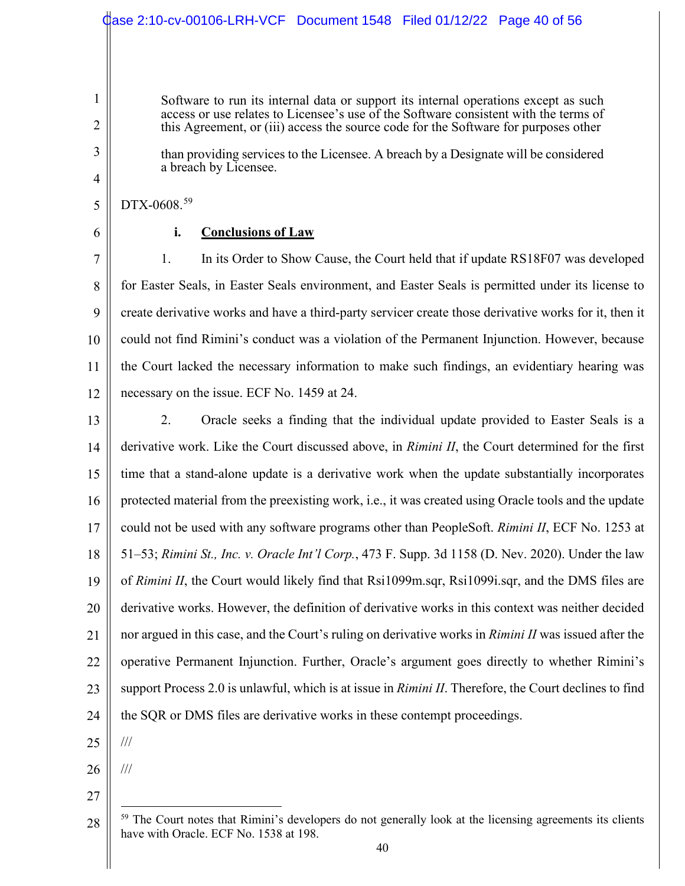> Software to run its internal data or support its internal operations except as such access or use relates to Licensee's use of the Software consistent with the terms of this Agreement, or (iii) access the source code for the Software for purposes other than providing services to the Licensee. A breach by a Designate will be considered a breach by Licensee.

DTX-0608.[59]

**i. Conclusions of Law**

1. In its Order to Show Cause, the Court held that if update RS18F07 was developed for Easter Seals, in Easter Seals environment, and Easter Seals is permitted under its license to create derivative works and have a third-party servicer create those derivative works for it, then it could not find Rimini's conduct was a violation of the Permanent Injunction. However, because the Court lacked the necessary information to make such findings, an evidentiary hearing was necessary on the issue. ECF No. 1459 at 24.

2. Oracle seeks a finding that the individual update provided to Easter Seals is a derivative work. Like the Court discussed above, in *Rimini II*, the Court determined for the first time that a stand-alone update is a derivative work when the update substantially incorporates protected material from the preexisting work, i.e., it was created using Oracle tools and the update could not be used with any software programs other than PeopleSoft. *Rimini II*, ECF No. 1253 at 51–53; *Rimini St., Inc. v. Oracle Int'l Corp.*, 473 F. Supp. 3d 1158 (D. Nev. 2020). Under the law of *Rimini II*, the Court would likely find that Rsi1099m.sqr, Rsi1099i.sqr, and the DMS files are derivative works. However, the definition of derivative works in this context was neither decided nor argued in this case, and the Court's ruling on derivative works in *Rimini II* was issued after the operative Permanent Injunction. Further, Oracle's argument goes directly to whether Rimini's support Process 2.0 is unlawful, which is at issue in *Rimini II*. Therefore, the Court declines to find the SQR or DMS files are derivative works in these contempt proceedings.

///

///

[59] The Court notes that Rimini's developers do not generally look at the licensing agreements its clients have with Oracle. ECF No. 1538 at 198.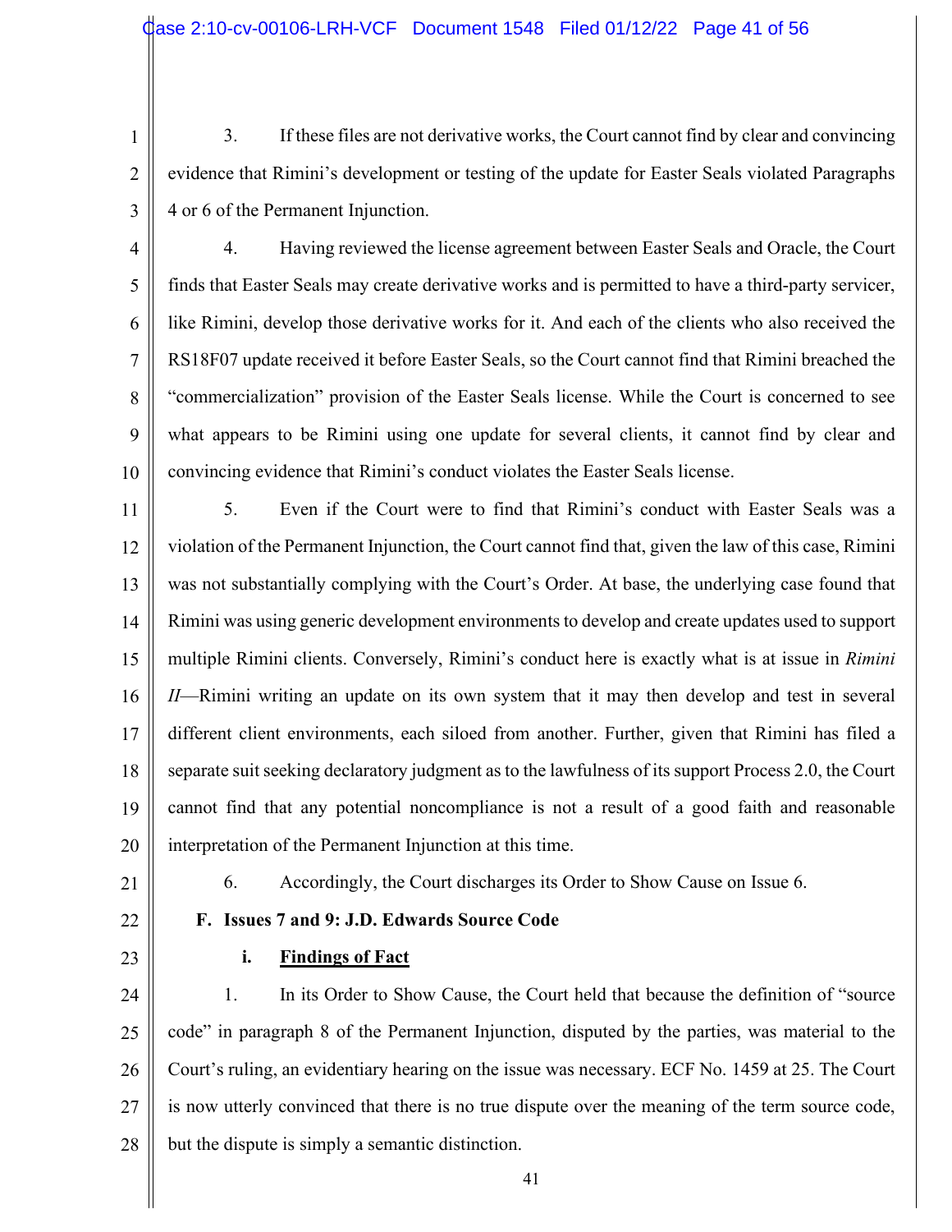3. If these files are not derivative works, the Court cannot find by clear and convincing evidence that Rimini's development or testing of the update for Easter Seals violated Paragraphs 4 or 6 of the Permanent Injunction.

4. Having reviewed the license agreement between Easter Seals and Oracle, the Court finds that Easter Seals may create derivative works and is permitted to have a third-party servicer, like Rimini, develop those derivative works for it. And each of the clients who also received the RS18F07 update received it before Easter Seals, so the Court cannot find that Rimini breached the "commercialization" provision of the Easter Seals license. While the Court is concerned to see what appears to be Rimini using one update for several clients, it cannot find by clear and convincing evidence that Rimini's conduct violates the Easter Seals license.

5. Even if the Court were to find that Rimini's conduct with Easter Seals was a violation of the Permanent Injunction, the Court cannot find that, given the law of this case, Rimini was not substantially complying with the Court's Order. At base, the underlying case found that Rimini was using generic development environments to develop and create updates used to support multiple Rimini clients. Conversely, Rimini's conduct here is exactly what is at issue in *Rimini II*—Rimini writing an update on its own system that it may then develop and test in several different client environments, each siloed from another. Further, given that Rimini has filed a separate suit seeking declaratory judgment as to the lawfulness of its support Process 2.0, the Court cannot find that any potential noncompliance is not a result of a good faith and reasonable interpretation of the Permanent Injunction at this time.

6. Accordingly, the Court discharges its Order to Show Cause on Issue 6.

### F. Issues 7 and 9: J.D. Edwards Source Code

#### i. Findings of Fact

1. In its Order to Show Cause, the Court held that because the definition of "source code" in paragraph 8 of the Permanent Injunction, disputed by the parties, was material to the Court's ruling, an evidentiary hearing on the issue was necessary. ECF No. 1459 at 25. The Court is now utterly convinced that there is no true dispute over the meaning of the term source code, but the dispute is simply a semantic distinction.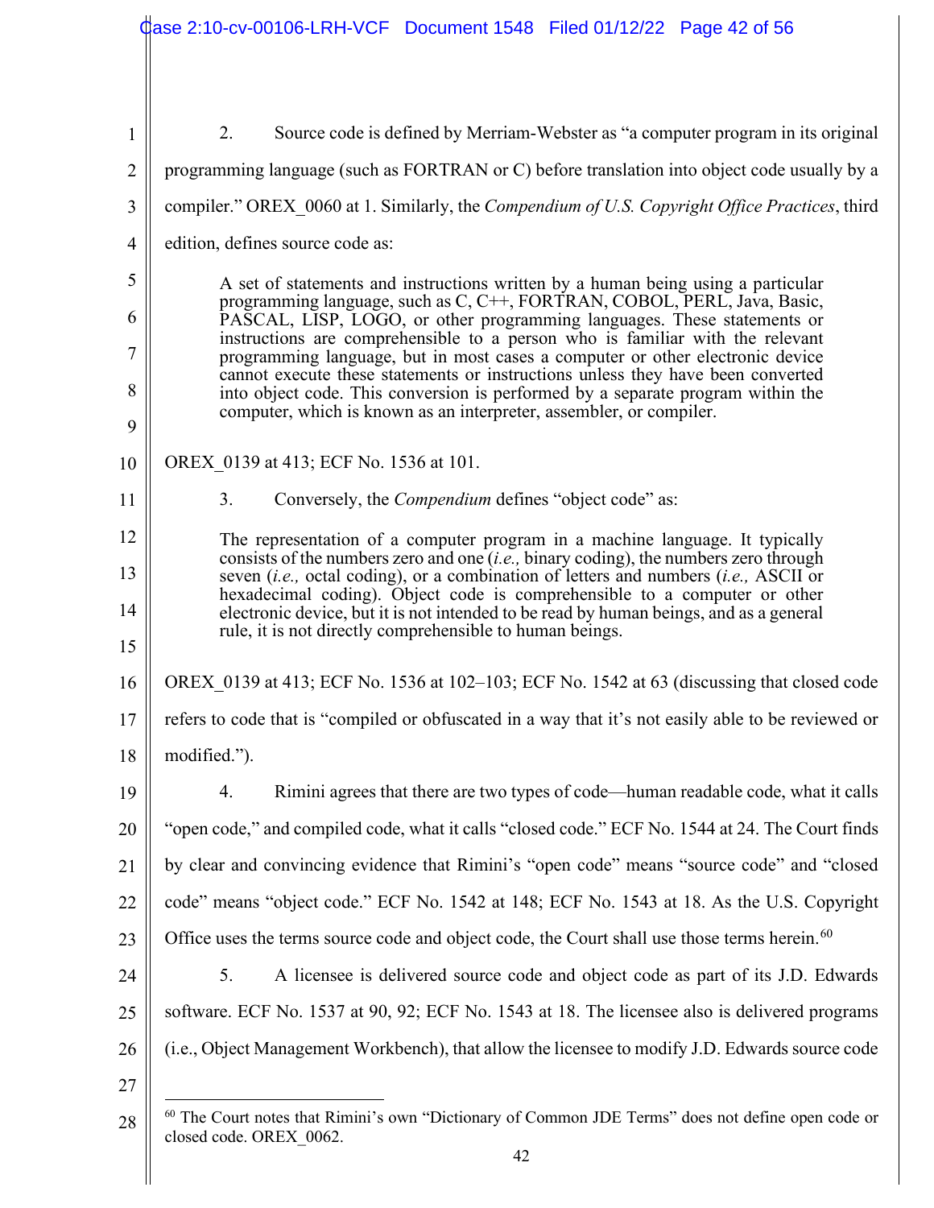2. Source code is defined by Merriam-Webster as "a computer program in its original programming language (such as FORTRAN or C) before translation into object code usually by a compiler." OREX_0060 at 1. Similarly, the *Compendium of U.S. Copyright Office Practices*, third edition, defines source code as:

> A set of statements and instructions written by a human being using a particular programming language, such as C, C++, FORTRAN, COBOL, PERL, Java, Basic, PASCAL, LISP, LOGO, or other programming languages. These statements or instructions are comprehensible to a person who is familiar with the relevant programming language, but in most cases a computer or other electronic device cannot execute these statements or instructions unless they have been converted into object code. This conversion is performed by a separate program within the computer, which is known as an interpreter, assembler, or compiler.

OREX_0139 at 413; ECF No. 1536 at 101.

3. Conversely, the *Compendium* defines "object code" as:

> The representation of a computer program in a machine language. It typically consists of the numbers zero and one (*i.e.,* binary coding), the numbers zero through seven (*i.e.,* octal coding), or a combination of letters and numbers (*i.e.,* ASCII or hexadecimal coding). Object code is comprehensible to a computer or other electronic device, but it is not intended to be read by human beings, and as a general rule, it is not directly comprehensible to human beings.

OREX_0139 at 413; ECF No. 1536 at 102–103; ECF No. 1542 at 63 (discussing that closed code refers to code that is "compiled or obfuscated in a way that it's not easily able to be reviewed or modified.").

4. Rimini agrees that there are two types of code—human readable code, what it calls "open code," and compiled code, what it calls "closed code." ECF No. 1544 at 24. The Court finds by clear and convincing evidence that Rimini's "open code" means "source code" and "closed code" means "object code." ECF No. 1542 at 148; ECF No. 1543 at 18. As the U.S. Copyright Office uses the terms source code and object code, the Court shall use those terms herein.[60]

5. A licensee is delivered source code and object code as part of its J.D. Edwards software. ECF No. 1537 at 90, 92; ECF No. 1543 at 18. The licensee also is delivered programs (i.e., Object Management Workbench), that allow the licensee to modify J.D. Edwards source code

[60] The Court notes that Rimini's own "Dictionary of Common JDE Terms" does not define open code or closed code. OREX_0062.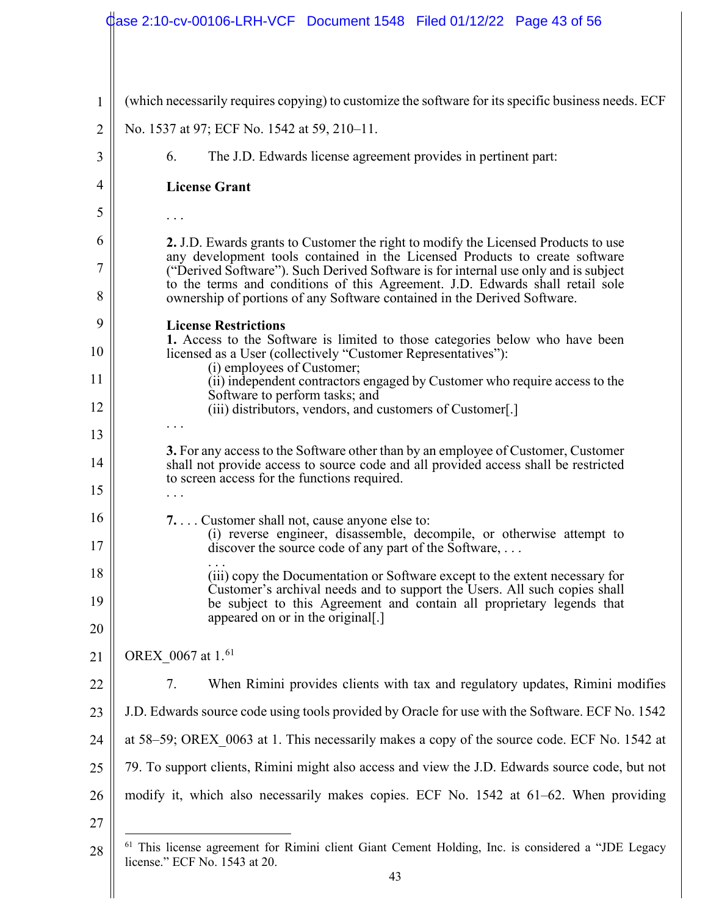(which necessarily requires copying) to customize the software for its specific business needs. ECF No. 1537 at 97; ECF No. 1542 at 59, 210–11.

6. The J.D. Edwards license agreement provides in pertinent part:

> **License Grant**
>
> . . .
>
> **2.** J.D. Ewards grants to Customer the right to modify the Licensed Products to use any development tools contained in the Licensed Products to create software ("Derived Software"). Such Derived Software is for internal use only and is subject to the terms and conditions of this Agreement. J.D. Edwards shall retail sole ownership of portions of any Software contained in the Derived Software.
>
> **License Restrictions**
>
> **1.** Access to the Software is limited to those categories below who have been licensed as a User (collectively "Customer Representatives"):
>
> (i) employees of Customer;
>
> (ii) independent contractors engaged by Customer who require access to the Software to perform tasks; and
>
> (iii) distributors, vendors, and customers of Customer[.]
>
> . . .
>
> **3.** For any access to the Software other than by an employee of Customer, Customer shall not provide access to source code and all provided access shall be restricted to screen access for the functions required.
>
> . . .
>
> **7.** . . . Customer shall not, cause anyone else to:
>
> (i) reverse engineer, disassemble, decompile, or otherwise attempt to discover the source code of any part of the Software, . . .
>
> . . .
>
> (iii) copy the Documentation or Software except to the extent necessary for Customer's archival needs and to support the Users. All such copies shall be subject to this Agreement and contain all proprietary legends that appeared on or in the original[.]

OREX_0067 at 1.[61]

7. When Rimini provides clients with tax and regulatory updates, Rimini modifies J.D. Edwards source code using tools provided by Oracle for use with the Software. ECF No. 1542 at 58–59; OREX_0063 at 1. This necessarily makes a copy of the source code. ECF No. 1542 at 79. To support clients, Rimini might also access and view the J.D. Edwards source code, but not modify it, which also necessarily makes copies. ECF No. 1542 at 61–62. When providing

[61] This license agreement for Rimini client Giant Cement Holding, Inc. is considered a "JDE Legacy license." ECF No. 1543 at 20.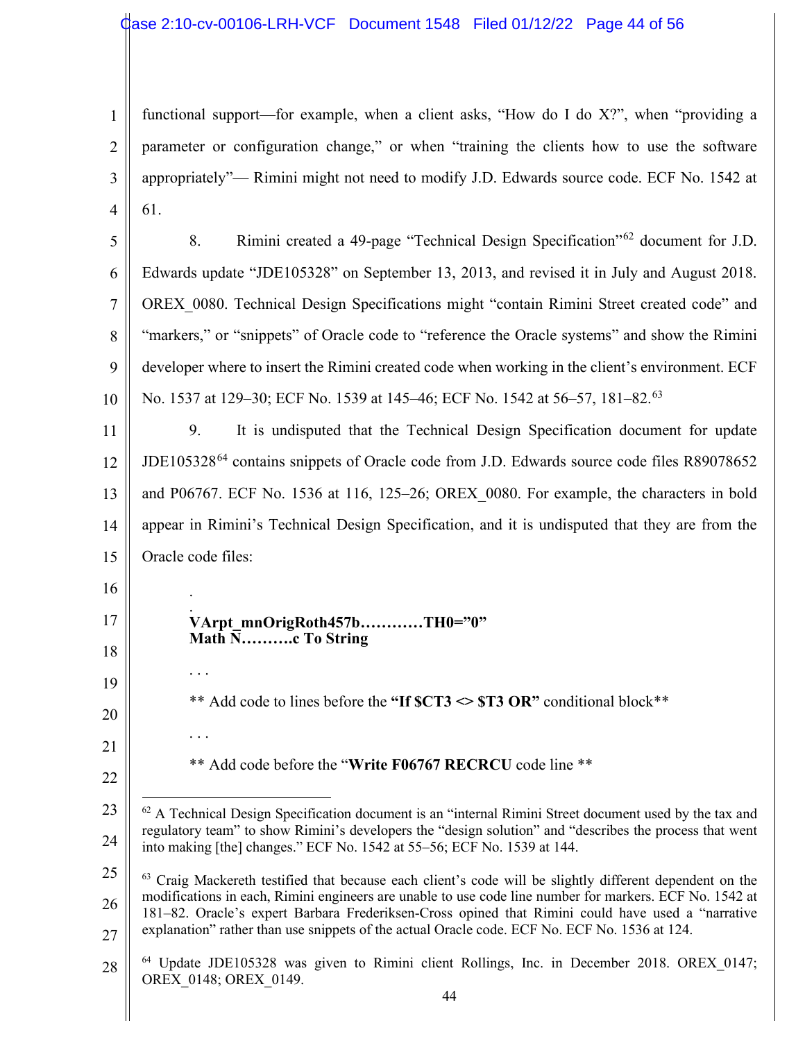functional support—for example, when a client asks, "How do I do X?", when "providing a parameter or configuration change," or when "training the clients how to use the software appropriately"— Rimini might not need to modify J.D. Edwards source code. ECF No. 1542 at 61.

8. Rimini created a 49-page "Technical Design Specification"[62] document for J.D. Edwards update "JDE105328" on September 13, 2013, and revised it in July and August 2018. OREX_0080. Technical Design Specifications might "contain Rimini Street created code" and "markers," or "snippets" of Oracle code to "reference the Oracle systems" and show the Rimini developer where to insert the Rimini created code when working in the client's environment. ECF No. 1537 at 129–30; ECF No. 1539 at 145–46; ECF No. 1542 at 56–57, 181–82.[63]

9. It is undisputed that the Technical Design Specification document for update JDE105328[64] contains snippets of Oracle code from J.D. Edwards source code files R89078652 and P06767. ECF No. 1536 at 116, 125–26; OREX_0080. For example, the characters in bold appear in Rimini's Technical Design Specification, and it is undisputed that they are from the Oracle code files:

> .
> .
> **VArpt_mnOrigRoth457b…………TH0="0"**
> **Math N……….c To String**
>
> . . .
>
> ** Add code to lines before the **"If $CT3 <> $T3 OR"** conditional block**
>
> . . .
>
> ** Add code before the "**Write F06767 RECRCU** code line **

---

[62] A Technical Design Specification document is an "internal Rimini Street document used by the tax and regulatory team" to show Rimini's developers the "design solution" and "describes the process that went into making [the] changes." ECF No. 1542 at 55–56; ECF No. 1539 at 144.

[63] Craig Mackereth testified that because each client's code will be slightly different dependent on the modifications in each, Rimini engineers are unable to use code line number for markers. ECF No. 1542 at 181–82. Oracle's expert Barbara Frederiksen-Cross opined that Rimini could have used a "narrative explanation" rather than use snippets of the actual Oracle code. ECF No. ECF No. 1536 at 124.

[64] Update JDE105328 was given to Rimini client Rollings, Inc. in December 2018. OREX_0147; OREX_0148; OREX_0149.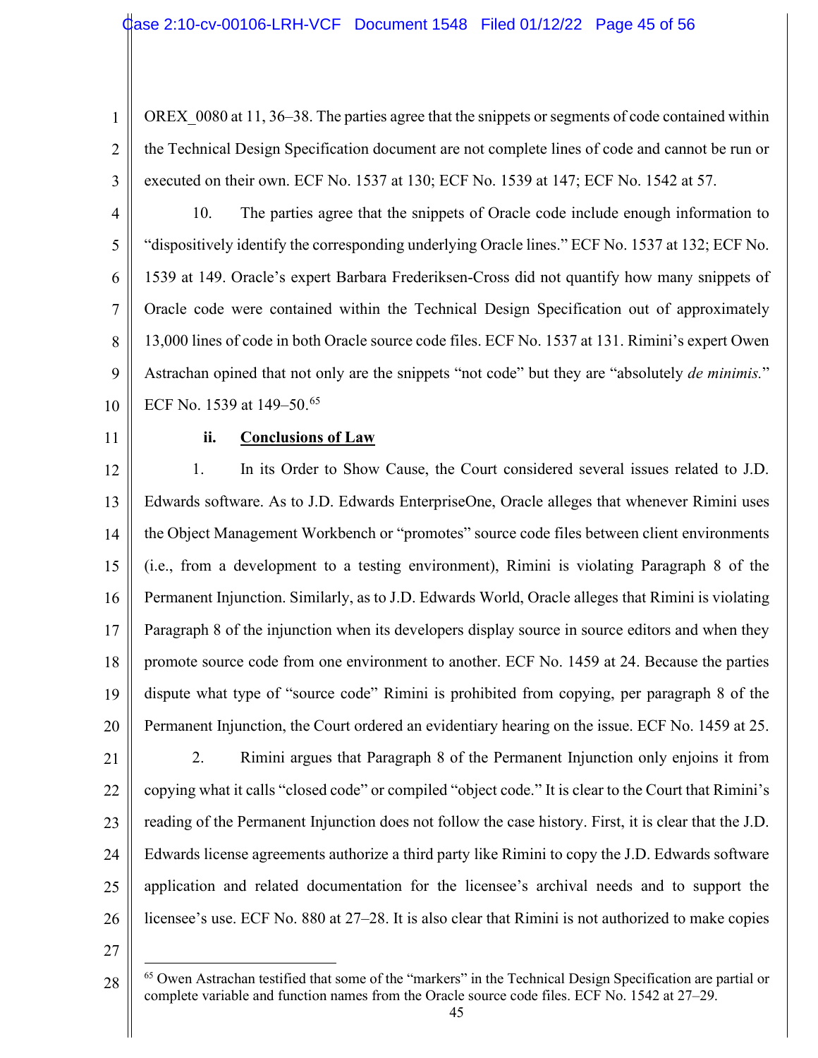OREX_0080 at 11, 36–38. The parties agree that the snippets or segments of code contained within the Technical Design Specification document are not complete lines of code and cannot be run or executed on their own. ECF No. 1537 at 130; ECF No. 1539 at 147; ECF No. 1542 at 57.

10. The parties agree that the snippets of Oracle code include enough information to "dispositively identify the corresponding underlying Oracle lines." ECF No. 1537 at 132; ECF No. 1539 at 149. Oracle's expert Barbara Frederiksen-Cross did not quantify how many snippets of Oracle code were contained within the Technical Design Specification out of approximately 13,000 lines of code in both Oracle source code files. ECF No. 1537 at 131. Rimini's expert Owen Astrachan opined that not only are the snippets "not code" but they are "absolutely *de minimis.*" ECF No. 1539 at 149–50.[65]

**ii. Conclusions of Law**

1. In its Order to Show Cause, the Court considered several issues related to J.D. Edwards software. As to J.D. Edwards EnterpriseOne, Oracle alleges that whenever Rimini uses the Object Management Workbench or "promotes" source code files between client environments (i.e., from a development to a testing environment), Rimini is violating Paragraph 8 of the Permanent Injunction. Similarly, as to J.D. Edwards World, Oracle alleges that Rimini is violating Paragraph 8 of the injunction when its developers display source in source editors and when they promote source code from one environment to another. ECF No. 1459 at 24. Because the parties dispute what type of "source code" Rimini is prohibited from copying, per paragraph 8 of the Permanent Injunction, the Court ordered an evidentiary hearing on the issue. ECF No. 1459 at 25.

2. Rimini argues that Paragraph 8 of the Permanent Injunction only enjoins it from copying what it calls "closed code" or compiled "object code." It is clear to the Court that Rimini's reading of the Permanent Injunction does not follow the case history. First, it is clear that the J.D. Edwards license agreements authorize a third party like Rimini to copy the J.D. Edwards software application and related documentation for the licensee's archival needs and to support the licensee's use. ECF No. 880 at 27–28. It is also clear that Rimini is not authorized to make copies

---

[65] Owen Astrachan testified that some of the "markers" in the Technical Design Specification are partial or complete variable and function names from the Oracle source code files. ECF No. 1542 at 27–29.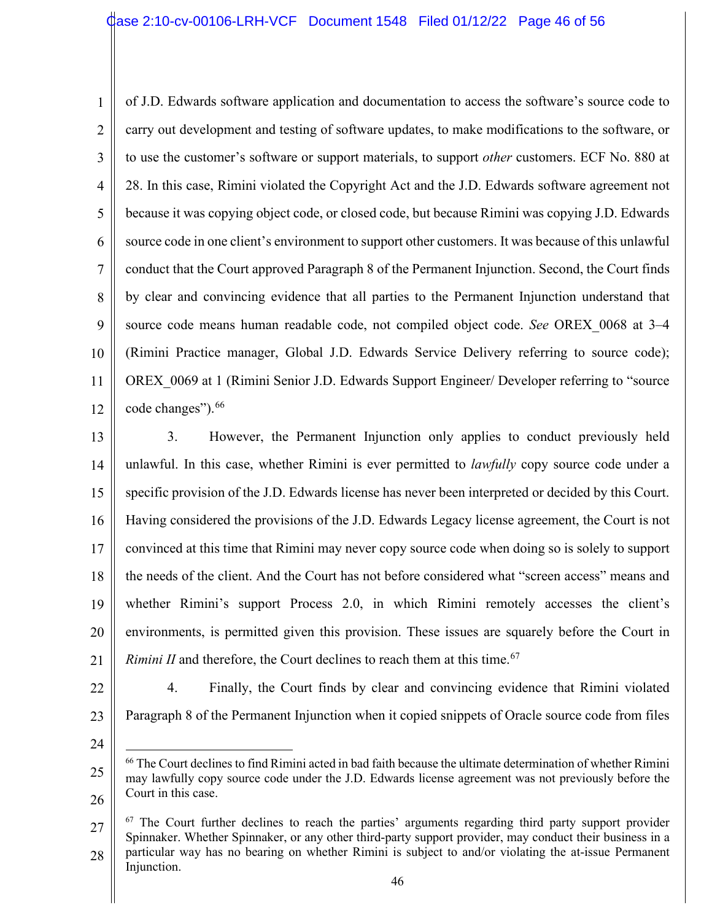of J.D. Edwards software application and documentation to access the software's source code to carry out development and testing of software updates, to make modifications to the software, or to use the customer's software or support materials, to support *other* customers. ECF No. 880 at 28. In this case, Rimini violated the Copyright Act and the J.D. Edwards software agreement not because it was copying object code, or closed code, but because Rimini was copying J.D. Edwards source code in one client's environment to support other customers. It was because of this unlawful conduct that the Court approved Paragraph 8 of the Permanent Injunction. Second, the Court finds by clear and convincing evidence that all parties to the Permanent Injunction understand that source code means human readable code, not compiled object code. *See* OREX_0068 at 3–4 (Rimini Practice manager, Global J.D. Edwards Service Delivery referring to source code); OREX_0069 at 1 (Rimini Senior J.D. Edwards Support Engineer/ Developer referring to "source code changes").[66]

3. However, the Permanent Injunction only applies to conduct previously held unlawful. In this case, whether Rimini is ever permitted to *lawfully* copy source code under a specific provision of the J.D. Edwards license has never been interpreted or decided by this Court. Having considered the provisions of the J.D. Edwards Legacy license agreement, the Court is not convinced at this time that Rimini may never copy source code when doing so is solely to support the needs of the client. And the Court has not before considered what "screen access" means and whether Rimini's support Process 2.0, in which Rimini remotely accesses the client's environments, is permitted given this provision. These issues are squarely before the Court in *Rimini II* and therefore, the Court declines to reach them at this time.[67]

4. Finally, the Court finds by clear and convincing evidence that Rimini violated Paragraph 8 of the Permanent Injunction when it copied snippets of Oracle source code from files

---

[66] The Court declines to find Rimini acted in bad faith because the ultimate determination of whether Rimini may lawfully copy source code under the J.D. Edwards license agreement was not previously before the Court in this case.

[67] The Court further declines to reach the parties' arguments regarding third party support provider Spinnaker. Whether Spinnaker, or any other third-party support provider, may conduct their business in a particular way has no bearing on whether Rimini is subject to and/or violating the at-issue Permanent Injunction.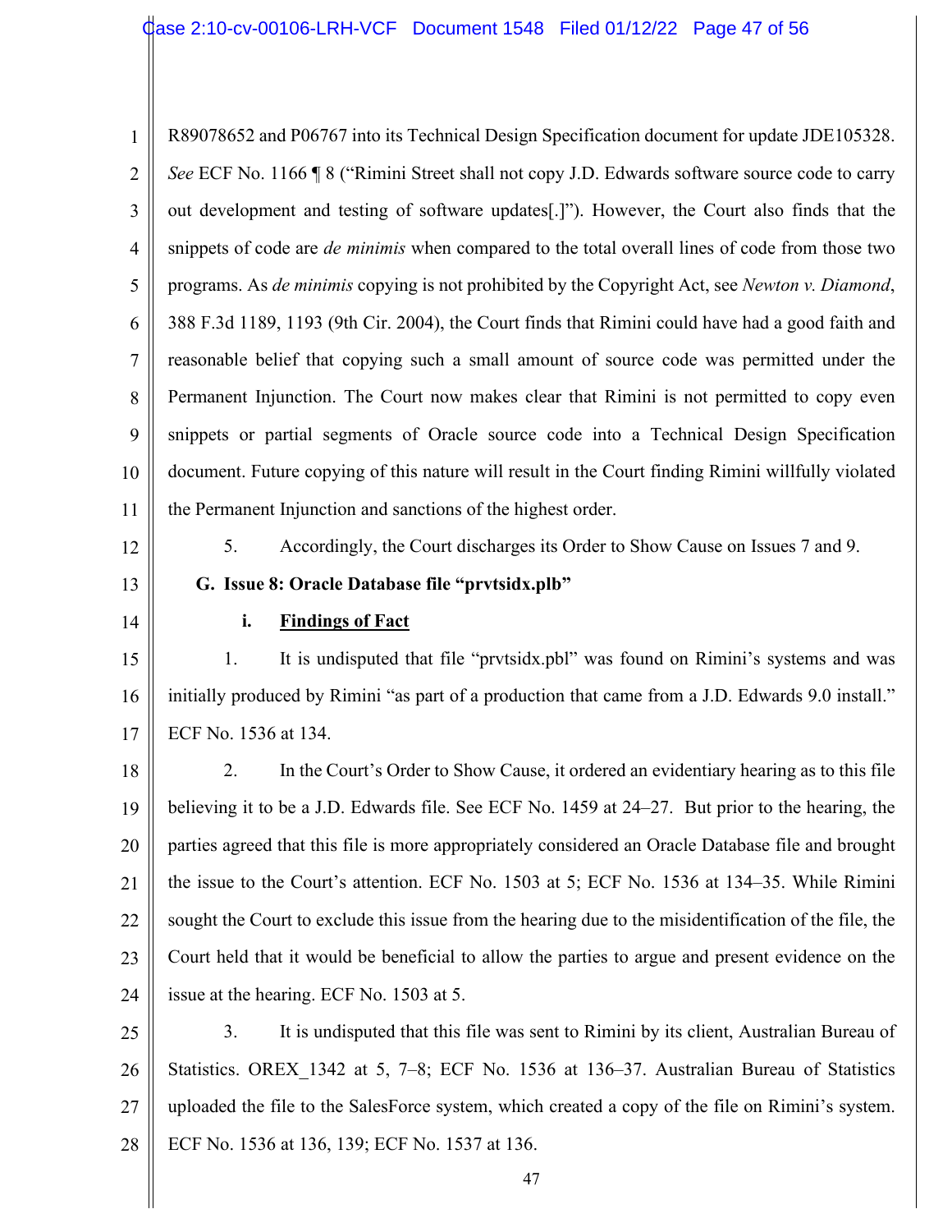R89078652 and P06767 into its Technical Design Specification document for update JDE105328. *See* ECF No. 1166 ¶ 8 ("Rimini Street shall not copy J.D. Edwards software source code to carry out development and testing of software updates[.]"). However, the Court also finds that the snippets of code are *de minimis* when compared to the total overall lines of code from those two programs. As *de minimis* copying is not prohibited by the Copyright Act, see *Newton v. Diamond*, 388 F.3d 1189, 1193 (9th Cir. 2004), the Court finds that Rimini could have had a good faith and reasonable belief that copying such a small amount of source code was permitted under the Permanent Injunction. The Court now makes clear that Rimini is not permitted to copy even snippets or partial segments of Oracle source code into a Technical Design Specification document. Future copying of this nature will result in the Court finding Rimini willfully violated the Permanent Injunction and sanctions of the highest order.

5. Accordingly, the Court discharges its Order to Show Cause on Issues 7 and 9.

### G. Issue 8: Oracle Database file "prvtsidx.plb"

#### i. Findings of Fact

1. It is undisputed that file "prvtsidx.pbl" was found on Rimini's systems and was initially produced by Rimini "as part of a production that came from a J.D. Edwards 9.0 install." ECF No. 1536 at 134.

2. In the Court's Order to Show Cause, it ordered an evidentiary hearing as to this file believing it to be a J.D. Edwards file. See ECF No. 1459 at 24–27. But prior to the hearing, the parties agreed that this file is more appropriately considered an Oracle Database file and brought the issue to the Court's attention. ECF No. 1503 at 5; ECF No. 1536 at 134–35. While Rimini sought the Court to exclude this issue from the hearing due to the misidentification of the file, the Court held that it would be beneficial to allow the parties to argue and present evidence on the issue at the hearing. ECF No. 1503 at 5.

3. It is undisputed that this file was sent to Rimini by its client, Australian Bureau of Statistics. OREX_1342 at 5, 7–8; ECF No. 1536 at 136–37. Australian Bureau of Statistics uploaded the file to the SalesForce system, which created a copy of the file on Rimini's system. ECF No. 1536 at 136, 139; ECF No. 1537 at 136.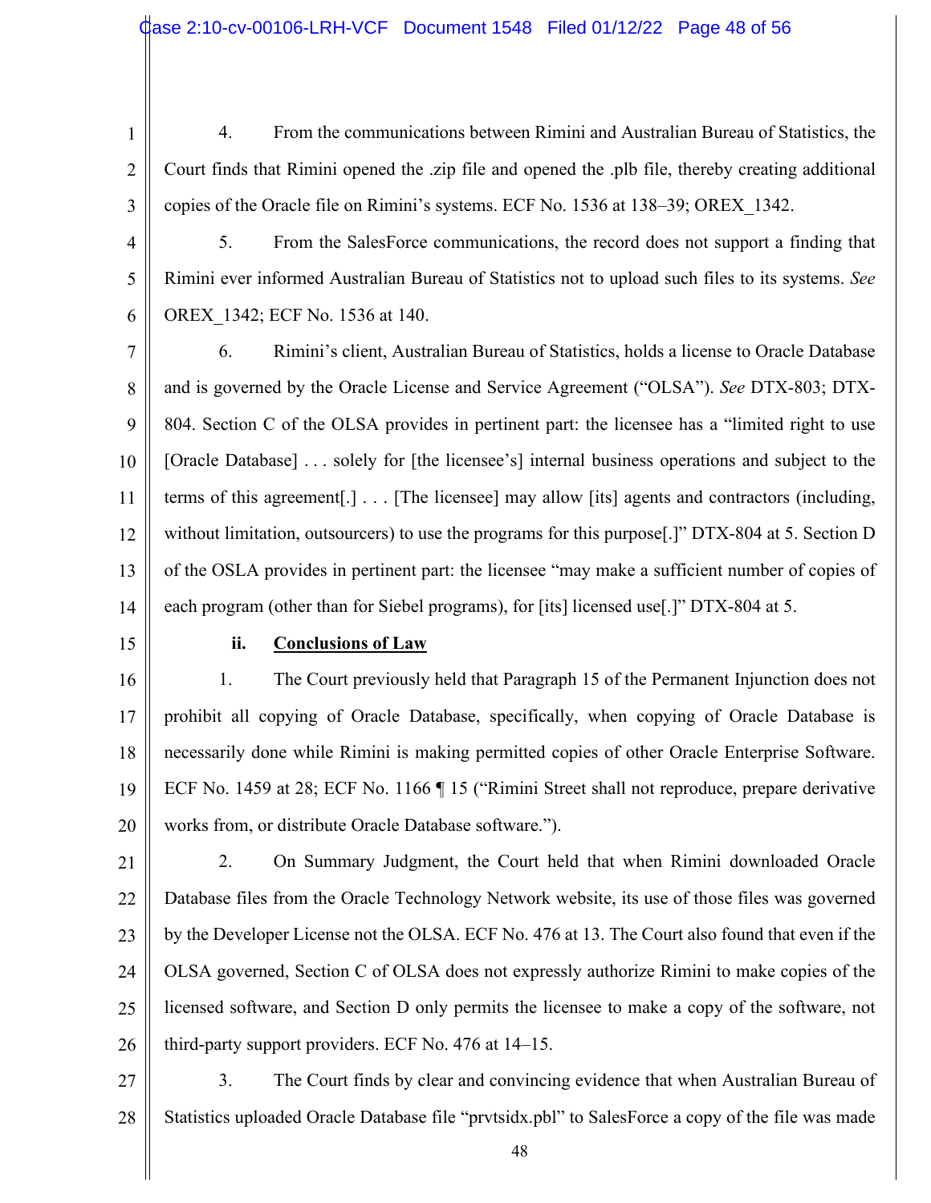4. From the communications between Rimini and Australian Bureau of Statistics, the Court finds that Rimini opened the .zip file and opened the .plb file, thereby creating additional copies of the Oracle file on Rimini's systems. ECF No. 1536 at 138–39; OREX_1342.

5. From the SalesForce communications, the record does not support a finding that Rimini ever informed Australian Bureau of Statistics not to upload such files to its systems. *See* OREX_1342; ECF No. 1536 at 140.

6. Rimini's client, Australian Bureau of Statistics, holds a license to Oracle Database and is governed by the Oracle License and Service Agreement ("OLSA"). *See* DTX-803; DTX-804. Section C of the OLSA provides in pertinent part: the licensee has a "limited right to use [Oracle Database] . . . solely for [the licensee's] internal business operations and subject to the terms of this agreement[.] . . . [The licensee] may allow [its] agents and contractors (including, without limitation, outsourcers) to use the programs for this purpose[.]" DTX-804 at 5. Section D of the OSLA provides in pertinent part: the licensee "may make a sufficient number of copies of each program (other than for Siebel programs), for [its] licensed use[.]" DTX-804 at 5.

**ii. <u>Conclusions of Law</u>**

1. The Court previously held that Paragraph 15 of the Permanent Injunction does not prohibit all copying of Oracle Database, specifically, when copying of Oracle Database is necessarily done while Rimini is making permitted copies of other Oracle Enterprise Software. ECF No. 1459 at 28; ECF No. 1166 ¶ 15 ("Rimini Street shall not reproduce, prepare derivative works from, or distribute Oracle Database software.").

2. On Summary Judgment, the Court held that when Rimini downloaded Oracle Database files from the Oracle Technology Network website, its use of those files was governed by the Developer License not the OLSA. ECF No. 476 at 13. The Court also found that even if the OLSA governed, Section C of OLSA does not expressly authorize Rimini to make copies of the licensed software, and Section D only permits the licensee to make a copy of the software, not third-party support providers. ECF No. 476 at 14–15.

3. The Court finds by clear and convincing evidence that when Australian Bureau of Statistics uploaded Oracle Database file "prvtsidx.pbl" to SalesForce a copy of the file was made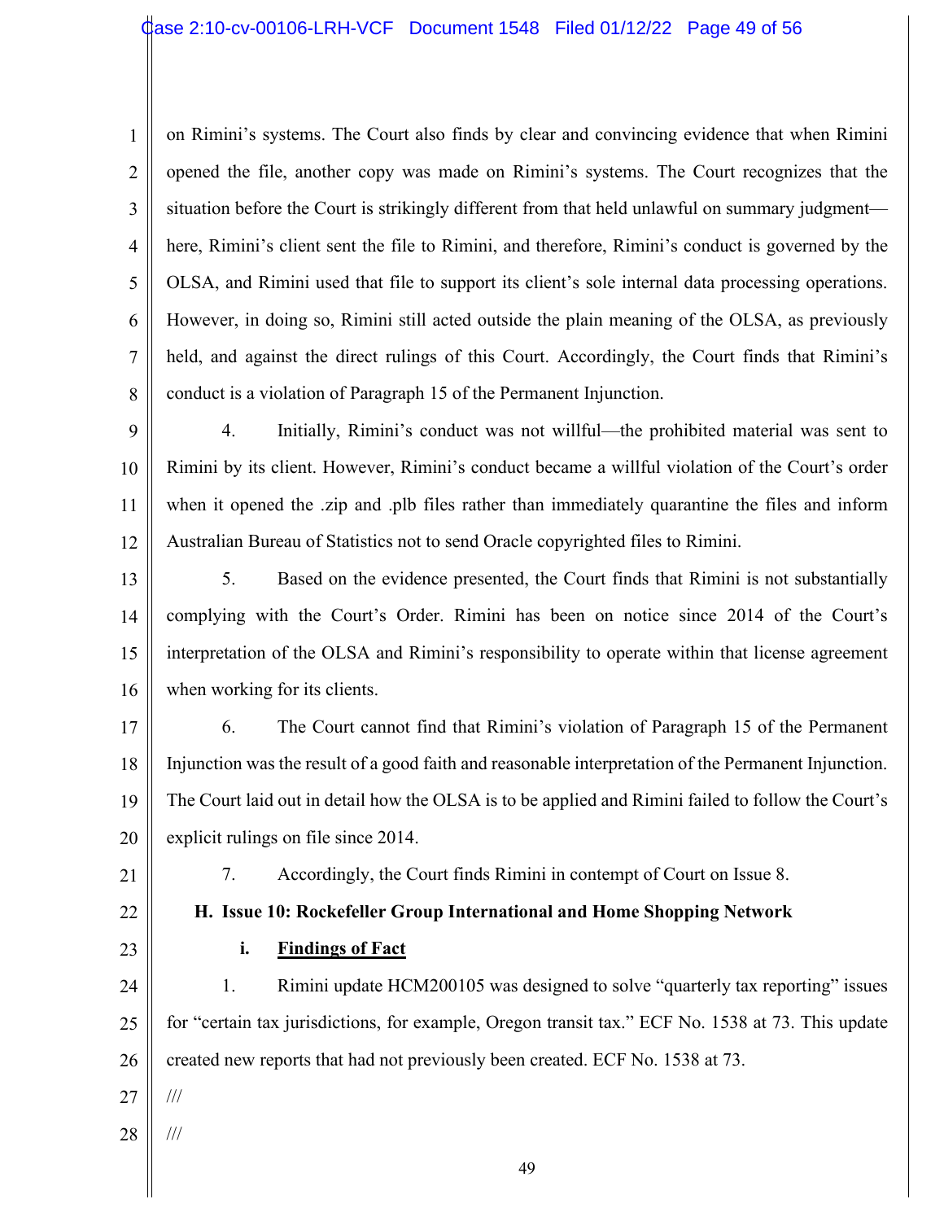on Rimini's systems. The Court also finds by clear and convincing evidence that when Rimini opened the file, another copy was made on Rimini's systems. The Court recognizes that the situation before the Court is strikingly different from that held unlawful on summary judgment—here, Rimini's client sent the file to Rimini, and therefore, Rimini's conduct is governed by the OLSA, and Rimini used that file to support its client's sole internal data processing operations. However, in doing so, Rimini still acted outside the plain meaning of the OLSA, as previously held, and against the direct rulings of this Court. Accordingly, the Court finds that Rimini's conduct is a violation of Paragraph 15 of the Permanent Injunction.

4. Initially, Rimini's conduct was not willful—the prohibited material was sent to Rimini by its client. However, Rimini's conduct became a willful violation of the Court's order when it opened the .zip and .plb files rather than immediately quarantine the files and inform Australian Bureau of Statistics not to send Oracle copyrighted files to Rimini.

5. Based on the evidence presented, the Court finds that Rimini is not substantially complying with the Court's Order. Rimini has been on notice since 2014 of the Court's interpretation of the OLSA and Rimini's responsibility to operate within that license agreement when working for its clients.

6. The Court cannot find that Rimini's violation of Paragraph 15 of the Permanent Injunction was the result of a good faith and reasonable interpretation of the Permanent Injunction. The Court laid out in detail how the OLSA is to be applied and Rimini failed to follow the Court's explicit rulings on file since 2014.

7. Accordingly, the Court finds Rimini in contempt of Court on Issue 8.

### H. Issue 10: Rockefeller Group International and Home Shopping Network

#### i. Findings of Fact

1. Rimini update HCM200105 was designed to solve "quarterly tax reporting" issues for "certain tax jurisdictions, for example, Oregon transit tax." ECF No. 1538 at 73. This update created new reports that had not previously been created. ECF No. 1538 at 73.

///

///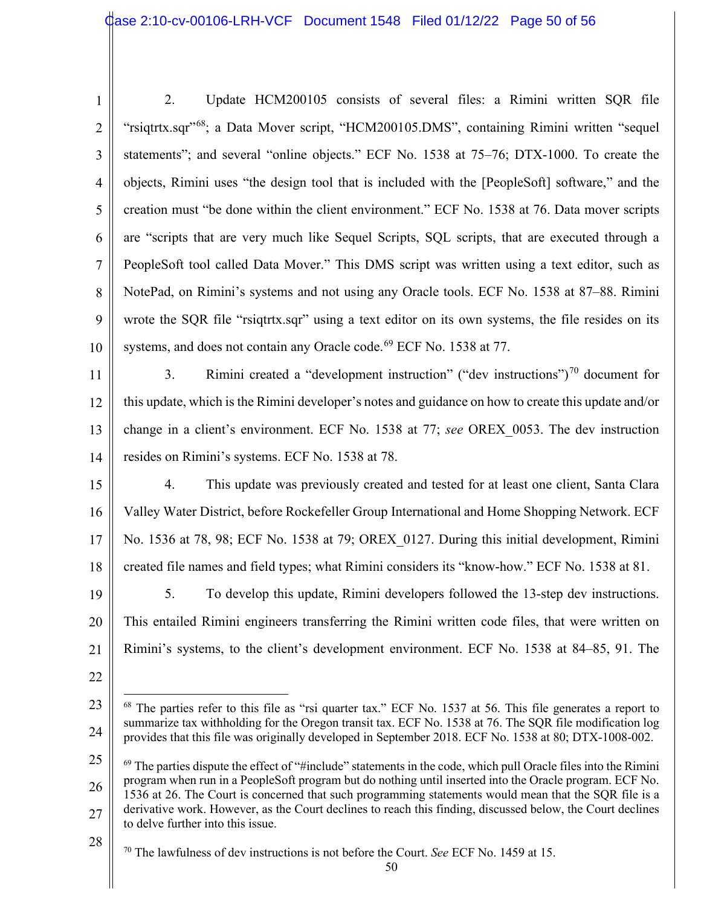2. Update HCM200105 consists of several files: a Rimini written SQR file "rsiqtrtx.sqr"[68]; a Data Mover script, "HCM200105.DMS", containing Rimini written "sequel statements"; and several "online objects." ECF No. 1538 at 75–76; DTX-1000. To create the objects, Rimini uses "the design tool that is included with the [PeopleSoft] software," and the creation must "be done within the client environment." ECF No. 1538 at 76. Data mover scripts are "scripts that are very much like Sequel Scripts, SQL scripts, that are executed through a PeopleSoft tool called Data Mover." This DMS script was written using a text editor, such as NotePad, on Rimini's systems and not using any Oracle tools. ECF No. 1538 at 87–88. Rimini wrote the SQR file "rsiqtrtx.sqr" using a text editor on its own systems, the file resides on its systems, and does not contain any Oracle code.[69] ECF No. 1538 at 77.

3. Rimini created a "development instruction" ("dev instructions")[70] document for this update, which is the Rimini developer's notes and guidance on how to create this update and/or change in a client's environment. ECF No. 1538 at 77; *see* OREX_0053. The dev instruction resides on Rimini's systems. ECF No. 1538 at 78.

4. This update was previously created and tested for at least one client, Santa Clara Valley Water District, before Rockefeller Group International and Home Shopping Network. ECF No. 1536 at 78, 98; ECF No. 1538 at 79; OREX_0127. During this initial development, Rimini created file names and field types; what Rimini considers its "know-how." ECF No. 1538 at 81.

5. To develop this update, Rimini developers followed the 13-step dev instructions. This entailed Rimini engineers transferring the Rimini written code files, that were written on Rimini's systems, to the client's development environment. ECF No. 1538 at 84–85, 91. The

---

[68] The parties refer to this file as "rsi quarter tax." ECF No. 1537 at 56. This file generates a report to summarize tax withholding for the Oregon transit tax. ECF No. 1538 at 76. The SQR file modification log provides that this file was originally developed in September 2018. ECF No. 1538 at 80; DTX-1008-002.

[69] The parties dispute the effect of "#include" statements in the code, which pull Oracle files into the Rimini program when run in a PeopleSoft program but do nothing until inserted into the Oracle program. ECF No. 1536 at 26. The Court is concerned that such programming statements would mean that the SQR file is a derivative work. However, as the Court declines to reach this finding, discussed below, the Court declines to delve further into this issue.

[70] The lawfulness of dev instructions is not before the Court. *See* ECF No. 1459 at 15.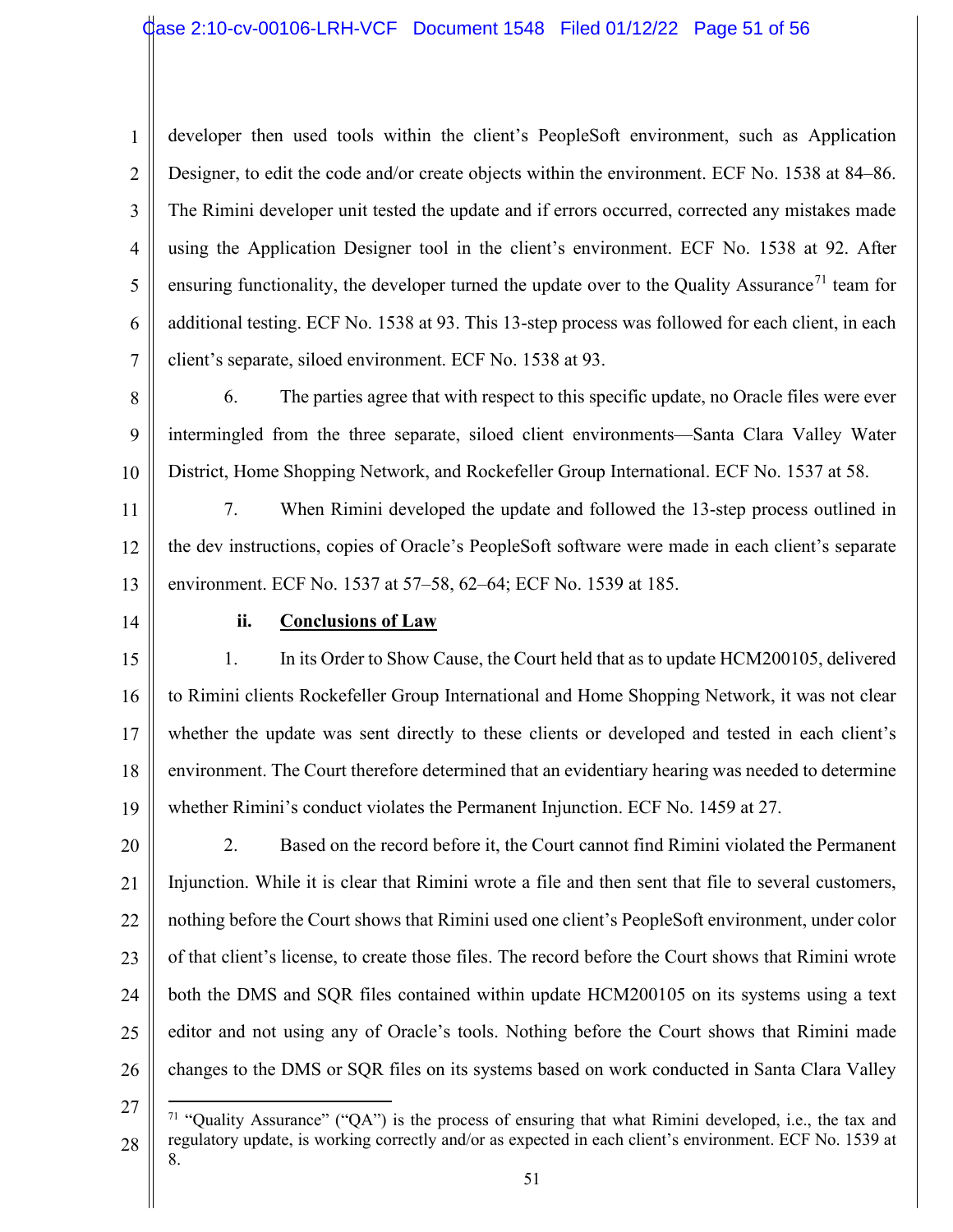developer then used tools within the client's PeopleSoft environment, such as Application Designer, to edit the code and/or create objects within the environment. ECF No. 1538 at 84–86. The Rimini developer unit tested the update and if errors occurred, corrected any mistakes made using the Application Designer tool in the client's environment. ECF No. 1538 at 92. After ensuring functionality, the developer turned the update over to the Quality Assurance[71] team for additional testing. ECF No. 1538 at 93. This 13-step process was followed for each client, in each client's separate, siloed environment. ECF No. 1538 at 93.

6. The parties agree that with respect to this specific update, no Oracle files were ever intermingled from the three separate, siloed client environments—Santa Clara Valley Water District, Home Shopping Network, and Rockefeller Group International. ECF No. 1537 at 58.

7. When Rimini developed the update and followed the 13-step process outlined in the dev instructions, copies of Oracle's PeopleSoft software were made in each client's separate environment. ECF No. 1537 at 57–58, 62–64; ECF No. 1539 at 185.

**ii. Conclusions of Law**

1. In its Order to Show Cause, the Court held that as to update HCM200105, delivered to Rimini clients Rockefeller Group International and Home Shopping Network, it was not clear whether the update was sent directly to these clients or developed and tested in each client's environment. The Court therefore determined that an evidentiary hearing was needed to determine whether Rimini's conduct violates the Permanent Injunction. ECF No. 1459 at 27.

2. Based on the record before it, the Court cannot find Rimini violated the Permanent Injunction. While it is clear that Rimini wrote a file and then sent that file to several customers, nothing before the Court shows that Rimini used one client's PeopleSoft environment, under color of that client's license, to create those files. The record before the Court shows that Rimini wrote both the DMS and SQR files contained within update HCM200105 on its systems using a text editor and not using any of Oracle's tools. Nothing before the Court shows that Rimini made changes to the DMS or SQR files on its systems based on work conducted in Santa Clara Valley

[71] "Quality Assurance" ("QA") is the process of ensuring that what Rimini developed, i.e., the tax and regulatory update, is working correctly and/or as expected in each client's environment. ECF No. 1539 at 8.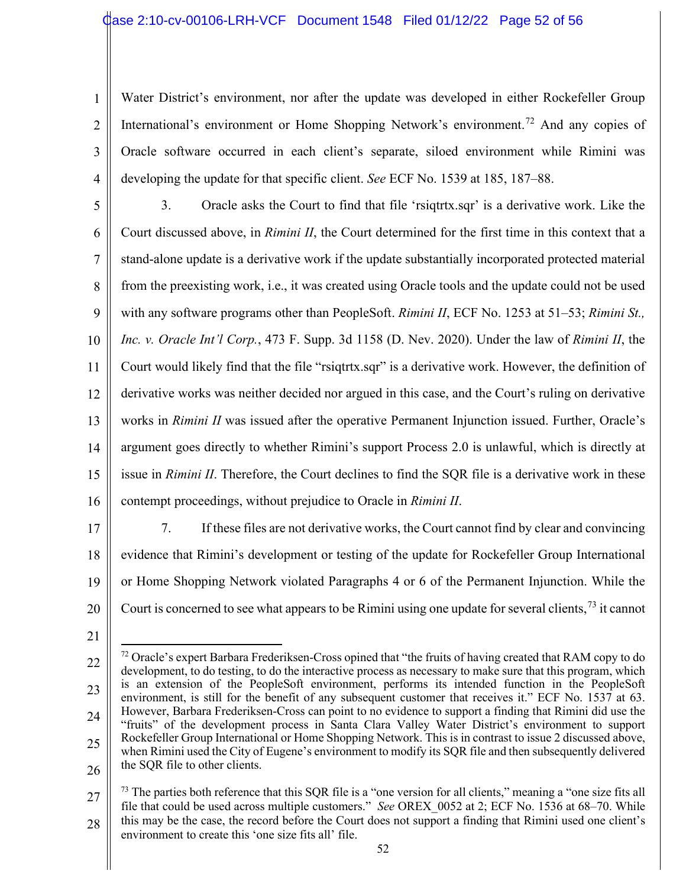Water District's environment, nor after the update was developed in either Rockefeller Group International's environment or Home Shopping Network's environment.[72] And any copies of Oracle software occurred in each client's separate, siloed environment while Rimini was developing the update for that specific client. *See* ECF No. 1539 at 185, 187–88.

3. Oracle asks the Court to find that file 'rsiqtrtx.sqr' is a derivative work. Like the Court discussed above, in *Rimini II*, the Court determined for the first time in this context that a stand-alone update is a derivative work if the update substantially incorporated protected material from the preexisting work, i.e., it was created using Oracle tools and the update could not be used with any software programs other than PeopleSoft. *Rimini II*, ECF No. 1253 at 51–53; *Rimini St., Inc. v. Oracle Int'l Corp.*, 473 F. Supp. 3d 1158 (D. Nev. 2020). Under the law of *Rimini II*, the Court would likely find that the file "rsiqtrtx.sqr" is a derivative work. However, the definition of derivative works was neither decided nor argued in this case, and the Court's ruling on derivative works in *Rimini II* was issued after the operative Permanent Injunction issued. Further, Oracle's argument goes directly to whether Rimini's support Process 2.0 is unlawful, which is directly at issue in *Rimini II*. Therefore, the Court declines to find the SQR file is a derivative work in these contempt proceedings, without prejudice to Oracle in *Rimini II*.

7. If these files are not derivative works, the Court cannot find by clear and convincing evidence that Rimini's development or testing of the update for Rockefeller Group International or Home Shopping Network violated Paragraphs 4 or 6 of the Permanent Injunction. While the Court is concerned to see what appears to be Rimini using one update for several clients,[73] it cannot

---

[72] Oracle's expert Barbara Frederiksen-Cross opined that "the fruits of having created that RAM copy to do development, to do testing, to do the interactive process as necessary to make sure that this program, which is an extension of the PeopleSoft environment, performs its intended function in the PeopleSoft environment, is still for the benefit of any subsequent customer that receives it." ECF No. 1537 at 63. However, Barbara Frederiksen-Cross can point to no evidence to support a finding that Rimini did use the "fruits" of the development process in Santa Clara Valley Water District's environment to support Rockefeller Group International or Home Shopping Network. This is in contrast to issue 2 discussed above, when Rimini used the City of Eugene's environment to modify its SQR file and then subsequently delivered the SQR file to other clients.

[73] The parties both reference that this SQR file is a "one version for all clients," meaning a "one size fits all file that could be used across multiple customers." *See* OREX_0052 at 2; ECF No. 1536 at 68–70. While this may be the case, the record before the Court does not support a finding that Rimini used one client's environment to create this 'one size fits all' file.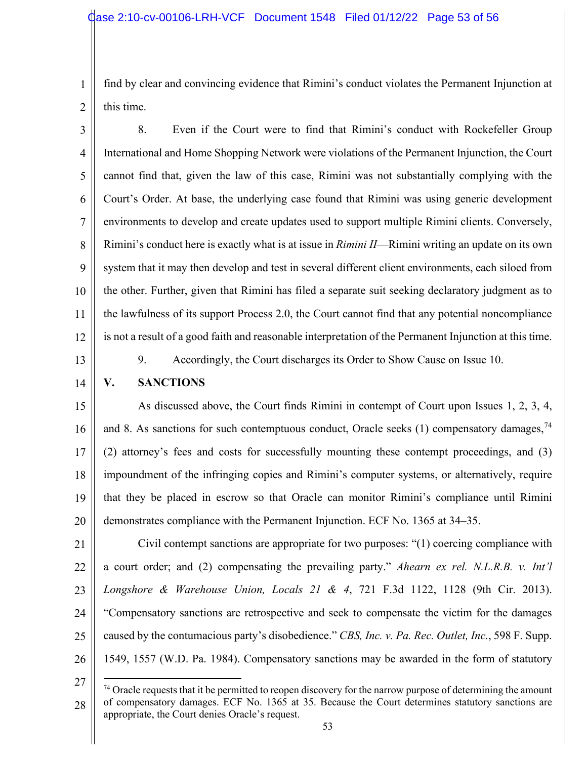find by clear and convincing evidence that Rimini's conduct violates the Permanent Injunction at this time.

8. Even if the Court were to find that Rimini's conduct with Rockefeller Group International and Home Shopping Network were violations of the Permanent Injunction, the Court cannot find that, given the law of this case, Rimini was not substantially complying with the Court's Order. At base, the underlying case found that Rimini was using generic development environments to develop and create updates used to support multiple Rimini clients. Conversely, Rimini's conduct here is exactly what is at issue in *Rimini II*—Rimini writing an update on its own system that it may then develop and test in several different client environments, each siloed from the other. Further, given that Rimini has filed a separate suit seeking declaratory judgment as to the lawfulness of its support Process 2.0, the Court cannot find that any potential noncompliance is not a result of a good faith and reasonable interpretation of the Permanent Injunction at this time.

9. Accordingly, the Court discharges its Order to Show Cause on Issue 10.

## V. SANCTIONS

As discussed above, the Court finds Rimini in contempt of Court upon Issues 1, 2, 3, 4, and 8. As sanctions for such contemptuous conduct, Oracle seeks (1) compensatory damages,[74] (2) attorney's fees and costs for successfully mounting these contempt proceedings, and (3) impoundment of the infringing copies and Rimini's computer systems, or alternatively, require that they be placed in escrow so that Oracle can monitor Rimini's compliance until Rimini demonstrates compliance with the Permanent Injunction. ECF No. 1365 at 34–35.

Civil contempt sanctions are appropriate for two purposes: "(1) coercing compliance with a court order; and (2) compensating the prevailing party." *Ahearn ex rel. N.L.R.B. v. Int'l Longshore & Warehouse Union, Locals 21 & 4*, 721 F.3d 1122, 1128 (9th Cir. 2013). "Compensatory sanctions are retrospective and seek to compensate the victim for the damages caused by the contumacious party's disobedience." *CBS, Inc. v. Pa. Rec. Outlet, Inc.*, 598 F. Supp. 1549, 1557 (W.D. Pa. 1984). Compensatory sanctions may be awarded in the form of statutory

---

[74] Oracle requests that it be permitted to reopen discovery for the narrow purpose of determining the amount of compensatory damages. ECF No. 1365 at 35. Because the Court determines statutory sanctions are appropriate, the Court denies Oracle's request.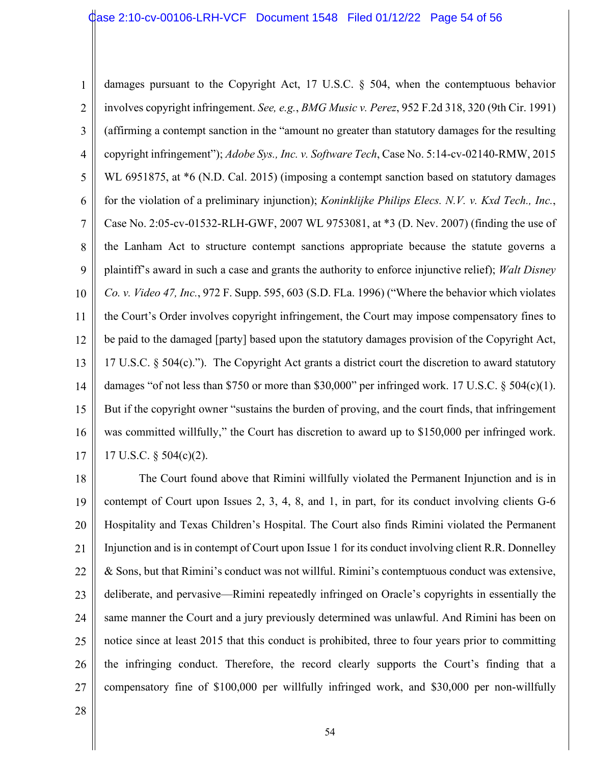damages pursuant to the Copyright Act, 17 U.S.C. § 504, when the contemptuous behavior involves copyright infringement. *See, e.g.*, *BMG Music v. Perez*, 952 F.2d 318, 320 (9th Cir. 1991) (affirming a contempt sanction in the "amount no greater than statutory damages for the resulting copyright infringement"); *Adobe Sys., Inc. v. Software Tech*, Case No. 5:14-cv-02140-RMW, 2015 WL 6951875, at *6 (N.D. Cal. 2015) (imposing a contempt sanction based on statutory damages for the violation of a preliminary injunction); *Koninklijke Philips Elecs. N.V. v. Kxd Tech., Inc.*, Case No. 2:05-cv-01532-RLH-GWF, 2007 WL 9753081, at *3 (D. Nev. 2007) (finding the use of the Lanham Act to structure contempt sanctions appropriate because the statute governs a plaintiff's award in such a case and grants the authority to enforce injunctive relief); *Walt Disney Co. v. Video 47, Inc.*, 972 F. Supp. 595, 603 (S.D. FLa. 1996) ("Where the behavior which violates the Court's Order involves copyright infringement, the Court may impose compensatory fines to be paid to the damaged [party] based upon the statutory damages provision of the Copyright Act, 17 U.S.C. § 504(c)."). The Copyright Act grants a district court the discretion to award statutory damages "of not less than $750 or more than $30,000" per infringed work. 17 U.S.C. § 504(c)(1). But if the copyright owner "sustains the burden of proving, and the court finds, that infringement was committed willfully," the Court has discretion to award up to $150,000 per infringed work. 17 U.S.C. § 504(c)(2).

The Court found above that Rimini willfully violated the Permanent Injunction and is in contempt of Court upon Issues 2, 3, 4, 8, and 1, in part, for its conduct involving clients G-6 Hospitality and Texas Children's Hospital. The Court also finds Rimini violated the Permanent Injunction and is in contempt of Court upon Issue 1 for its conduct involving client R.R. Donnelley & Sons, but that Rimini's conduct was not willful. Rimini's contemptuous conduct was extensive, deliberate, and pervasive—Rimini repeatedly infringed on Oracle's copyrights in essentially the same manner the Court and a jury previously determined was unlawful. And Rimini has been on notice since at least 2015 that this conduct is prohibited, three to four years prior to committing the infringing conduct. Therefore, the record clearly supports the Court's finding that a compensatory fine of $100,000 per willfully infringed work, and $30,000 per non-willfully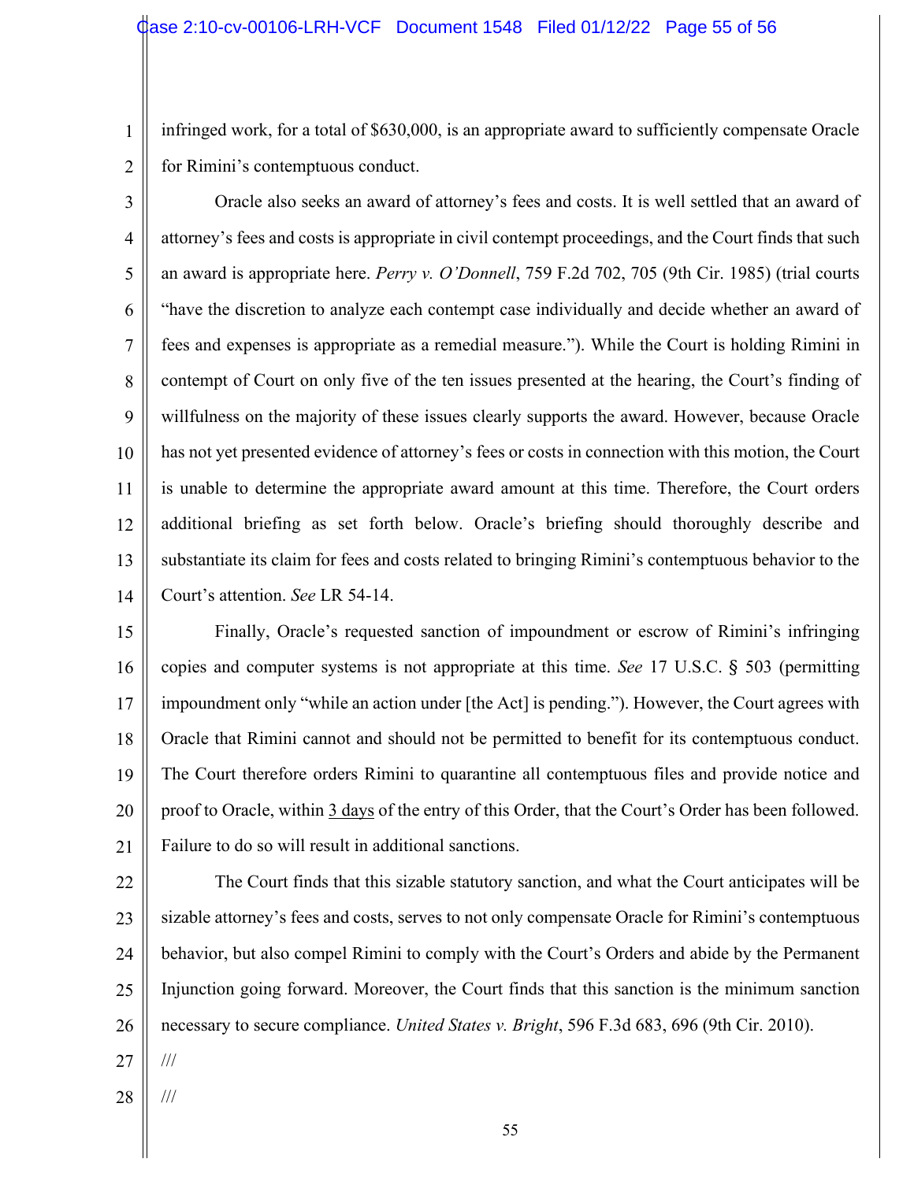infringed work, for a total of $630,000, is an appropriate award to sufficiently compensate Oracle for Rimini's contemptuous conduct.

Oracle also seeks an award of attorney's fees and costs. It is well settled that an award of attorney's fees and costs is appropriate in civil contempt proceedings, and the Court finds that such an award is appropriate here. *Perry v. O'Donnell*, 759 F.2d 702, 705 (9th Cir. 1985) (trial courts "have the discretion to analyze each contempt case individually and decide whether an award of fees and expenses is appropriate as a remedial measure."). While the Court is holding Rimini in contempt of Court on only five of the ten issues presented at the hearing, the Court's finding of willfulness on the majority of these issues clearly supports the award. However, because Oracle has not yet presented evidence of attorney's fees or costs in connection with this motion, the Court is unable to determine the appropriate award amount at this time. Therefore, the Court orders additional briefing as set forth below. Oracle's briefing should thoroughly describe and substantiate its claim for fees and costs related to bringing Rimini's contemptuous behavior to the Court's attention. *See* LR 54-14.

Finally, Oracle's requested sanction of impoundment or escrow of Rimini's infringing copies and computer systems is not appropriate at this time. *See* 17 U.S.C. § 503 (permitting impoundment only "while an action under [the Act] is pending."). However, the Court agrees with Oracle that Rimini cannot and should not be permitted to benefit for its contemptuous conduct. The Court therefore orders Rimini to quarantine all contemptuous files and provide notice and proof to Oracle, within <u>3 days</u> of the entry of this Order, that the Court's Order has been followed. Failure to do so will result in additional sanctions.

The Court finds that this sizable statutory sanction, and what the Court anticipates will be sizable attorney's fees and costs, serves to not only compensate Oracle for Rimini's contemptuous behavior, but also compel Rimini to comply with the Court's Orders and abide by the Permanent Injunction going forward. Moreover, the Court finds that this sanction is the minimum sanction necessary to secure compliance. *United States v. Bright*, 596 F.3d 683, 696 (9th Cir. 2010).

///

///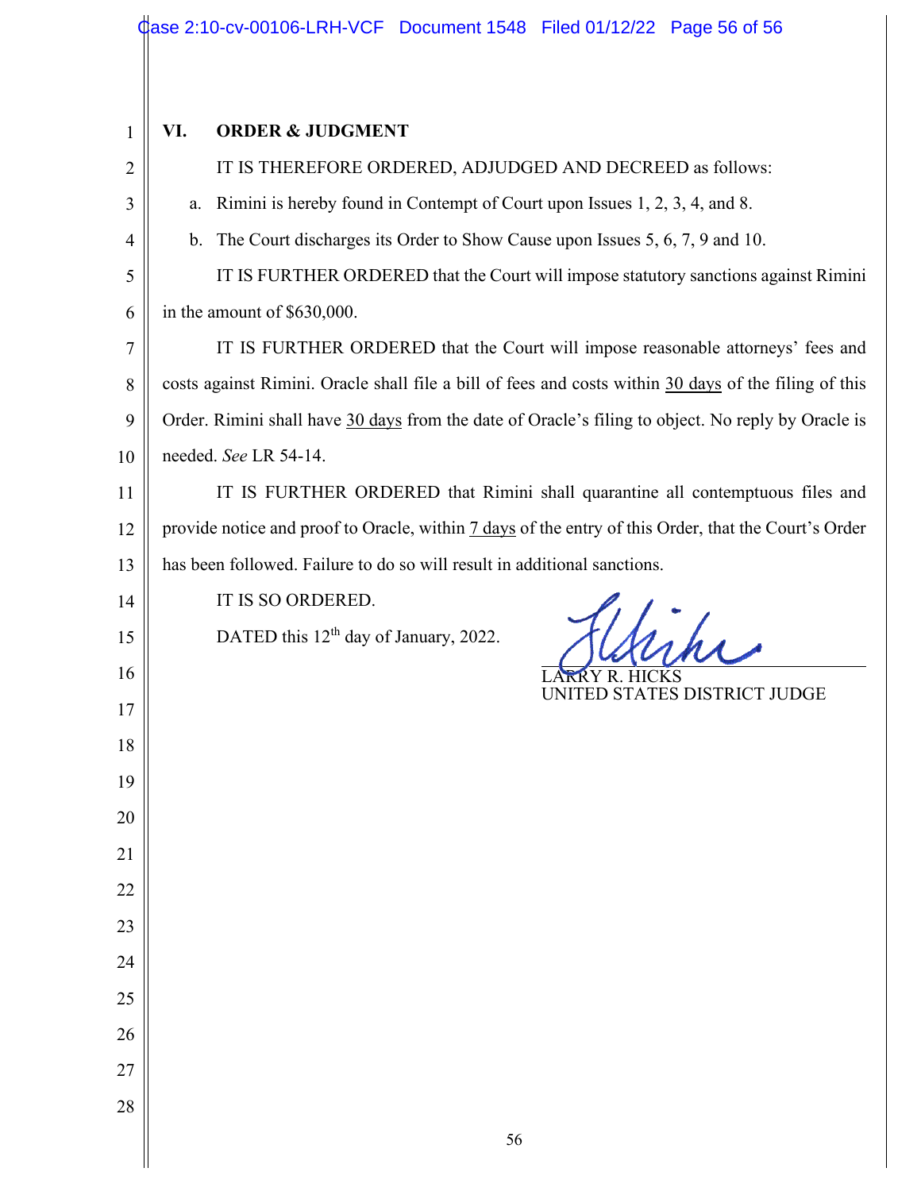## VI. ORDER & JUDGMENT

IT IS THEREFORE ORDERED, ADJUDGED AND DECREED as follows:

a. Rimini is hereby found in Contempt of Court upon Issues 1, 2, 3, 4, and 8.

b. The Court discharges its Order to Show Cause upon Issues 5, 6, 7, 9 and 10.

IT IS FURTHER ORDERED that the Court will impose statutory sanctions against Rimini in the amount of $630,000.

IT IS FURTHER ORDERED that the Court will impose reasonable attorneys' fees and costs against Rimini. Oracle shall file a bill of fees and costs within 30 days of the filing of this Order. Rimini shall have 30 days from the date of Oracle's filing to object. No reply by Oracle is needed. *See* LR 54-14.

IT IS FURTHER ORDERED that Rimini shall quarantine all contemptuous files and provide notice and proof to Oracle, within 7 days of the entry of this Order, that the Court's Order has been followed. Failure to do so will result in additional sanctions.

IT IS SO ORDERED.

DATED this 12th day of January, 2022.

LARRY R. HICKS
UNITED STATES DISTRICT JUDGE